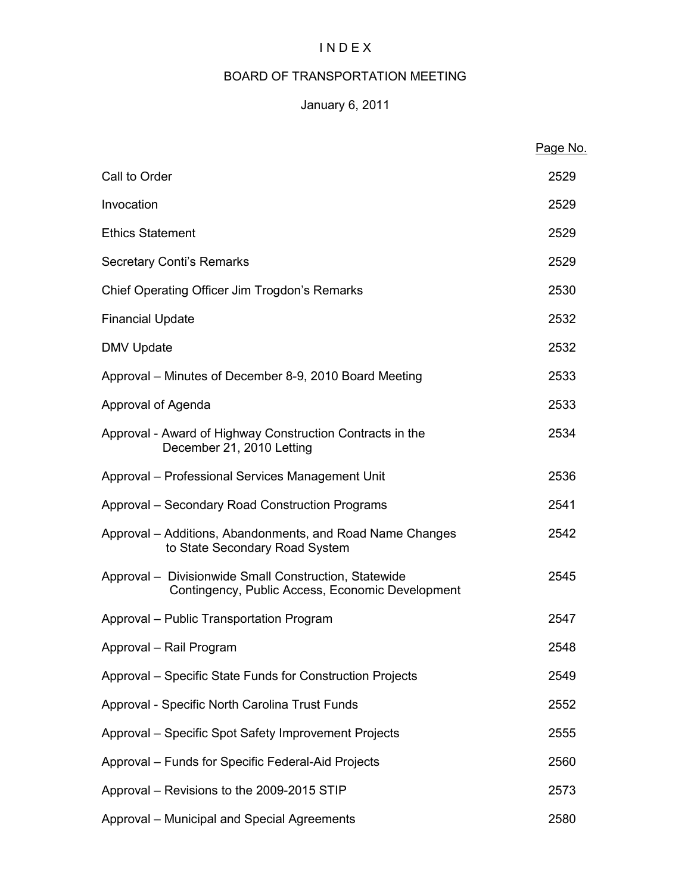# I N D E X

## BOARD OF TRANSPORTATION MEETING

### January 6, 2011

| | Page No. |
|---|---|
| Call to Order | 2529 |
| Invocation | 2529 |
| Ethics Statement | 2529 |
| Secretary Conti's Remarks | 2529 |
| Chief Operating Officer Jim Trogdon's Remarks | 2530 |
| Financial Update | 2532 |
| DMV Update | 2532 |
| Approval – Minutes of December 8-9, 2010 Board Meeting | 2533 |
| Approval of Agenda | 2533 |
| Approval - Award of Highway Construction Contracts in the December 21, 2010 Letting | 2534 |
| Approval – Professional Services Management Unit | 2536 |
| Approval – Secondary Road Construction Programs | 2541 |
| Approval – Additions, Abandonments, and Road Name Changes to State Secondary Road System | 2542 |
| Approval – Divisionwide Small Construction, Statewide Contingency, Public Access, Economic Development | 2545 |
| Approval – Public Transportation Program | 2547 |
| Approval – Rail Program | 2548 |
| Approval – Specific State Funds for Construction Projects | 2549 |
| Approval - Specific North Carolina Trust Funds | 2552 |
| Approval – Specific Spot Safety Improvement Projects | 2555 |
| Approval – Funds for Specific Federal-Aid Projects | 2560 |
| Approval – Revisions to the 2009-2015 STIP | 2573 |
| Approval – Municipal and Special Agreements | 2580 |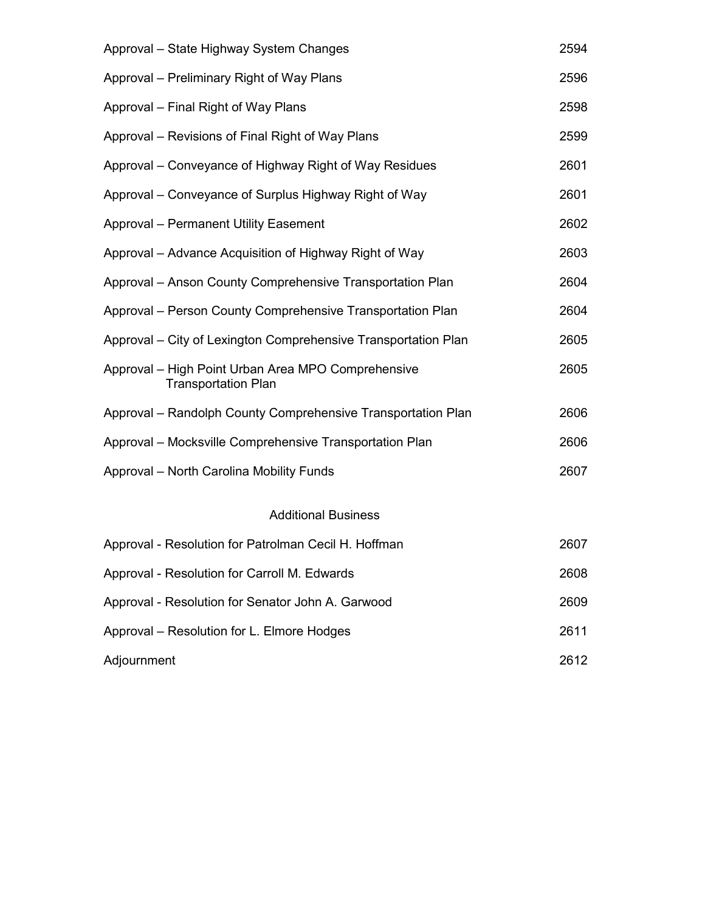| | |
|---|---|
| Approval – State Highway System Changes | 2594 |
| Approval – Preliminary Right of Way Plans | 2596 |
| Approval – Final Right of Way Plans | 2598 |
| Approval – Revisions of Final Right of Way Plans | 2599 |
| Approval – Conveyance of Highway Right of Way Residues | 2601 |
| Approval – Conveyance of Surplus Highway Right of Way | 2601 |
| Approval – Permanent Utility Easement | 2602 |
| Approval – Advance Acquisition of Highway Right of Way | 2603 |
| Approval – Anson County Comprehensive Transportation Plan | 2604 |
| Approval – Person County Comprehensive Transportation Plan | 2604 |
| Approval – City of Lexington Comprehensive Transportation Plan | 2605 |
| Approval – High Point Urban Area MPO Comprehensive Transportation Plan | 2605 |
| Approval – Randolph County Comprehensive Transportation Plan | 2606 |
| Approval – Mocksville Comprehensive Transportation Plan | 2606 |
| Approval – North Carolina Mobility Funds | 2607 |

Additional Business

| | |
|---|---|
| Approval - Resolution for Patrolman Cecil H. Hoffman | 2607 |
| Approval - Resolution for Carroll M. Edwards | 2608 |
| Approval - Resolution for Senator John A. Garwood | 2609 |
| Approval – Resolution for L. Elmore Hodges | 2611 |
| Adjournment | 2612 |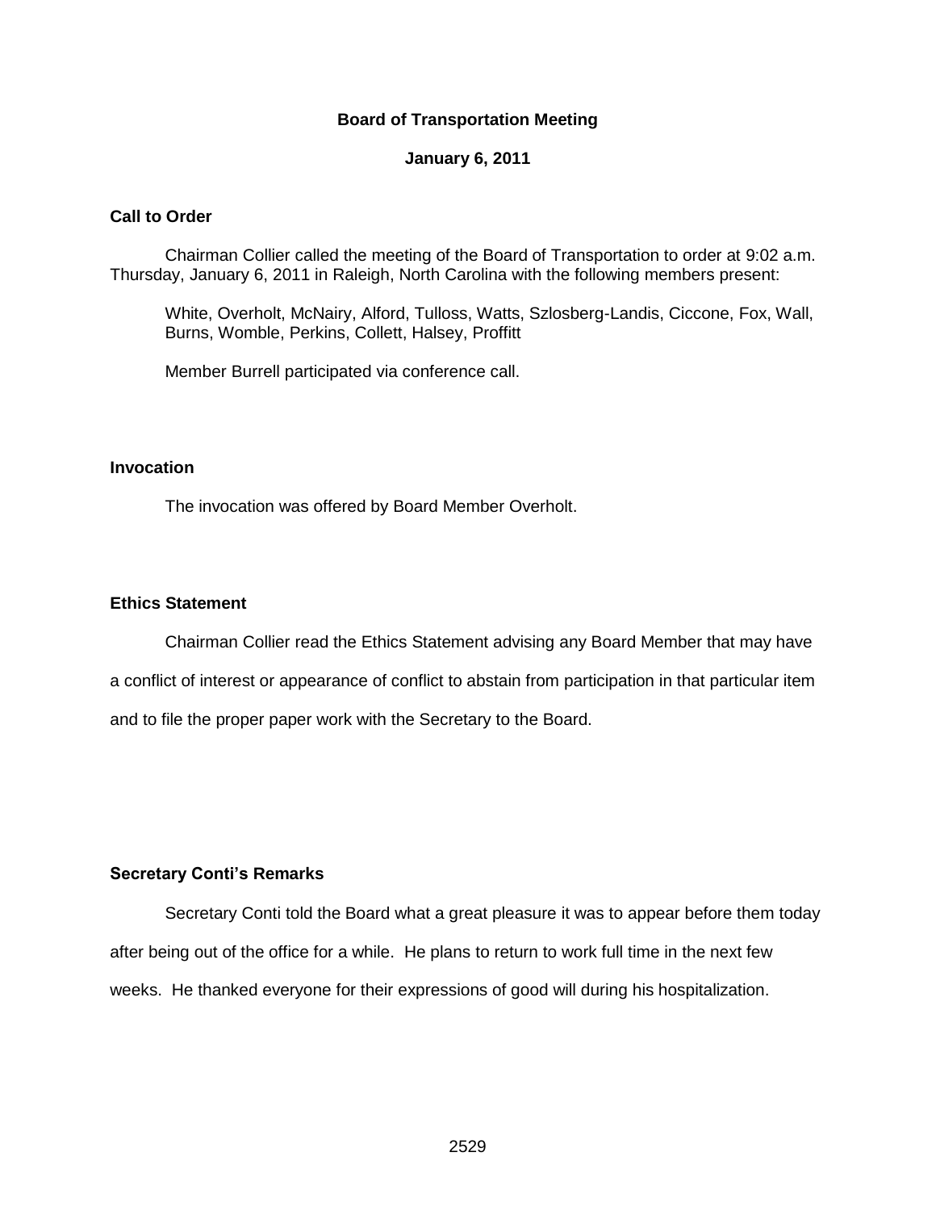# Board of Transportation Meeting

**January 6, 2011**

## Call to Order

Chairman Collier called the meeting of the Board of Transportation to order at 9:02 a.m. Thursday, January 6, 2011 in Raleigh, North Carolina with the following members present:

White, Overholt, McNairy, Alford, Tulloss, Watts, Szlosberg-Landis, Ciccone, Fox, Wall, Burns, Womble, Perkins, Collett, Halsey, Proffitt

Member Burrell participated via conference call.

## Invocation

The invocation was offered by Board Member Overholt.

## Ethics Statement

Chairman Collier read the Ethics Statement advising any Board Member that may have a conflict of interest or appearance of conflict to abstain from participation in that particular item and to file the proper paper work with the Secretary to the Board.

## Secretary Conti's Remarks

Secretary Conti told the Board what a great pleasure it was to appear before them today after being out of the office for a while. He plans to return to work full time in the next few weeks. He thanked everyone for their expressions of good will during his hospitalization.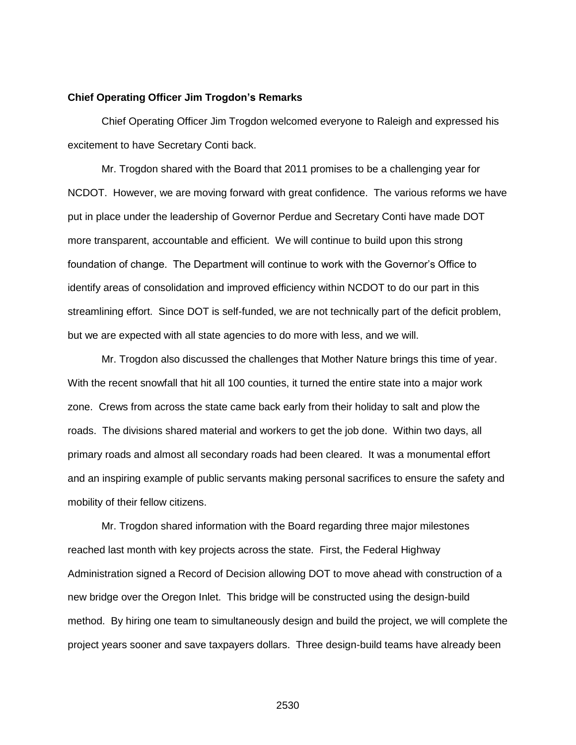**Chief Operating Officer Jim Trogdon's Remarks**

Chief Operating Officer Jim Trogdon welcomed everyone to Raleigh and expressed his excitement to have Secretary Conti back.

Mr. Trogdon shared with the Board that 2011 promises to be a challenging year for NCDOT. However, we are moving forward with great confidence. The various reforms we have put in place under the leadership of Governor Perdue and Secretary Conti have made DOT more transparent, accountable and efficient. We will continue to build upon this strong foundation of change. The Department will continue to work with the Governor's Office to identify areas of consolidation and improved efficiency within NCDOT to do our part in this streamlining effort. Since DOT is self-funded, we are not technically part of the deficit problem, but we are expected with all state agencies to do more with less, and we will.

Mr. Trogdon also discussed the challenges that Mother Nature brings this time of year. With the recent snowfall that hit all 100 counties, it turned the entire state into a major work zone. Crews from across the state came back early from their holiday to salt and plow the roads. The divisions shared material and workers to get the job done. Within two days, all primary roads and almost all secondary roads had been cleared. It was a monumental effort and an inspiring example of public servants making personal sacrifices to ensure the safety and mobility of their fellow citizens.

Mr. Trogdon shared information with the Board regarding three major milestones reached last month with key projects across the state. First, the Federal Highway Administration signed a Record of Decision allowing DOT to move ahead with construction of a new bridge over the Oregon Inlet. This bridge will be constructed using the design-build method. By hiring one team to simultaneously design and build the project, we will complete the project years sooner and save taxpayers dollars. Three design-build teams have already been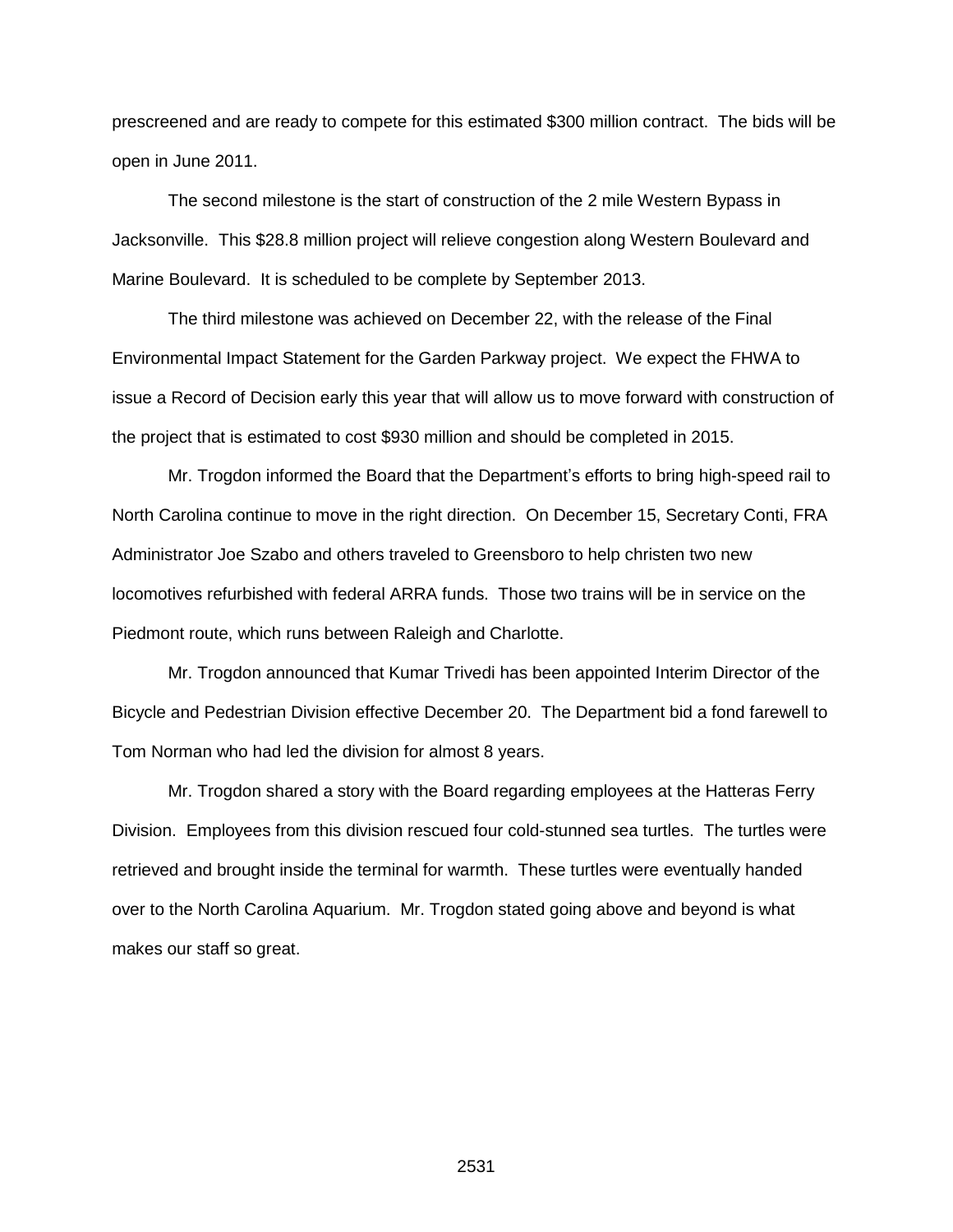prescreened and are ready to compete for this estimated $300 million contract. The bids will be open in June 2011.

The second milestone is the start of construction of the 2 mile Western Bypass in Jacksonville. This $28.8 million project will relieve congestion along Western Boulevard and Marine Boulevard. It is scheduled to be complete by September 2013.

The third milestone was achieved on December 22, with the release of the Final Environmental Impact Statement for the Garden Parkway project. We expect the FHWA to issue a Record of Decision early this year that will allow us to move forward with construction of the project that is estimated to cost $930 million and should be completed in 2015.

Mr. Trogdon informed the Board that the Department's efforts to bring high-speed rail to North Carolina continue to move in the right direction. On December 15, Secretary Conti, FRA Administrator Joe Szabo and others traveled to Greensboro to help christen two new locomotives refurbished with federal ARRA funds. Those two trains will be in service on the Piedmont route, which runs between Raleigh and Charlotte.

Mr. Trogdon announced that Kumar Trivedi has been appointed Interim Director of the Bicycle and Pedestrian Division effective December 20. The Department bid a fond farewell to Tom Norman who had led the division for almost 8 years.

Mr. Trogdon shared a story with the Board regarding employees at the Hatteras Ferry Division. Employees from this division rescued four cold-stunned sea turtles. The turtles were retrieved and brought inside the terminal for warmth. These turtles were eventually handed over to the North Carolina Aquarium. Mr. Trogdon stated going above and beyond is what makes our staff so great.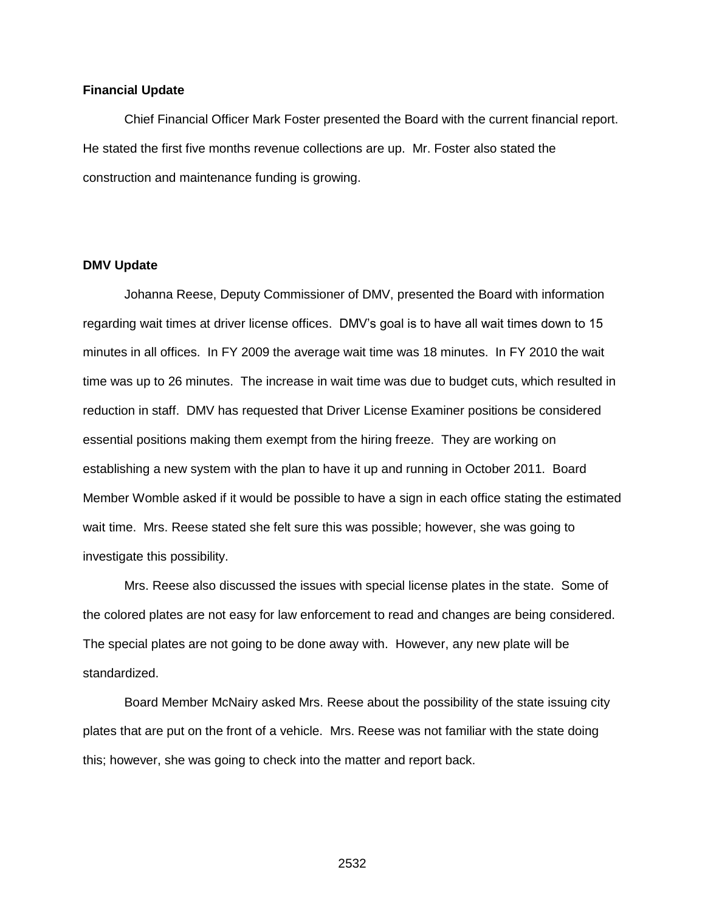**Financial Update**

Chief Financial Officer Mark Foster presented the Board with the current financial report. He stated the first five months revenue collections are up. Mr. Foster also stated the construction and maintenance funding is growing.

**DMV Update**

Johanna Reese, Deputy Commissioner of DMV, presented the Board with information regarding wait times at driver license offices. DMV's goal is to have all wait times down to 15 minutes in all offices. In FY 2009 the average wait time was 18 minutes. In FY 2010 the wait time was up to 26 minutes. The increase in wait time was due to budget cuts, which resulted in reduction in staff. DMV has requested that Driver License Examiner positions be considered essential positions making them exempt from the hiring freeze. They are working on establishing a new system with the plan to have it up and running in October 2011. Board Member Womble asked if it would be possible to have a sign in each office stating the estimated wait time. Mrs. Reese stated she felt sure this was possible; however, she was going to investigate this possibility.

Mrs. Reese also discussed the issues with special license plates in the state. Some of the colored plates are not easy for law enforcement to read and changes are being considered. The special plates are not going to be done away with. However, any new plate will be standardized.

Board Member McNairy asked Mrs. Reese about the possibility of the state issuing city plates that are put on the front of a vehicle. Mrs. Reese was not familiar with the state doing this; however, she was going to check into the matter and report back.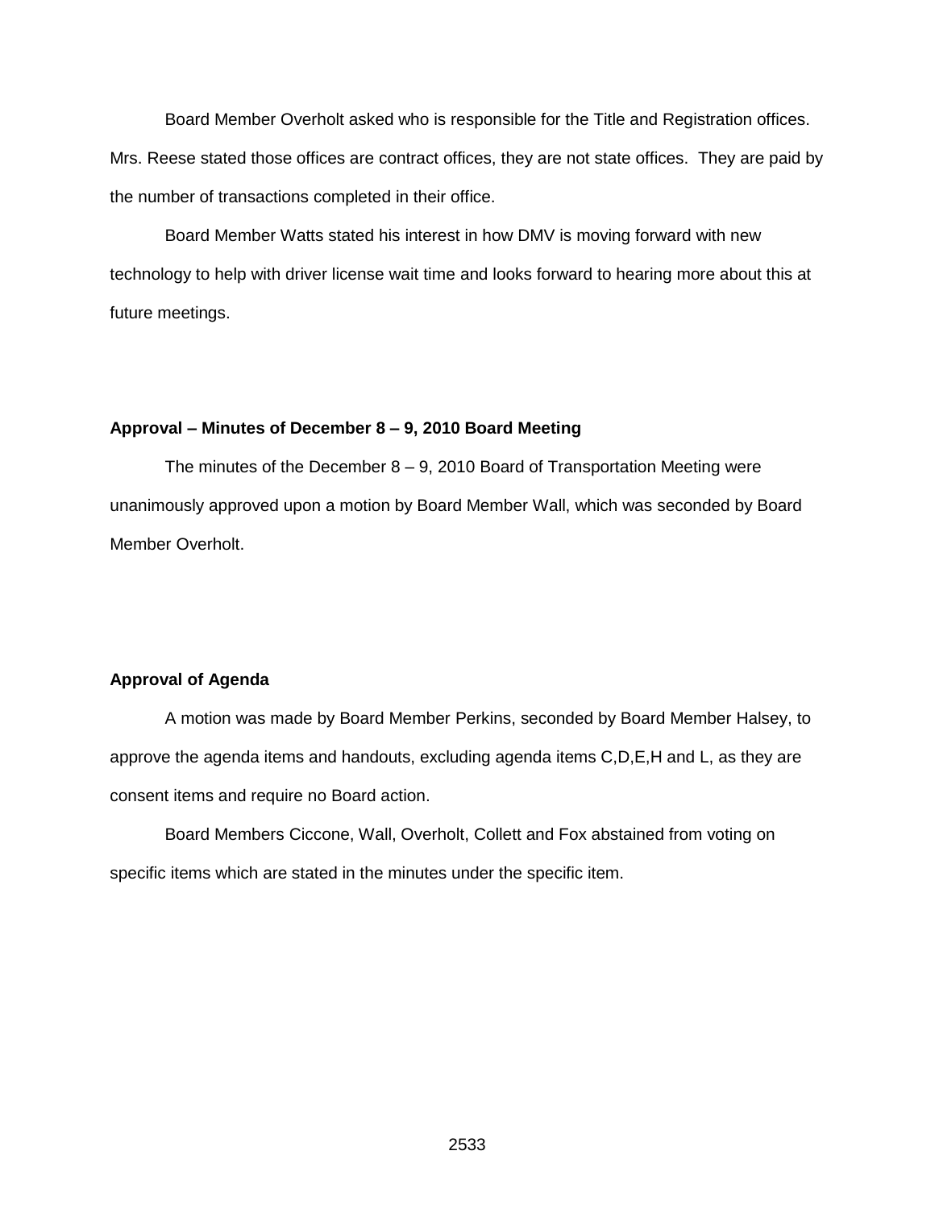Board Member Overholt asked who is responsible for the Title and Registration offices. Mrs. Reese stated those offices are contract offices, they are not state offices. They are paid by the number of transactions completed in their office.

Board Member Watts stated his interest in how DMV is moving forward with new technology to help with driver license wait time and looks forward to hearing more about this at future meetings.

**Approval – Minutes of December 8 – 9, 2010 Board Meeting**

The minutes of the December 8 – 9, 2010 Board of Transportation Meeting were unanimously approved upon a motion by Board Member Wall, which was seconded by Board Member Overholt.

**Approval of Agenda**

A motion was made by Board Member Perkins, seconded by Board Member Halsey, to approve the agenda items and handouts, excluding agenda items C,D,E,H and L, as they are consent items and require no Board action.

Board Members Ciccone, Wall, Overholt, Collett and Fox abstained from voting on specific items which are stated in the minutes under the specific item.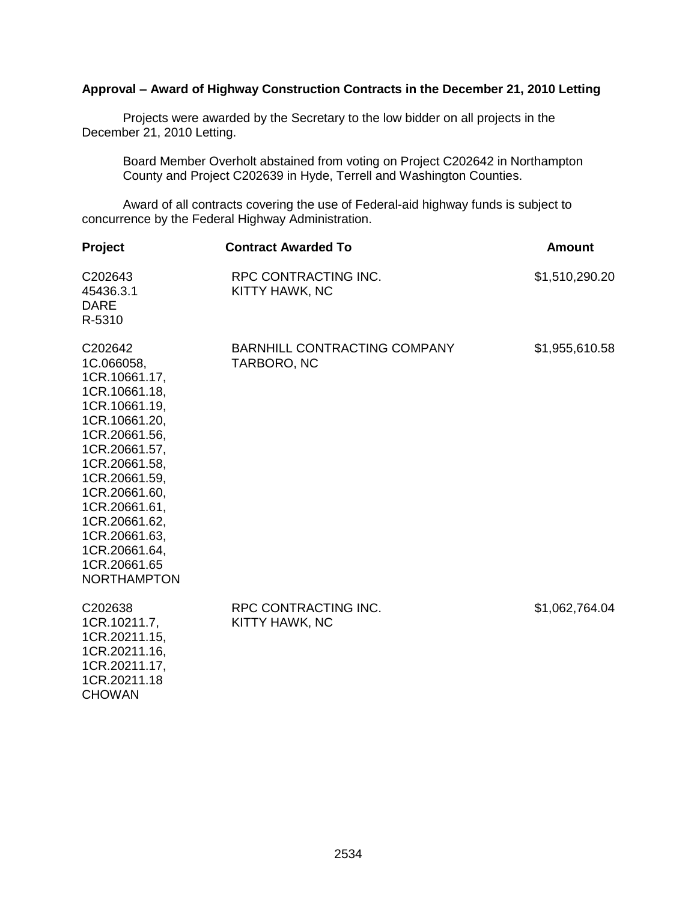**Approval – Award of Highway Construction Contracts in the December 21, 2010 Letting**

Projects were awarded by the Secretary to the low bidder on all projects in the December 21, 2010 Letting.

Board Member Overholt abstained from voting on Project C202642 in Northampton County and Project C202639 in Hyde, Terrell and Washington Counties.

Award of all contracts covering the use of Federal-aid highway funds is subject to concurrence by the Federal Highway Administration.

| Project | Contract Awarded To | Amount |
|---|---|---|
| C202643<br>45436.3.1<br>DARE<br>R-5310 | RPC CONTRACTING INC.<br>KITTY HAWK, NC | $1,510,290.20 |
| C202642<br>1C.066058,<br>1CR.10661.17,<br>1CR.10661.18,<br>1CR.10661.19,<br>1CR.10661.20,<br>1CR.20661.56,<br>1CR.20661.57,<br>1CR.20661.58,<br>1CR.20661.59,<br>1CR.20661.60,<br>1CR.20661.61,<br>1CR.20661.62,<br>1CR.20661.63,<br>1CR.20661.64,<br>1CR.20661.65<br>NORTHAMPTON | BARNHILL CONTRACTING COMPANY<br>TARBORO, NC | $1,955,610.58 |
| C202638<br>1CR.10211.7,<br>1CR.20211.15,<br>1CR.20211.16,<br>1CR.20211.17,<br>1CR.20211.18<br>CHOWAN | RPC CONTRACTING INC.<br>KITTY HAWK, NC | $1,062,764.04 |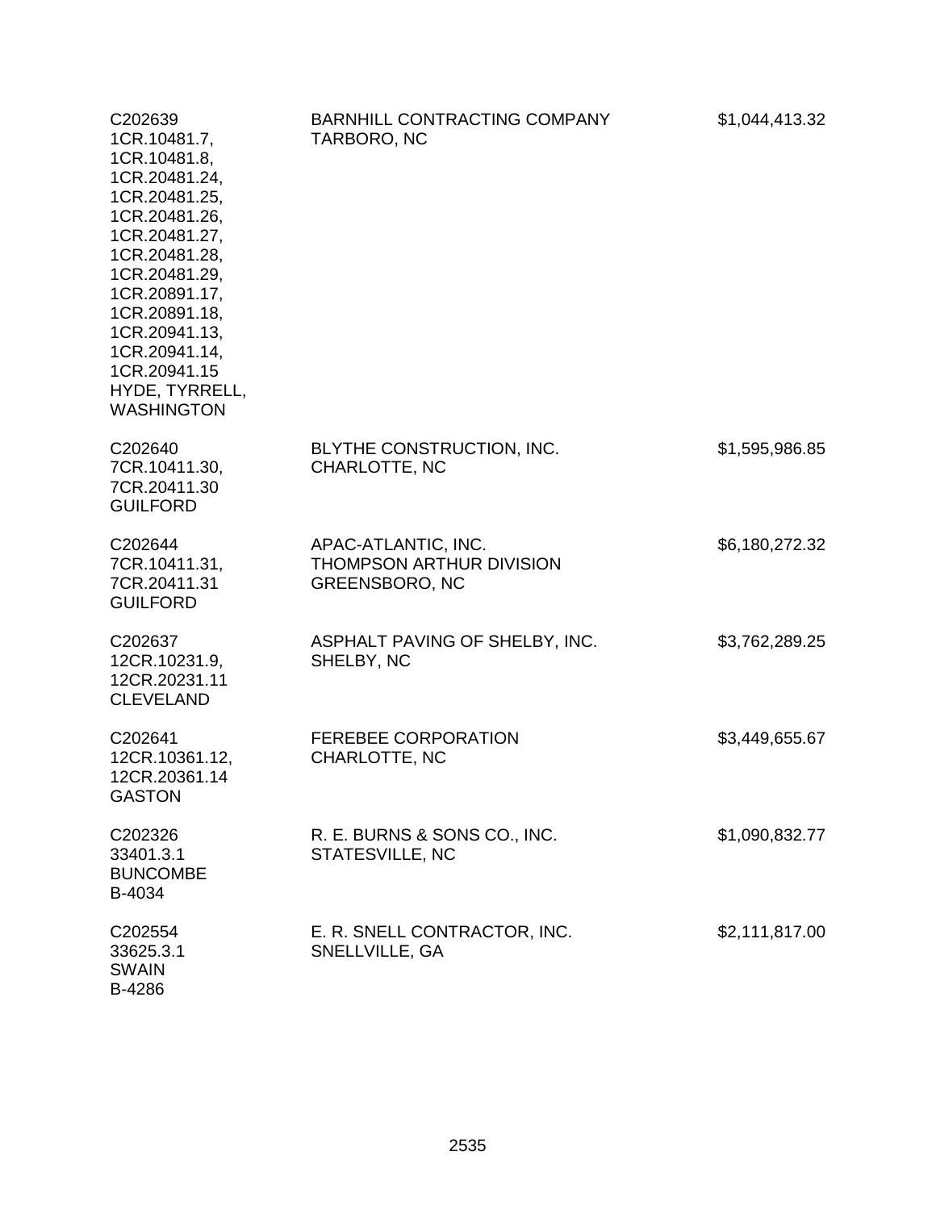| | | |
|---|---|---|
| C202639<br>1CR.10481.7,<br>1CR.10481.8,<br>1CR.20481.24,<br>1CR.20481.25,<br>1CR.20481.26,<br>1CR.20481.27,<br>1CR.20481.28,<br>1CR.20481.29,<br>1CR.20891.17,<br>1CR.20891.18,<br>1CR.20941.13,<br>1CR.20941.14,<br>1CR.20941.15<br>HYDE, TYRRELL,<br>WASHINGTON | BARNHILL CONTRACTING COMPANY<br>TARBORO, NC | $1,044,413.32 |
| C202640<br>7CR.10411.30,<br>7CR.20411.30<br>GUILFORD | BLYTHE CONSTRUCTION, INC.<br>CHARLOTTE, NC | $1,595,986.85 |
| C202644<br>7CR.10411.31,<br>7CR.20411.31<br>GUILFORD | APAC-ATLANTIC, INC.<br>THOMPSON ARTHUR DIVISION<br>GREENSBORO, NC | $6,180,272.32 |
| C202637<br>12CR.10231.9,<br>12CR.20231.11<br>CLEVELAND | ASPHALT PAVING OF SHELBY, INC.<br>SHELBY, NC | $3,762,289.25 |
| C202641<br>12CR.10361.12,<br>12CR.20361.14<br>GASTON | FEREBEE CORPORATION<br>CHARLOTTE, NC | $3,449,655.67 |
| C202326<br>33401.3.1<br>BUNCOMBE<br>B-4034 | R. E. BURNS & SONS CO., INC.<br>STATESVILLE, NC | $1,090,832.77 |
| C202554<br>33625.3.1<br>SWAIN<br>B-4286 | E. R. SNELL CONTRACTOR, INC.<br>SNELLVILLE, GA | $2,111,817.00 |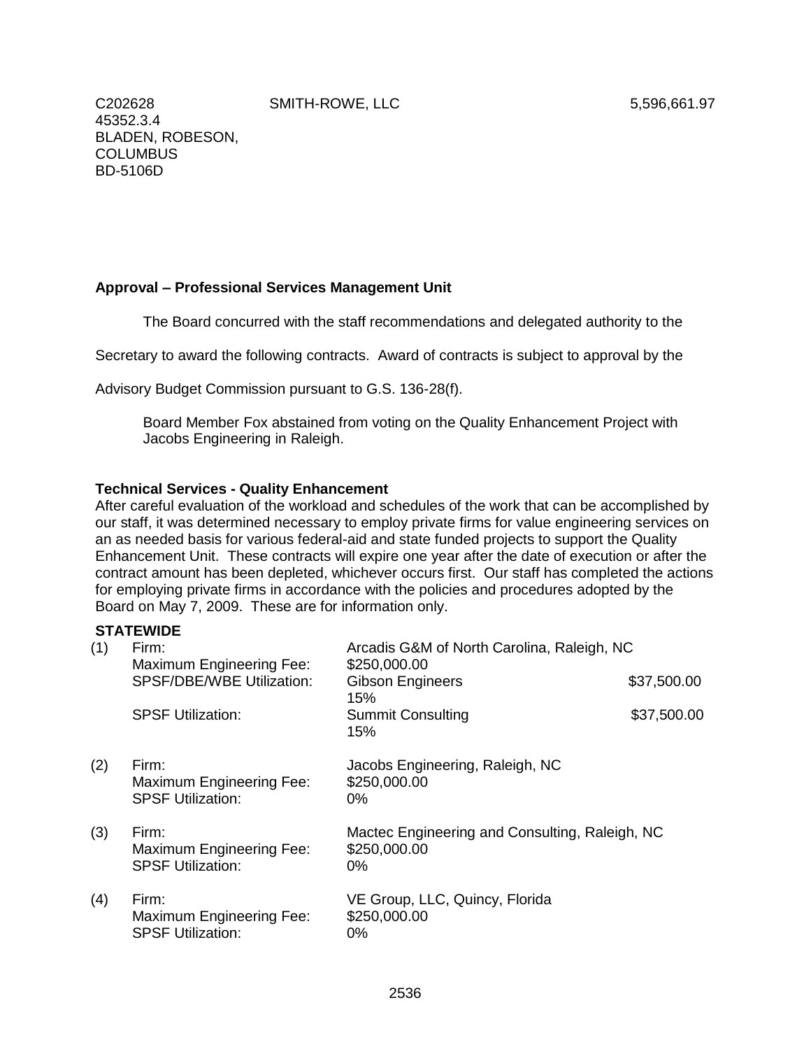| | | |
|---|---|---|
| C202628<br>45352.3.4<br>BLADEN, ROBESON, COLUMBUS<br>BD-5106D | SMITH-ROWE, LLC | 5,596,661.97 |

**Approval – Professional Services Management Unit**

The Board concurred with the staff recommendations and delegated authority to the Secretary to award the following contracts. Award of contracts is subject to approval by the Advisory Budget Commission pursuant to G.S. 136-28(f).

Board Member Fox abstained from voting on the Quality Enhancement Project with Jacobs Engineering in Raleigh.

**Technical Services - Quality Enhancement**

After careful evaluation of the workload and schedules of the work that can be accomplished by our staff, it was determined necessary to employ private firms for value engineering services on an as needed basis for various federal-aid and state funded projects to support the Quality Enhancement Unit. These contracts will expire one year after the date of execution or after the contract amount has been depleted, whichever occurs first. Our staff has completed the actions for employing private firms in accordance with the policies and procedures adopted by the Board on May 7, 2009. These are for information only.

**STATEWIDE**

| | | | |
|---|---|---|---|
| (1) | Firm: | Arcadis G&M of North Carolina, Raleigh, NC | |
| | Maximum Engineering Fee: | $250,000.00 | |
| | SPSF/DBE/WBE Utilization: | Gibson Engineers<br>15% | $37,500.00 |
| | SPSF Utilization: | Summit Consulting<br>15% | $37,500.00 |
| (2) | Firm: | Jacobs Engineering, Raleigh, NC | |
| | Maximum Engineering Fee: | $250,000.00 | |
| | SPSF Utilization: | 0% | |
| (3) | Firm: | Mactec Engineering and Consulting, Raleigh, NC | |
| | Maximum Engineering Fee: | $250,000.00 | |
| | SPSF Utilization: | 0% | |
| (4) | Firm: | VE Group, LLC, Quincy, Florida | |
| | Maximum Engineering Fee: | $250,000.00 | |
| | SPSF Utilization: | 0% | |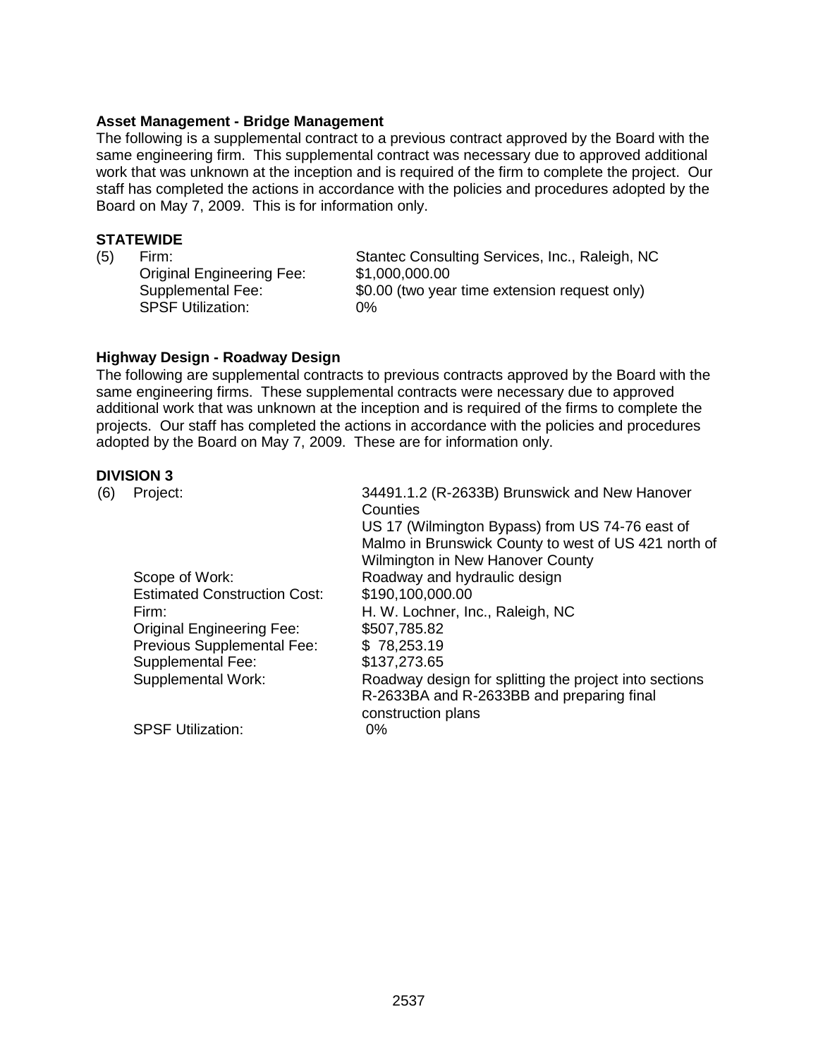**Asset Management - Bridge Management**

The following is a supplemental contract to a previous contract approved by the Board with the same engineering firm. This supplemental contract was necessary due to approved additional work that was unknown at the inception and is required of the firm to complete the project. Our staff has completed the actions in accordance with the policies and procedures adopted by the Board on May 7, 2009. This is for information only.

**STATEWIDE**

(5) Firm: Stantec Consulting Services, Inc., Raleigh, NC
Original Engineering Fee: $1,000,000.00
Supplemental Fee: $0.00 (two year time extension request only)
SPSF Utilization: 0%

**Highway Design - Roadway Design**

The following are supplemental contracts to previous contracts approved by the Board with the same engineering firms. These supplemental contracts were necessary due to approved additional work that was unknown at the inception and is required of the firms to complete the projects. Our staff has completed the actions in accordance with the policies and procedures adopted by the Board on May 7, 2009. These are for information only.

**DIVISION 3**

(6) Project: 34491.1.2 (R-2633B) Brunswick and New Hanover Counties
US 17 (Wilmington Bypass) from US 74-76 east of Malmo in Brunswick County to west of US 421 north of Wilmington in New Hanover County
Scope of Work: Roadway and hydraulic design
Estimated Construction Cost: $190,100,000.00
Firm: H. W. Lochner, Inc., Raleigh, NC
Original Engineering Fee: $507,785.82
Previous Supplemental Fee: $ 78,253.19
Supplemental Fee: $137,273.65
Supplemental Work: Roadway design for splitting the project into sections R-2633BA and R-2633BB and preparing final construction plans
SPSF Utilization: 0%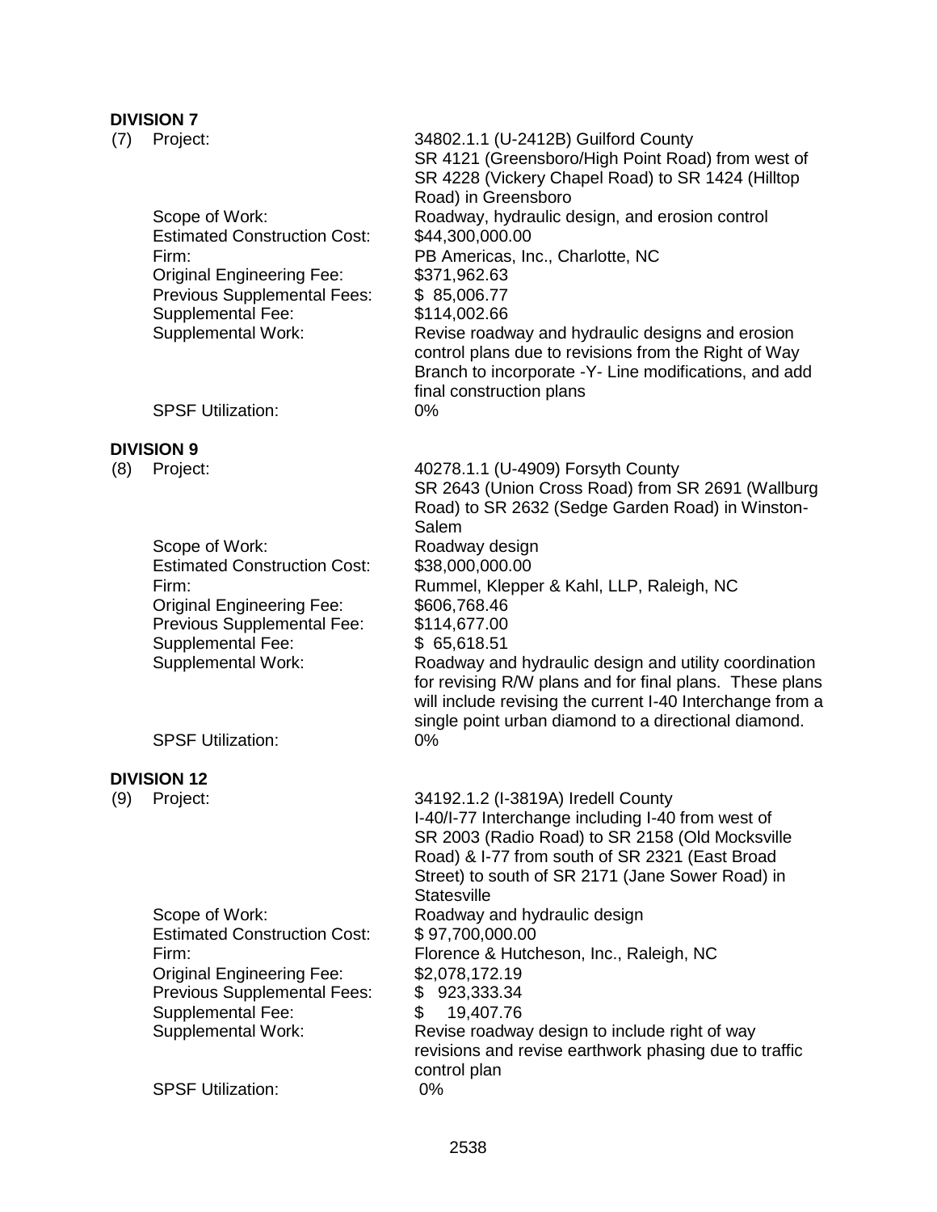**DIVISION 7**

(7) Project: 34802.1.1 (U-2412B) Guilford County
SR 4121 (Greensboro/High Point Road) from west of SR 4228 (Vickery Chapel Road) to SR 1424 (Hilltop Road) in Greensboro

| | |
|---|---|
| Scope of Work: | Roadway, hydraulic design, and erosion control |
| Estimated Construction Cost: | $44,300,000.00 |
| Firm: | PB Americas, Inc., Charlotte, NC |
| Original Engineering Fee: | $371,962.63 |
| Previous Supplemental Fees: | $ 85,006.77 |
| Supplemental Fee: | $114,002.66 |
| Supplemental Work: | Revise roadway and hydraulic designs and erosion control plans due to revisions from the Right of Way Branch to incorporate -Y- Line modifications, and add final construction plans |
| SPSF Utilization: | 0% |

**DIVISION 9**

(8) Project: 40278.1.1 (U-4909) Forsyth County
SR 2643 (Union Cross Road) from SR 2691 (Wallburg Road) to SR 2632 (Sedge Garden Road) in Winston-Salem

| | |
|---|---|
| Scope of Work: | Roadway design |
| Estimated Construction Cost: | $38,000,000.00 |
| Firm: | Rummel, Klepper & Kahl, LLP, Raleigh, NC |
| Original Engineering Fee: | $606,768.46 |
| Previous Supplemental Fee: | $114,677.00 |
| Supplemental Fee: | $ 65,618.51 |
| Supplemental Work: | Roadway and hydraulic design and utility coordination for revising R/W plans and for final plans. These plans will include revising the current I-40 Interchange from a single point urban diamond to a directional diamond. |
| SPSF Utilization: | 0% |

**DIVISION 12**

(9) Project: 34192.1.2 (I-3819A) Iredell County
I-40/I-77 Interchange including I-40 from west of SR 2003 (Radio Road) to SR 2158 (Old Mocksville Road) & I-77 from south of SR 2321 (East Broad Street) to south of SR 2171 (Jane Sower Road) in Statesville

| | |
|---|---|
| Scope of Work: | Roadway and hydraulic design |
| Estimated Construction Cost: | $ 97,700,000.00 |
| Firm: | Florence & Hutcheson, Inc., Raleigh, NC |
| Original Engineering Fee: | $2,078,172.19 |
| Previous Supplemental Fees: | $ 923,333.34 |
| Supplemental Fee: | $ 19,407.76 |
| Supplemental Work: | Revise roadway design to include right of way revisions and revise earthwork phasing due to traffic control plan |
| SPSF Utilization: | 0% |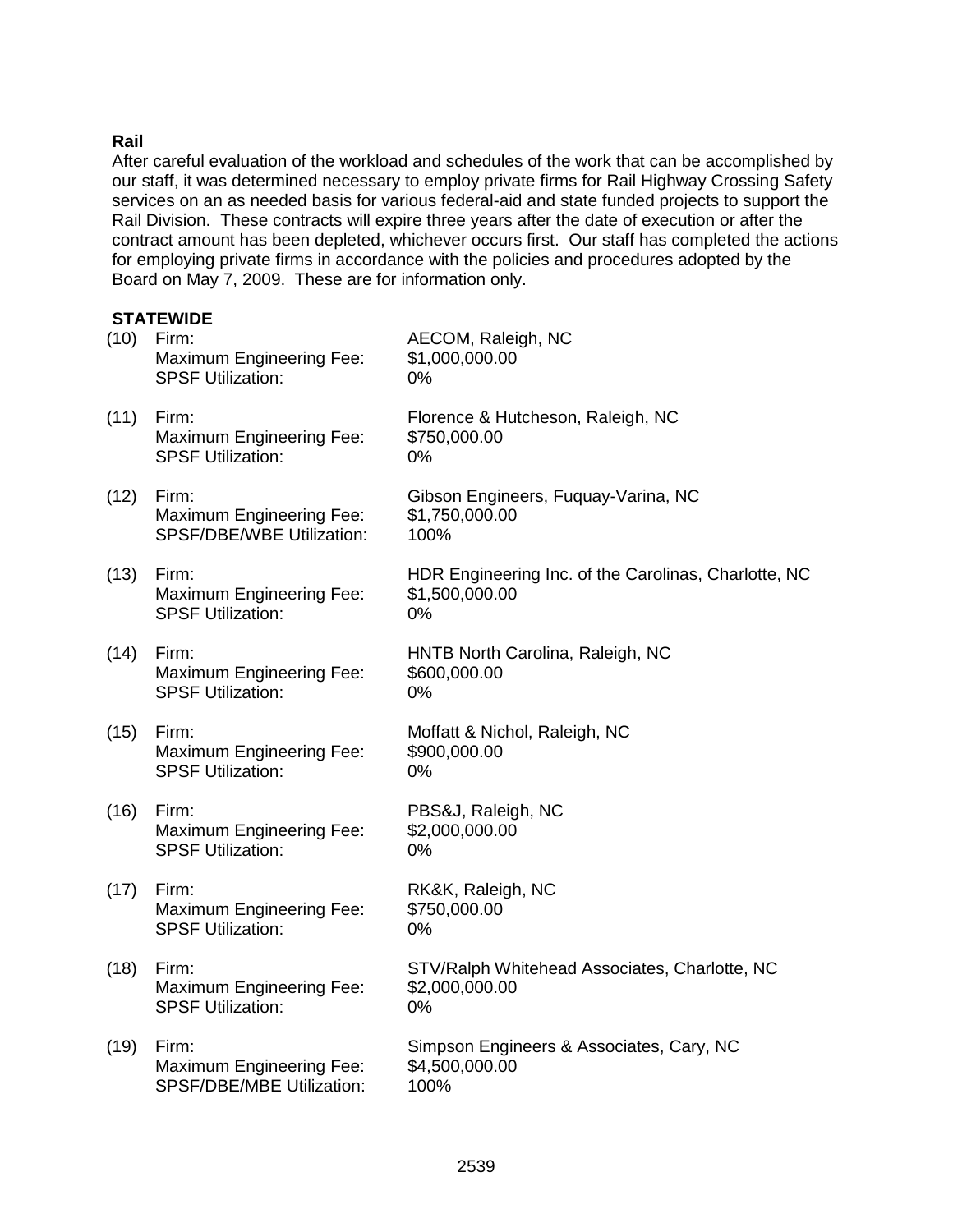**Rail**

After careful evaluation of the workload and schedules of the work that can be accomplished by our staff, it was determined necessary to employ private firms for Rail Highway Crossing Safety services on an as needed basis for various federal-aid and state funded projects to support the Rail Division. These contracts will expire three years after the date of execution or after the contract amount has been depleted, whichever occurs first. Our staff has completed the actions for employing private firms in accordance with the policies and procedures adopted by the Board on May 7, 2009. These are for information only.

**STATEWIDE**

(10) Firm: AECOM, Raleigh, NC
Maximum Engineering Fee: $1,000,000.00
SPSF Utilization: 0%

(11) Firm: Florence & Hutcheson, Raleigh, NC
Maximum Engineering Fee: $750,000.00
SPSF Utilization: 0%

(12) Firm: Gibson Engineers, Fuquay-Varina, NC
Maximum Engineering Fee: $1,750,000.00
SPSF/DBE/WBE Utilization: 100%

(13) Firm: HDR Engineering Inc. of the Carolinas, Charlotte, NC
Maximum Engineering Fee: $1,500,000.00
SPSF Utilization: 0%

(14) Firm: HNTB North Carolina, Raleigh, NC
Maximum Engineering Fee: $600,000.00
SPSF Utilization: 0%

(15) Firm: Moffatt & Nichol, Raleigh, NC
Maximum Engineering Fee: $900,000.00
SPSF Utilization: 0%

(16) Firm: PBS&J, Raleigh, NC
Maximum Engineering Fee: $2,000,000.00
SPSF Utilization: 0%

(17) Firm: RK&K, Raleigh, NC
Maximum Engineering Fee: $750,000.00
SPSF Utilization: 0%

(18) Firm: STV/Ralph Whitehead Associates, Charlotte, NC
Maximum Engineering Fee: $2,000,000.00
SPSF Utilization: 0%

(19) Firm: Simpson Engineers & Associates, Cary, NC
Maximum Engineering Fee: $4,500,000.00
SPSF/DBE/MBE Utilization: 100%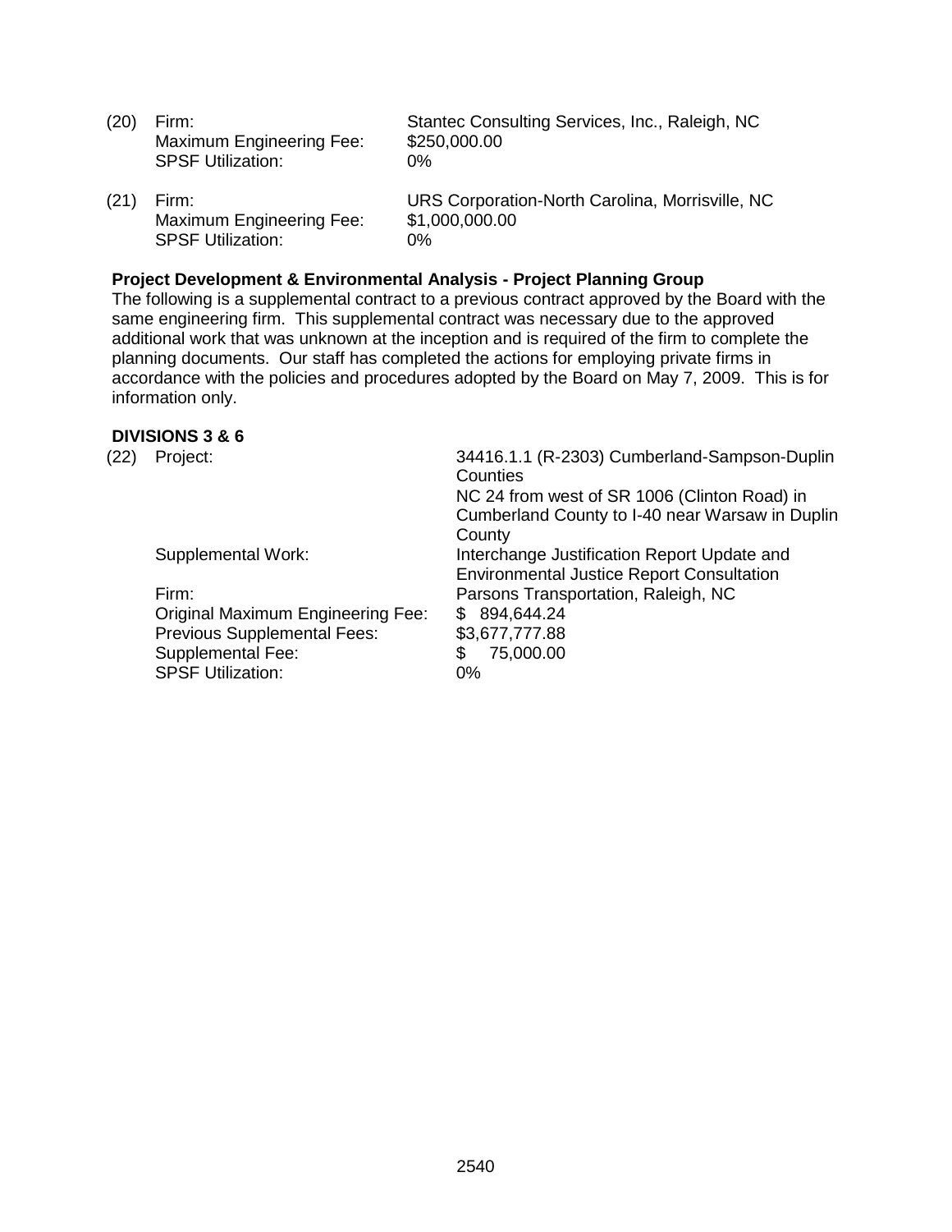(20) Firm: Stantec Consulting Services, Inc., Raleigh, NC
Maximum Engineering Fee: $250,000.00
SPSF Utilization: 0%

(21) Firm: URS Corporation-North Carolina, Morrisville, NC
Maximum Engineering Fee: $1,000,000.00
SPSF Utilization: 0%

**Project Development & Environmental Analysis - Project Planning Group**

The following is a supplemental contract to a previous contract approved by the Board with the same engineering firm. This supplemental contract was necessary due to the approved additional work that was unknown at the inception and is required of the firm to complete the planning documents. Our staff has completed the actions for employing private firms in accordance with the policies and procedures adopted by the Board on May 7, 2009. This is for information only.

**DIVISIONS 3 & 6**

(22) Project: 34416.1.1 (R-2303) Cumberland-Sampson-Duplin Counties
NC 24 from west of SR 1006 (Clinton Road) in Cumberland County to I-40 near Warsaw in Duplin County
Supplemental Work: Interchange Justification Report Update and Environmental Justice Report Consultation
Firm: Parsons Transportation, Raleigh, NC
Original Maximum Engineering Fee: $ 894,644.24
Previous Supplemental Fees: $3,677,777.88
Supplemental Fee: $ 75,000.00
SPSF Utilization: 0%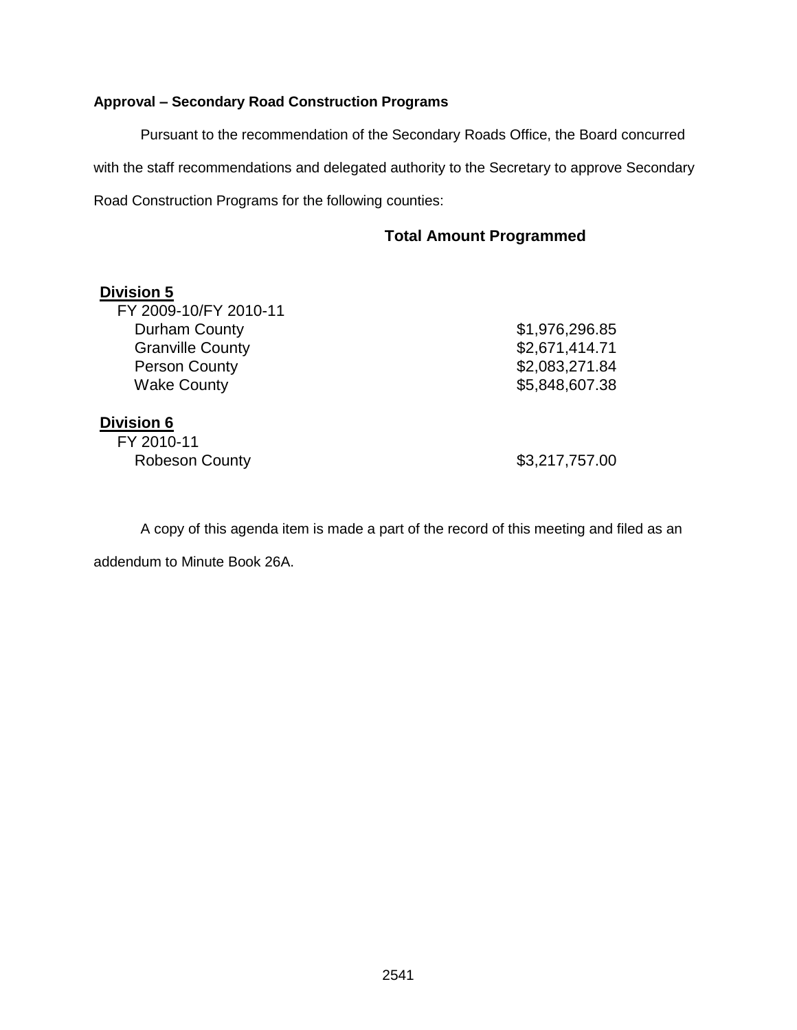**Approval – Secondary Road Construction Programs**

Pursuant to the recommendation of the Secondary Roads Office, the Board concurred with the staff recommendations and delegated authority to the Secretary to approve Secondary Road Construction Programs for the following counties:

| | **Total Amount Programmed** |
|---|---|
| **<u>Division 5</u>** | |
| FY 2009-10/FY 2010-11 | |
| Durham County | $1,976,296.85 |
| Granville County | $2,671,414.71 |
| Person County | $2,083,271.84 |
| Wake County | $5,848,607.38 |
| **<u>Division 6</u>** | |
| FY 2010-11 | |
| Robeson County | $3,217,757.00 |

A copy of this agenda item is made a part of the record of this meeting and filed as an addendum to Minute Book 26A.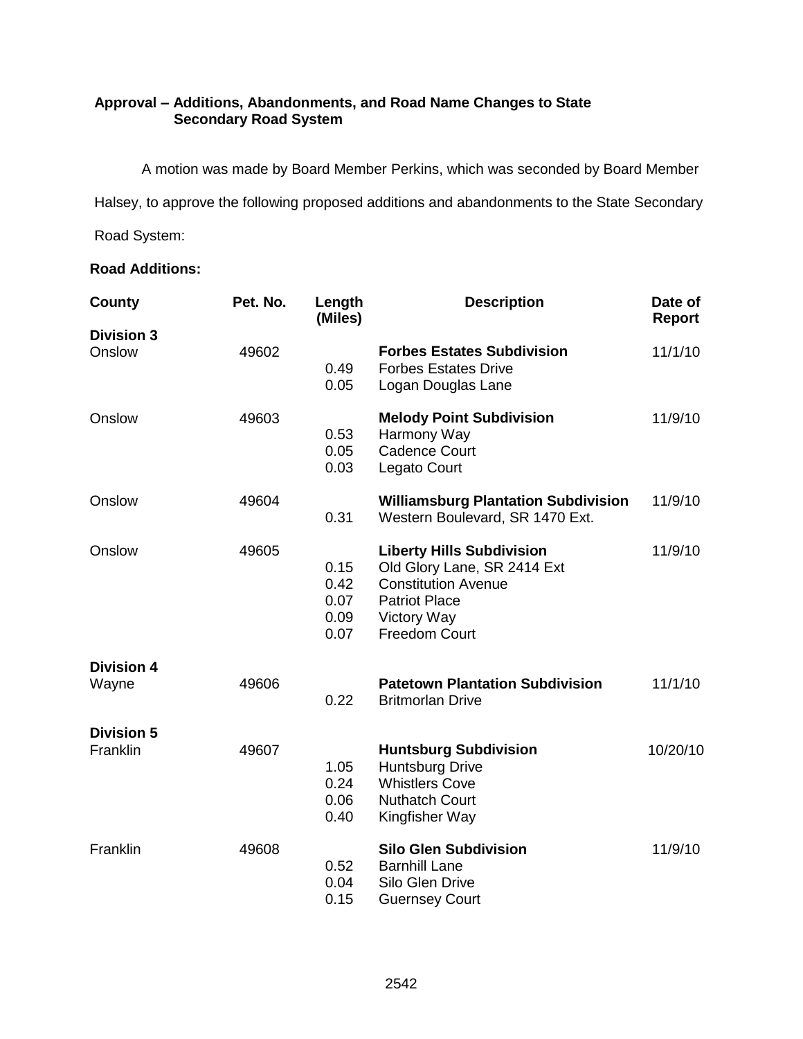**Approval – Additions, Abandonments, and Road Name Changes to State Secondary Road System**

A motion was made by Board Member Perkins, which was seconded by Board Member Halsey, to approve the following proposed additions and abandonments to the State Secondary Road System:

**Road Additions:**

| County | Pet. No. | Length (Miles) | Description | Date of Report |
|---|---|---|---|---|
| **Division 3** | | | | |
| Onslow | 49602 | | **Forbes Estates Subdivision** | 11/1/10 |
| | | 0.49 | Forbes Estates Drive | |
| | | 0.05 | Logan Douglas Lane | |
| Onslow | 49603 | | **Melody Point Subdivision** | 11/9/10 |
| | | 0.53 | Harmony Way | |
| | | 0.05 | Cadence Court | |
| | | 0.03 | Legato Court | |
| Onslow | 49604 | | **Williamsburg Plantation Subdivision** | 11/9/10 |
| | | 0.31 | Western Boulevard, SR 1470 Ext. | |
| Onslow | 49605 | | **Liberty Hills Subdivision** | 11/9/10 |
| | | 0.15 | Old Glory Lane, SR 2414 Ext | |
| | | 0.42 | Constitution Avenue | |
| | | 0.07 | Patriot Place | |
| | | 0.09 | Victory Way | |
| | | 0.07 | Freedom Court | |
| **Division 4** | | | | |
| Wayne | 49606 | | **Patetown Plantation Subdivision** | 11/1/10 |
| | | 0.22 | Britmorlan Drive | |
| **Division 5** | | | | |
| Franklin | 49607 | | **Huntsburg Subdivision** | 10/20/10 |
| | | 1.05 | Huntsburg Drive | |
| | | 0.24 | Whistlers Cove | |
| | | 0.06 | Nuthatch Court | |
| | | 0.40 | Kingfisher Way | |
| Franklin | 49608 | | **Silo Glen Subdivision** | 11/9/10 |
| | | 0.52 | Barnhill Lane | |
| | | 0.04 | Silo Glen Drive | |
| | | 0.15 | Guernsey Court | |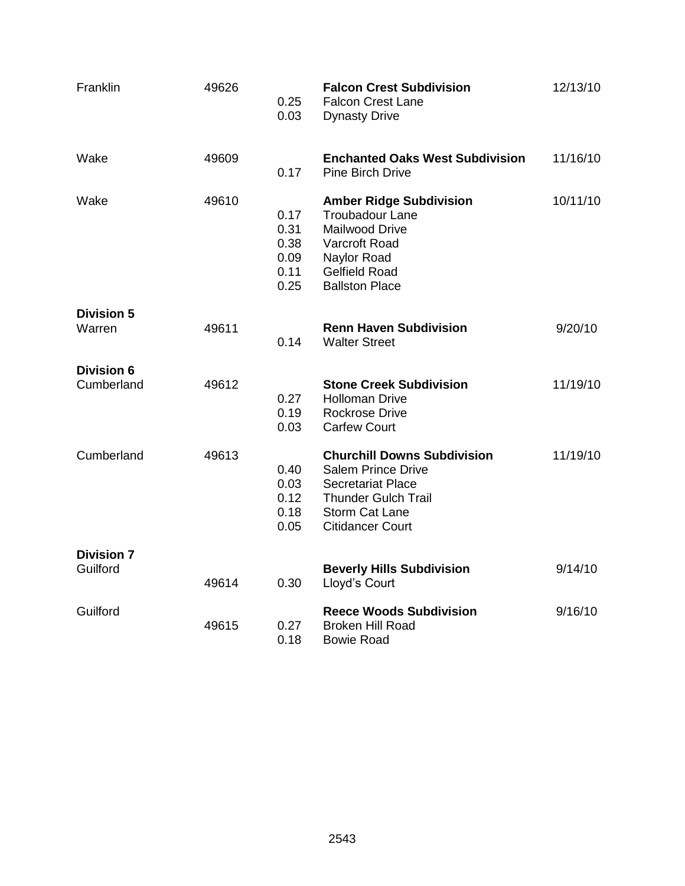| | | | | |
|---|---|---|---|---|
| Franklin | 49626 | | **Falcon Crest Subdivision** | 12/13/10 |
| | | 0.25 | Falcon Crest Lane | |
| | | 0.03 | Dynasty Drive | |
| Wake | 49609 | | **Enchanted Oaks West Subdivision** | 11/16/10 |
| | | 0.17 | Pine Birch Drive | |
| Wake | 49610 | | **Amber Ridge Subdivision** | 10/11/10 |
| | | 0.17 | Troubadour Lane | |
| | | 0.31 | Mailwood Drive | |
| | | 0.38 | Varcroft Road | |
| | | 0.09 | Naylor Road | |
| | | 0.11 | Gelfield Road | |
| | | 0.25 | Ballston Place | |
| **Division 5** | | | | |
| Warren | 49611 | | **Renn Haven Subdivision** | 9/20/10 |
| | | 0.14 | Walter Street | |
| **Division 6** | | | | |
| Cumberland | 49612 | | **Stone Creek Subdivision** | 11/19/10 |
| | | 0.27 | Holloman Drive | |
| | | 0.19 | Rockrose Drive | |
| | | 0.03 | Carfew Court | |
| Cumberland | 49613 | | **Churchill Downs Subdivision** | 11/19/10 |
| | | 0.40 | Salem Prince Drive | |
| | | 0.03 | Secretariat Place | |
| | | 0.12 | Thunder Gulch Trail | |
| | | 0.18 | Storm Cat Lane | |
| | | 0.05 | Citidancer Court | |
| **Division 7** | | | | |
| Guilford | | | **Beverly Hills Subdivision** | 9/14/10 |
| | 49614 | 0.30 | Lloyd's Court | |
| Guilford | | | **Reece Woods Subdivision** | 9/16/10 |
| | 49615 | 0.27 | Broken Hill Road | |
| | | 0.18 | Bowie Road | |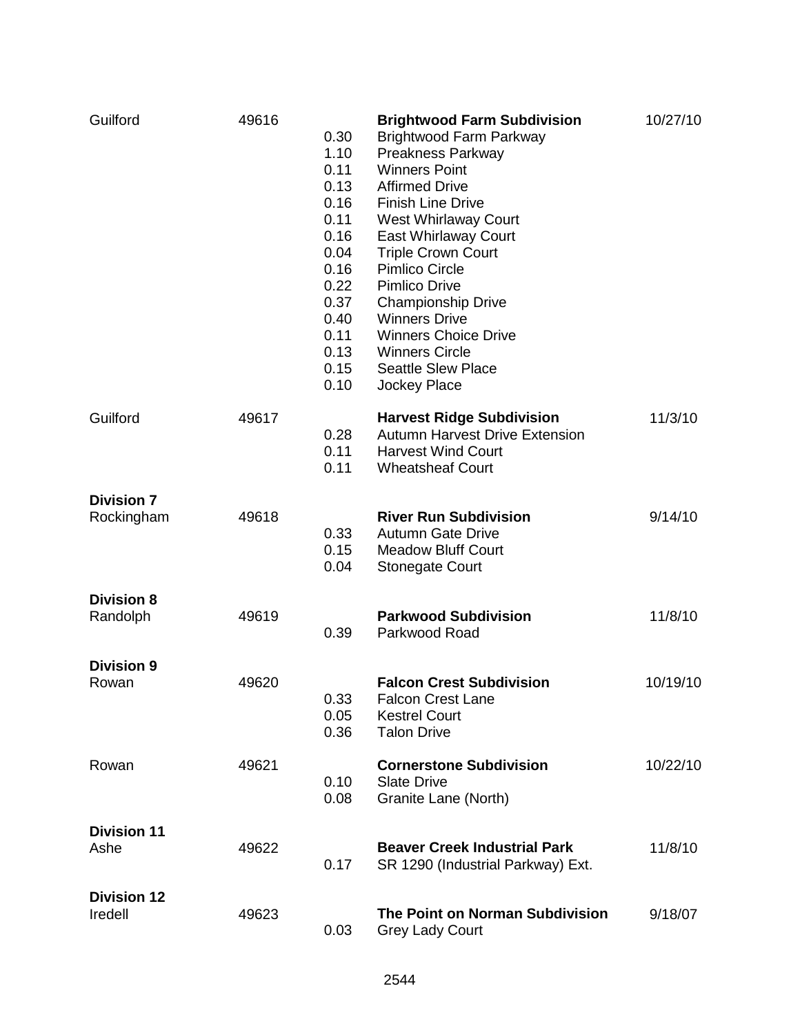| County | No. | Miles | Subdivision / Street | Date |
|---|---|---|---|---|
| Guilford | 49616 | | **Brightwood Farm Subdivision** | 10/27/10 |
| | | 0.30 | Brightwood Farm Parkway | |
| | | 1.10 | Preakness Parkway | |
| | | 0.11 | Winners Point | |
| | | 0.13 | Affirmed Drive | |
| | | 0.16 | Finish Line Drive | |
| | | 0.11 | West Whirlaway Court | |
| | | 0.16 | East Whirlaway Court | |
| | | 0.04 | Triple Crown Court | |
| | | 0.16 | Pimlico Circle | |
| | | 0.22 | Pimlico Drive | |
| | | 0.37 | Championship Drive | |
| | | 0.40 | Winners Drive | |
| | | 0.11 | Winners Choice Drive | |
| | | 0.13 | Winners Circle | |
| | | 0.15 | Seattle Slew Place | |
| | | 0.10 | Jockey Place | |
| Guilford | 49617 | | **Harvest Ridge Subdivision** | 11/3/10 |
| | | 0.28 | Autumn Harvest Drive Extension | |
| | | 0.11 | Harvest Wind Court | |
| | | 0.11 | Wheatsheaf Court | |
| **Division 7** | | | | |
| Rockingham | 49618 | | **River Run Subdivision** | 9/14/10 |
| | | 0.33 | Autumn Gate Drive | |
| | | 0.15 | Meadow Bluff Court | |
| | | 0.04 | Stonegate Court | |
| **Division 8** | | | | |
| Randolph | 49619 | | **Parkwood Subdivision** | 11/8/10 |
| | | 0.39 | Parkwood Road | |
| **Division 9** | | | | |
| Rowan | 49620 | | **Falcon Crest Subdivision** | 10/19/10 |
| | | 0.33 | Falcon Crest Lane | |
| | | 0.05 | Kestrel Court | |
| | | 0.36 | Talon Drive | |
| Rowan | 49621 | | **Cornerstone Subdivision** | 10/22/10 |
| | | 0.10 | Slate Drive | |
| | | 0.08 | Granite Lane (North) | |
| **Division 11** | | | | |
| Ashe | 49622 | | **Beaver Creek Industrial Park** | 11/8/10 |
| | | 0.17 | SR 1290 (Industrial Parkway) Ext. | |
| **Division 12** | | | | |
| Iredell | 49623 | | **The Point on Norman Subdivision** | 9/18/07 |
| | | 0.03 | Grey Lady Court | |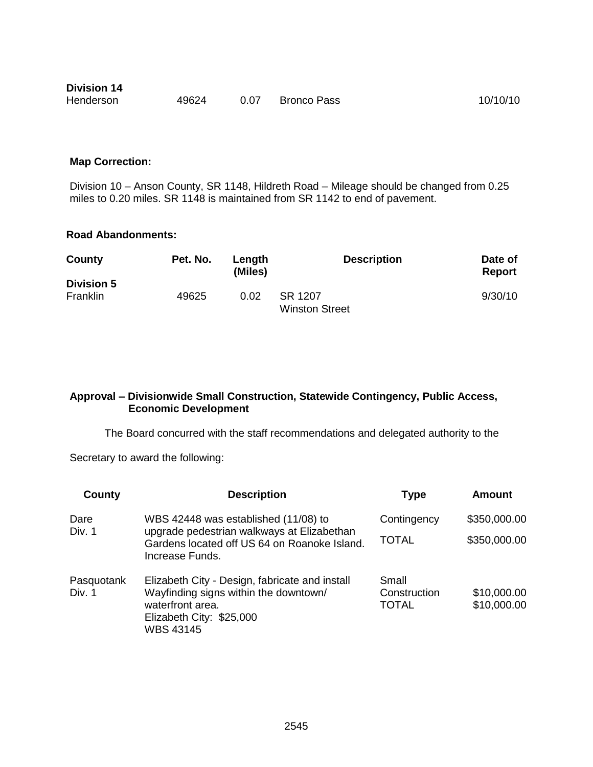| | | | | |
|---|---|---|---|---|
| **Division 14** | | | | |
| Henderson | 49624 | 0.07 | Bronco Pass | 10/10/10 |

**Map Correction:**

Division 10 – Anson County, SR 1148, Hildreth Road – Mileage should be changed from 0.25 miles to 0.20 miles. SR 1148 is maintained from SR 1142 to end of pavement.

**Road Abandonments:**

| County | Pet. No. | Length (Miles) | Description | Date of Report |
|---|---|---|---|---|
| **Division 5** | | | | |
| Franklin | 49625 | 0.02 | SR 1207 Winston Street | 9/30/10 |

**Approval – Divisionwide Small Construction, Statewide Contingency, Public Access, Economic Development**

The Board concurred with the staff recommendations and delegated authority to the Secretary to award the following:

| County | Description | Type | Amount |
|---|---|---|---|
| Dare Div. 1 | WBS 42448 was established (11/08) to upgrade pedestrian walkways at Elizabethan Gardens located off US 64 on Roanoke Island. Increase Funds. | Contingency<br>TOTAL | $350,000.00<br>$350,000.00 |
| Pasquotank Div. 1 | Elizabeth City - Design, fabricate and install Wayfinding signs within the downtown/ waterfront area.<br>Elizabeth City: $25,000<br>WBS 43145 | Small Construction<br>TOTAL | $10,000.00<br>$10,000.00 |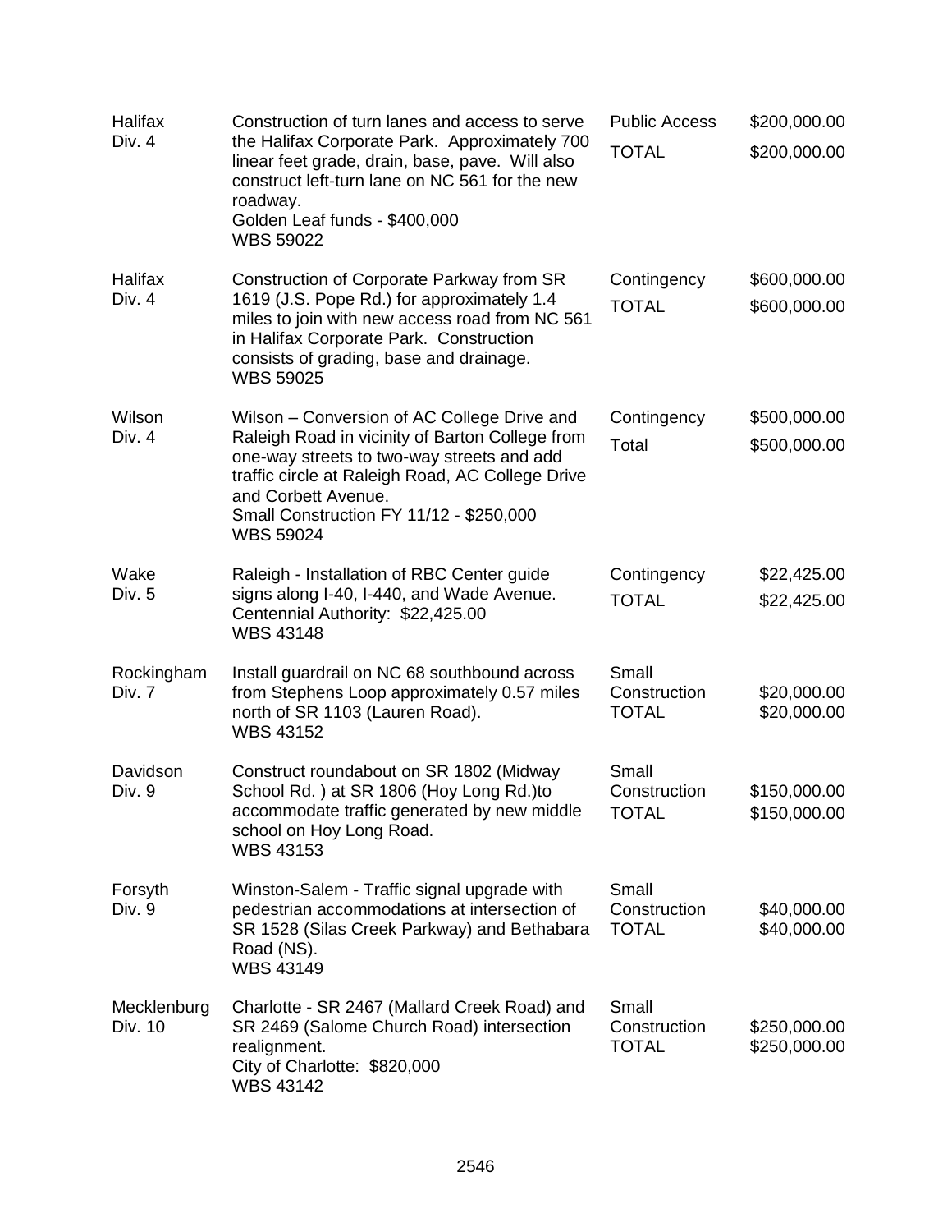| | | | |
|---|---|---|---|
| Halifax<br>Div. 4 | Construction of turn lanes and access to serve the Halifax Corporate Park. Approximately 700 linear feet grade, drain, base, pave. Will also construct left-turn lane on NC 561 for the new roadway.<br>Golden Leaf funds - $400,000<br>WBS 59022 | Public Access<br>TOTAL | $200,000.00<br>$200,000.00 |
| Halifax<br>Div. 4 | Construction of Corporate Parkway from SR 1619 (J.S. Pope Rd.) for approximately 1.4 miles to join with new access road from NC 561 in Halifax Corporate Park. Construction consists of grading, base and drainage.<br>WBS 59025 | Contingency<br>TOTAL | $600,000.00<br>$600,000.00 |
| Wilson<br>Div. 4 | Wilson – Conversion of AC College Drive and Raleigh Road in vicinity of Barton College from one-way streets to two-way streets and add traffic circle at Raleigh Road, AC College Drive and Corbett Avenue.<br>Small Construction FY 11/12 - $250,000<br>WBS 59024 | Contingency<br>Total | $500,000.00<br>$500,000.00 |
| Wake<br>Div. 5 | Raleigh - Installation of RBC Center guide signs along I-40, I-440, and Wade Avenue.<br>Centennial Authority: $22,425.00<br>WBS 43148 | Contingency<br>TOTAL | $22,425.00<br>$22,425.00 |
| Rockingham<br>Div. 7 | Install guardrail on NC 68 southbound across from Stephens Loop approximately 0.57 miles north of SR 1103 (Lauren Road).<br>WBS 43152 | Small Construction<br>TOTAL | $20,000.00<br>$20,000.00 |
| Davidson<br>Div. 9 | Construct roundabout on SR 1802 (Midway School Rd. ) at SR 1806 (Hoy Long Rd.)to accommodate traffic generated by new middle school on Hoy Long Road.<br>WBS 43153 | Small Construction<br>TOTAL | $150,000.00<br>$150,000.00 |
| Forsyth<br>Div. 9 | Winston-Salem - Traffic signal upgrade with pedestrian accommodations at intersection of SR 1528 (Silas Creek Parkway) and Bethabara Road (NS).<br>WBS 43149 | Small Construction<br>TOTAL | $40,000.00<br>$40,000.00 |
| Mecklenburg<br>Div. 10 | Charlotte - SR 2467 (Mallard Creek Road) and SR 2469 (Salome Church Road) intersection realignment.<br>City of Charlotte: $820,000<br>WBS 43142 | Small Construction<br>TOTAL | $250,000.00<br>$250,000.00 |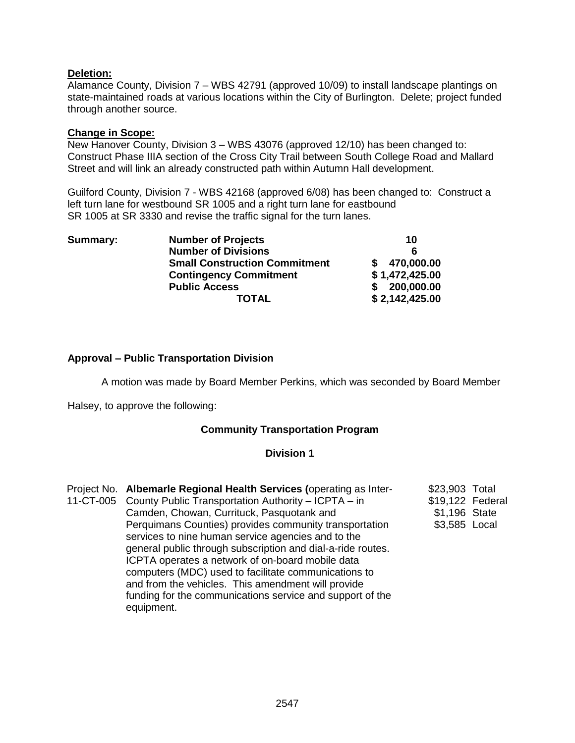**Deletion:**

Alamance County, Division 7 – WBS 42791 (approved 10/09) to install landscape plantings on state-maintained roads at various locations within the City of Burlington. Delete; project funded through another source.

**Change in Scope:**

New Hanover County, Division 3 – WBS 43076 (approved 12/10) has been changed to: Construct Phase IIIA section of the Cross City Trail between South College Road and Mallard Street and will link an already constructed path within Autumn Hall development.

Guilford County, Division 7 - WBS 42168 (approved 6/08) has been changed to: Construct a left turn lane for westbound SR 1005 and a right turn lane for eastbound SR 1005 at SR 3330 and revise the traffic signal for the turn lanes.

| **Summary:** | | |
|---|---|---|
| | **Number of Projects** | **10** |
| | **Number of Divisions** | **6** |
| | **Small Construction Commitment** | **$ 470,000.00** |
| | **Contingency Commitment** | **$ 1,472,425.00** |
| | **Public Access** | **$ 200,000.00** |
| | **TOTAL** | **$ 2,142,425.00** |

**Approval – Public Transportation Division**

A motion was made by Board Member Perkins, which was seconded by Board Member Halsey, to approve the following:

**Community Transportation Program**

**Division 1**

| | | |
|---|---|---|
| Project No. 11-CT-005 | **Albemarle Regional Health Services (**operating as Inter-County Public Transportation Authority – ICPTA – in Camden, Chowan, Currituck, Pasquotank and Perquimans Counties) provides community transportation services to nine human service agencies and to the general public through subscription and dial-a-ride routes. ICPTA operates a network of on-board mobile data computers (MDC) used to facilitate communications to and from the vehicles. This amendment will provide funding for the communications service and support of the equipment. | $23,903 Total<br>$19,122 Federal<br>$1,196 State<br>$3,585 Local |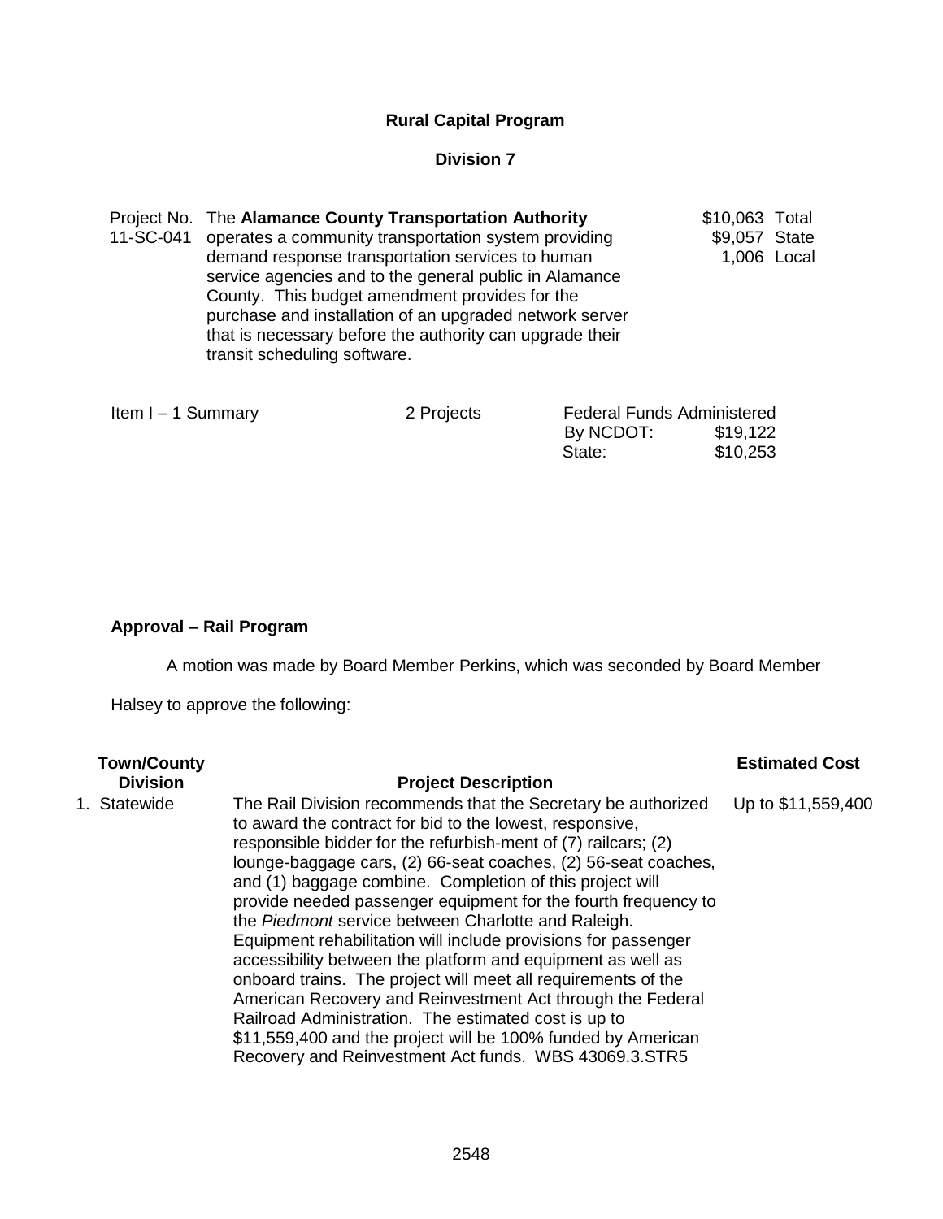## Rural Capital Program

### Division 7

| | | |
|---|---|---|
| Project No. 11-SC-041 | The **Alamance County Transportation Authority** operates a community transportation system providing demand response transportation services to human service agencies and to the general public in Alamance County. This budget amendment provides for the purchase and installation of an upgraded network server that is necessary before the authority can upgrade their transit scheduling software. | $10,063 Total<br>$9,057 State<br>1,006 Local |

| | | |
|---|---|---|
| Item I – 1 Summary | 2 Projects | Federal Funds Administered By NCDOT: $19,122<br>State: $10,253 |

**Approval – Rail Program**

A motion was made by Board Member Perkins, which was seconded by Board Member Halsey to approve the following:

| Town/County Division | Project Description | Estimated Cost |
|---|---|---|
| 1. Statewide | The Rail Division recommends that the Secretary be authorized to award the contract for bid to the lowest, responsive, responsible bidder for the refurbish-ment of (7) railcars; (2) lounge-baggage cars, (2) 66-seat coaches, (2) 56-seat coaches, and (1) baggage combine. Completion of this project will provide needed passenger equipment for the fourth frequency to the *Piedmont* service between Charlotte and Raleigh. Equipment rehabilitation will include provisions for passenger accessibility between the platform and equipment as well as onboard trains. The project will meet all requirements of the American Recovery and Reinvestment Act through the Federal Railroad Administration. The estimated cost is up to $11,559,400 and the project will be 100% funded by American Recovery and Reinvestment Act funds. WBS 43069.3.STR5 | Up to $11,559,400 |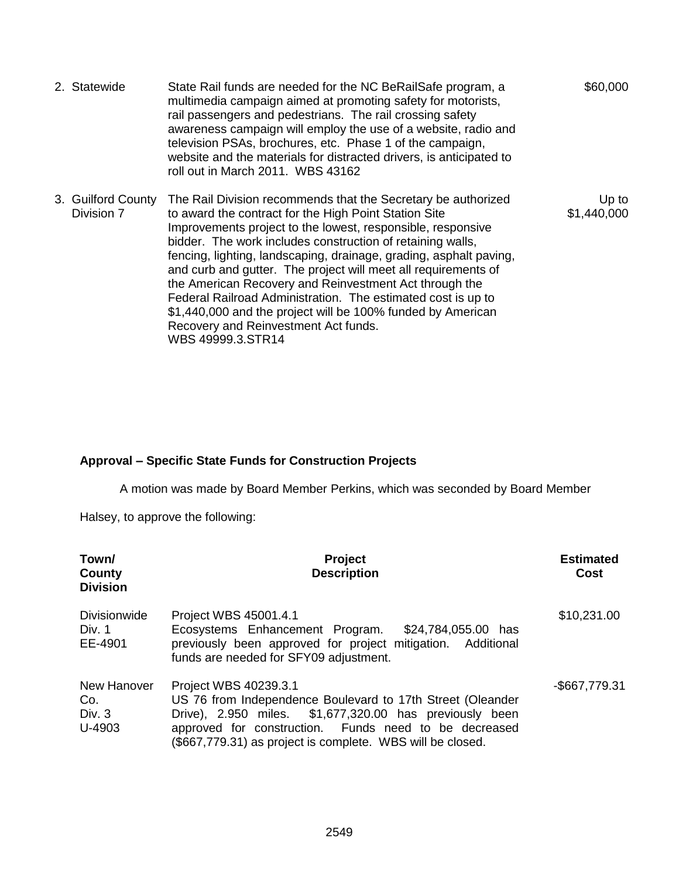| | | |
|---|---|---|
| 2. Statewide | State Rail funds are needed for the NC BeRailSafe program, a multimedia campaign aimed at promoting safety for motorists, rail passengers and pedestrians. The rail crossing safety awareness campaign will employ the use of a website, radio and television PSAs, brochures, etc. Phase 1 of the campaign, website and the materials for distracted drivers, is anticipated to roll out in March 2011. WBS 43162 | $60,000 |
| 3. Guilford County Division 7 | The Rail Division recommends that the Secretary be authorized to award the contract for the High Point Station Site Improvements project to the lowest, responsible, responsive bidder. The work includes construction of retaining walls, fencing, lighting, landscaping, drainage, grading, asphalt paving, and curb and gutter. The project will meet all requirements of the American Recovery and Reinvestment Act through the Federal Railroad Administration. The estimated cost is up to $1,440,000 and the project will be 100% funded by American Recovery and Reinvestment Act funds. WBS 49999.3.STR14 | Up to $1,440,000 |

**Approval – Specific State Funds for Construction Projects**

A motion was made by Board Member Perkins, which was seconded by Board Member Halsey, to approve the following:

| Town/ County Division | Project Description | Estimated Cost |
|---|---|---|
| Divisionwide Div. 1 EE-4901 | Project WBS 45001.4.1 Ecosystems Enhancement Program. $24,784,055.00 has previously been approved for project mitigation. Additional funds are needed for SFY09 adjustment. | $10,231.00 |
| New Hanover Co. Div. 3 U-4903 | Project WBS 40239.3.1 US 76 from Independence Boulevard to 17th Street (Oleander Drive), 2.950 miles. $1,677,320.00 has previously been approved for construction. Funds need to be decreased ($667,779.31) as project is complete. WBS will be closed. | -$667,779.31 |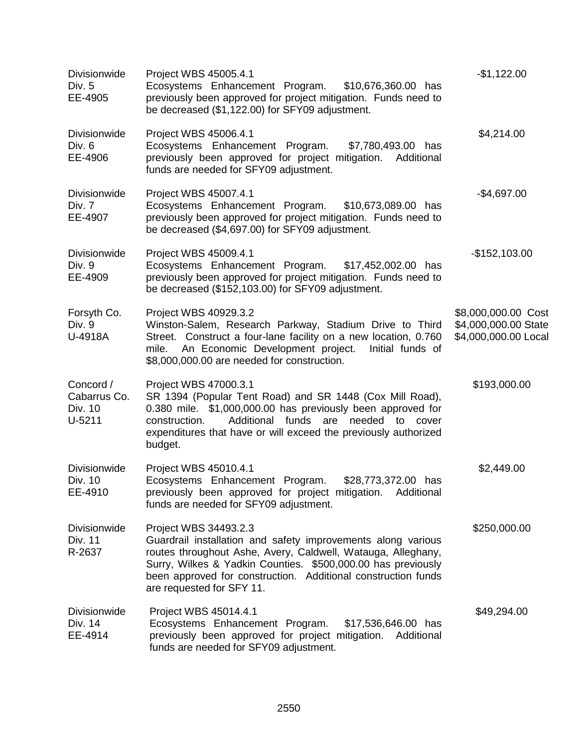| | | |
|---|---|---|
| Divisionwide<br>Div. 5<br>EE-4905 | Project WBS 45005.4.1<br>Ecosystems Enhancement Program. $10,676,360.00 has previously been approved for project mitigation. Funds need to be decreased ($1,122.00) for SFY09 adjustment. | -$1,122.00 |
| Divisionwide<br>Div. 6<br>EE-4906 | Project WBS 45006.4.1<br>Ecosystems Enhancement Program. $7,780,493.00 has previously been approved for project mitigation. Additional funds are needed for SFY09 adjustment. | $4,214.00 |
| Divisionwide<br>Div. 7<br>EE-4907 | Project WBS 45007.4.1<br>Ecosystems Enhancement Program. $10,673,089.00 has previously been approved for project mitigation. Funds need to be decreased ($4,697.00) for SFY09 adjustment. | -$4,697.00 |
| Divisionwide<br>Div. 9<br>EE-4909 | Project WBS 45009.4.1<br>Ecosystems Enhancement Program. $17,452,002.00 has previously been approved for project mitigation. Funds need to be decreased ($152,103.00) for SFY09 adjustment. | -$152,103.00 |
| Forsyth Co.<br>Div. 9<br>U-4918A | Project WBS 40929.3.2<br>Winston-Salem, Research Parkway, Stadium Drive to Third Street. Construct a four-lane facility on a new location, 0.760 mile. An Economic Development project. Initial funds of $8,000,000.00 are needed for construction. | $8,000,000.00 Cost<br>$4,000,000.00 State<br>$4,000,000.00 Local |
| Concord /<br>Cabarrus Co.<br>Div. 10<br>U-5211 | Project WBS 47000.3.1<br>SR 1394 (Popular Tent Road) and SR 1448 (Cox Mill Road), 0.380 mile. $1,000,000.00 has previously been approved for construction. Additional funds are needed to cover expenditures that have or will exceed the previously authorized budget. | $193,000.00 |
| Divisionwide<br>Div. 10<br>EE-4910 | Project WBS 45010.4.1<br>Ecosystems Enhancement Program. $28,773,372.00 has previously been approved for project mitigation. Additional funds are needed for SFY09 adjustment. | $2,449.00 |
| Divisionwide<br>Div. 11<br>R-2637 | Project WBS 34493.2.3<br>Guardrail installation and safety improvements along various routes throughout Ashe, Avery, Caldwell, Watauga, Alleghany, Surry, Wilkes & Yadkin Counties. $500,000.00 has previously been approved for construction. Additional construction funds are requested for SFY 11. | $250,000.00 |
| Divisionwide<br>Div. 14<br>EE-4914 | Project WBS 45014.4.1<br>Ecosystems Enhancement Program. $17,536,646.00 has previously been approved for project mitigation. Additional funds are needed for SFY09 adjustment. | $49,294.00 |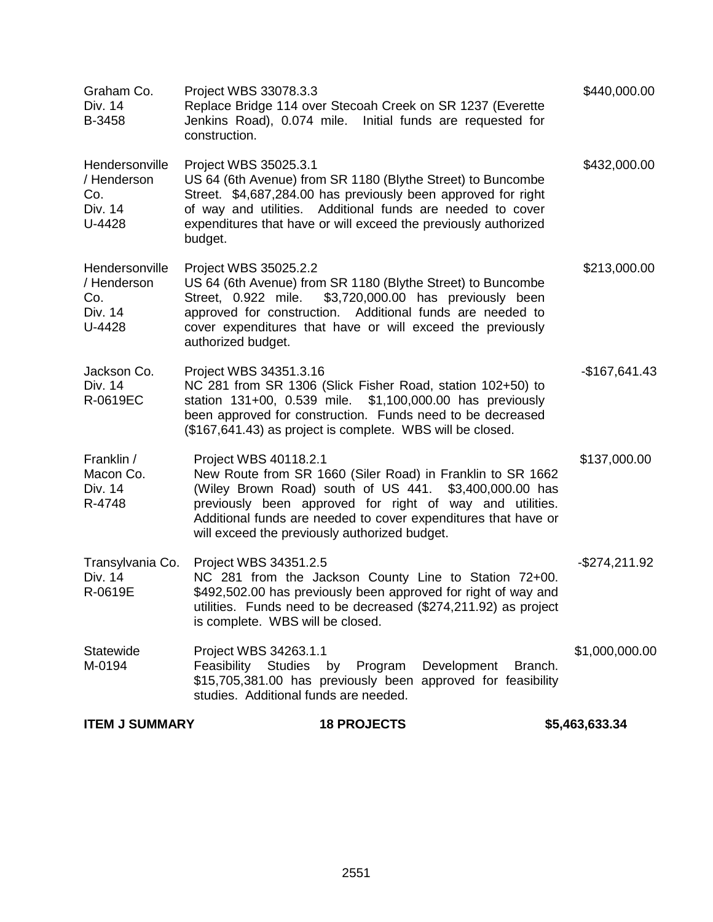| | | |
|---|---|---|
| Graham Co.<br>Div. 14<br>B-3458 | Project WBS 33078.3.3<br>Replace Bridge 114 over Stecoah Creek on SR 1237 (Everette Jenkins Road), 0.074 mile. Initial funds are requested for construction. | $440,000.00 |
| Hendersonville / Henderson Co.<br>Div. 14<br>U-4428 | Project WBS 35025.3.1<br>US 64 (6th Avenue) from SR 1180 (Blythe Street) to Buncombe Street. $4,687,284.00 has previously been approved for right of way and utilities. Additional funds are needed to cover expenditures that have or will exceed the previously authorized budget. | $432,000.00 |
| Hendersonville / Henderson Co.<br>Div. 14<br>U-4428 | Project WBS 35025.2.2<br>US 64 (6th Avenue) from SR 1180 (Blythe Street) to Buncombe Street, 0.922 mile. $3,720,000.00 has previously been approved for construction. Additional funds are needed to cover expenditures that have or will exceed the previously authorized budget. | $213,000.00 |
| Jackson Co.<br>Div. 14<br>R-0619EC | Project WBS 34351.3.16<br>NC 281 from SR 1306 (Slick Fisher Road, station 102+50) to station 131+00, 0.539 mile. $1,100,000.00 has previously been approved for construction. Funds need to be decreased ($167,641.43) as project is complete. WBS will be closed. | -$167,641.43 |
| Franklin / Macon Co.<br>Div. 14<br>R-4748 | Project WBS 40118.2.1<br>New Route from SR 1660 (Siler Road) in Franklin to SR 1662 (Wiley Brown Road) south of US 441. $3,400,000.00 has previously been approved for right of way and utilities. Additional funds are needed to cover expenditures that have or will exceed the previously authorized budget. | $137,000.00 |
| Transylvania Co.<br>Div. 14<br>R-0619E | Project WBS 34351.2.5<br>NC 281 from the Jackson County Line to Station 72+00. $492,502.00 has previously been approved for right of way and utilities. Funds need to be decreased ($274,211.92) as project is complete. WBS will be closed. | -$274,211.92 |
| Statewide<br>M-0194 | Project WBS 34263.1.1<br>Feasibility Studies by Program Development Branch. $15,705,381.00 has previously been approved for feasibility studies. Additional funds are needed. | $1,000,000.00 |
| **ITEM J SUMMARY** | **18 PROJECTS** | **$5,463,633.34** |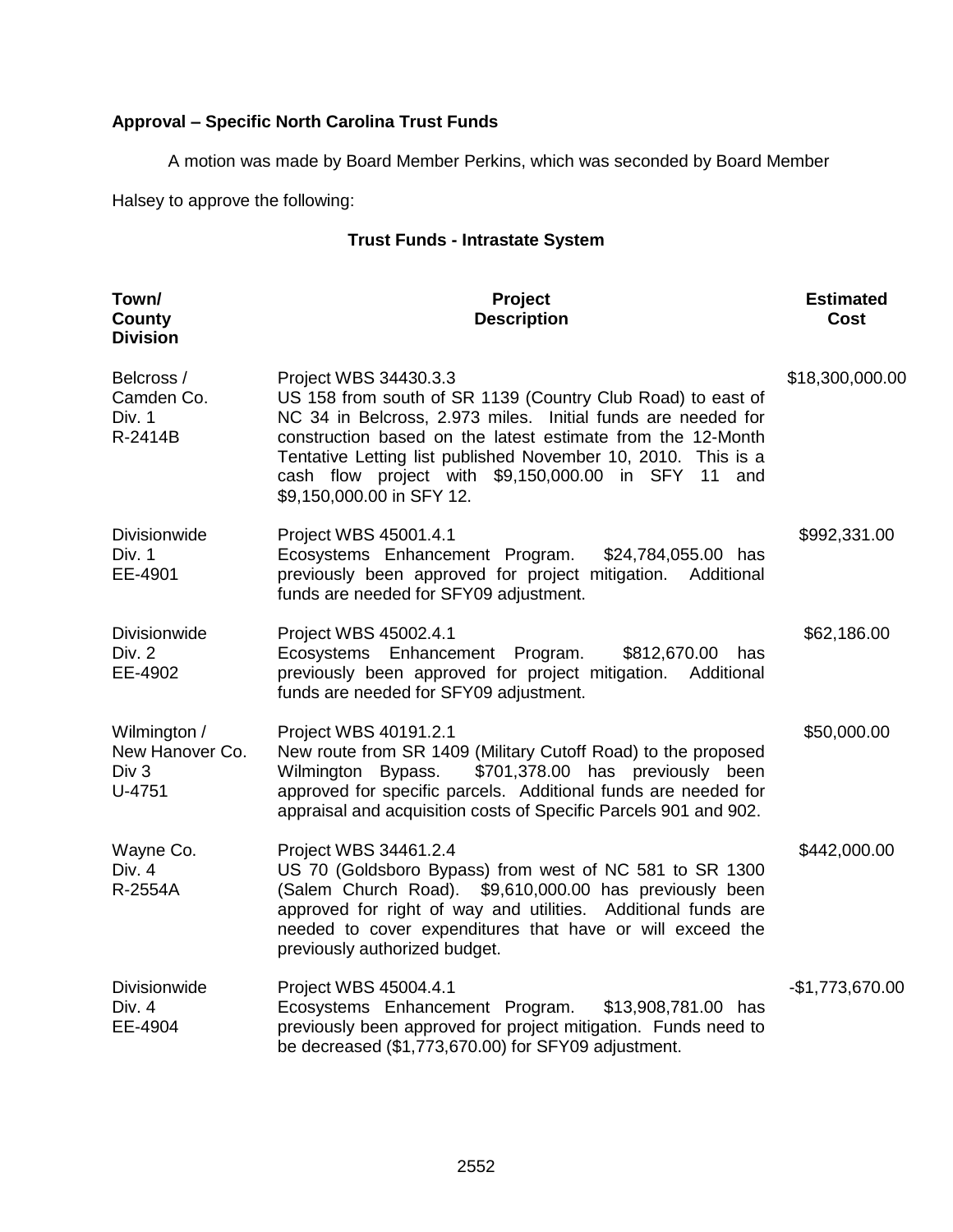**Approval – Specific North Carolina Trust Funds**

A motion was made by Board Member Perkins, which was seconded by Board Member Halsey to approve the following:

**Trust Funds - Intrastate System**

| Town/ County Division | Project Description | Estimated Cost |
|---|---|---|
| Belcross / Camden Co. Div. 1 R-2414B | Project WBS 34430.3.3 US 158 from south of SR 1139 (Country Club Road) to east of NC 34 in Belcross, 2.973 miles. Initial funds are needed for construction based on the latest estimate from the 12-Month Tentative Letting list published November 10, 2010. This is a cash flow project with $9,150,000.00 in SFY 11 and $9,150,000.00 in SFY 12. | $18,300,000.00 |
| Divisionwide Div. 1 EE-4901 | Project WBS 45001.4.1 Ecosystems Enhancement Program. $24,784,055.00 has previously been approved for project mitigation. Additional funds are needed for SFY09 adjustment. | $992,331.00 |
| Divisionwide Div. 2 EE-4902 | Project WBS 45002.4.1 Ecosystems Enhancement Program. $812,670.00 has previously been approved for project mitigation. Additional funds are needed for SFY09 adjustment. | $62,186.00 |
| Wilmington / New Hanover Co. Div 3 U-4751 | Project WBS 40191.2.1 New route from SR 1409 (Military Cutoff Road) to the proposed Wilmington Bypass. $701,378.00 has previously been approved for specific parcels. Additional funds are needed for appraisal and acquisition costs of Specific Parcels 901 and 902. | $50,000.00 |
| Wayne Co. Div. 4 R-2554A | Project WBS 34461.2.4 US 70 (Goldsboro Bypass) from west of NC 581 to SR 1300 (Salem Church Road). $9,610,000.00 has previously been approved for right of way and utilities. Additional funds are needed to cover expenditures that have or will exceed the previously authorized budget. | $442,000.00 |
| Divisionwide Div. 4 EE-4904 | Project WBS 45004.4.1 Ecosystems Enhancement Program. $13,908,781.00 has previously been approved for project mitigation. Funds need to be decreased ($1,773,670.00) for SFY09 adjustment. | -$1,773,670.00 |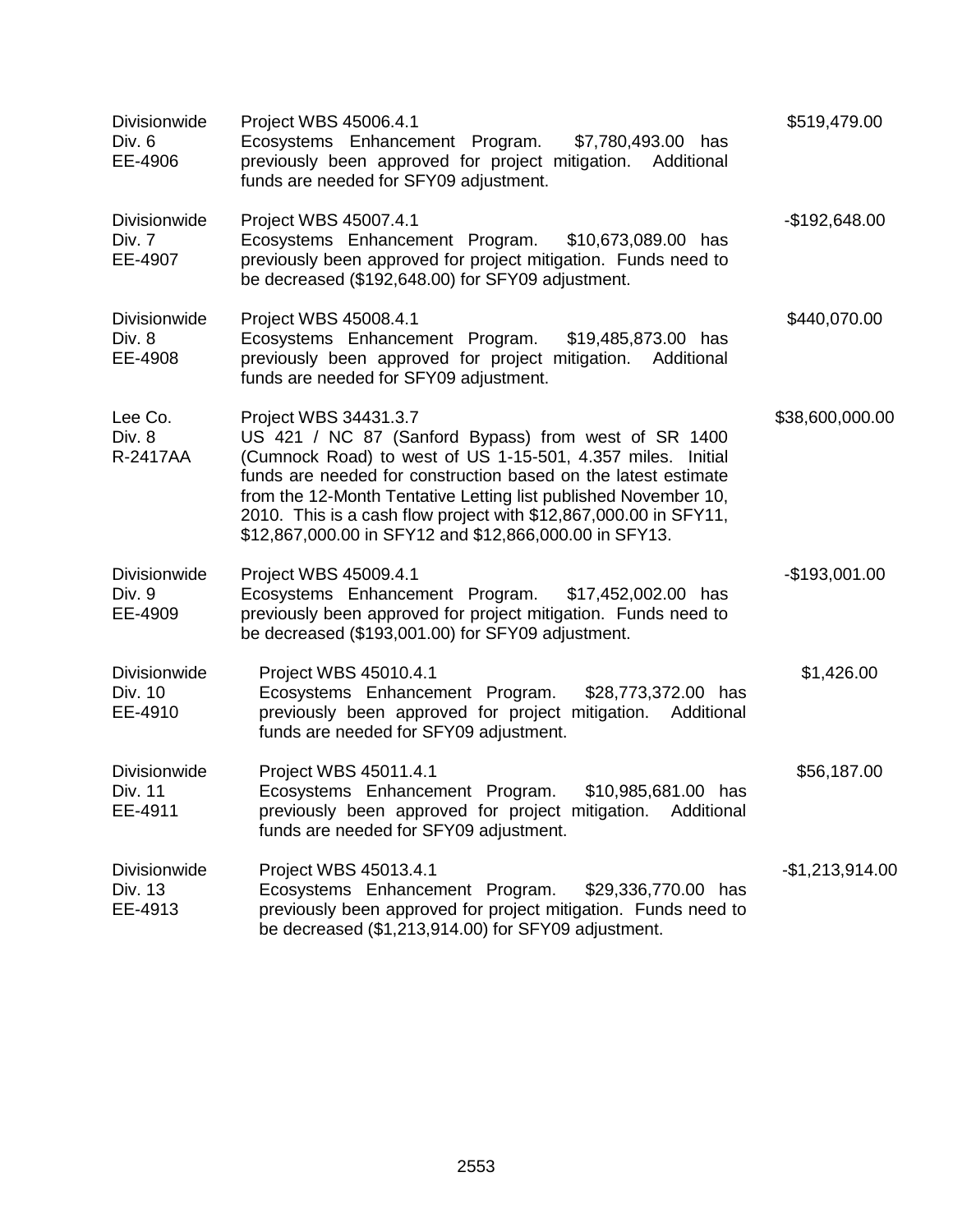| | | |
|---|---|---|
| Divisionwide<br>Div. 6<br>EE-4906 | Project WBS 45006.4.1<br>Ecosystems Enhancement Program. $7,780,493.00 has previously been approved for project mitigation. Additional funds are needed for SFY09 adjustment. | $519,479.00 |
| Divisionwide<br>Div. 7<br>EE-4907 | Project WBS 45007.4.1<br>Ecosystems Enhancement Program. $10,673,089.00 has previously been approved for project mitigation. Funds need to be decreased ($192,648.00) for SFY09 adjustment. | -$192,648.00 |
| Divisionwide<br>Div. 8<br>EE-4908 | Project WBS 45008.4.1<br>Ecosystems Enhancement Program. $19,485,873.00 has previously been approved for project mitigation. Additional funds are needed for SFY09 adjustment. | $440,070.00 |
| Lee Co.<br>Div. 8<br>R-2417AA | Project WBS 34431.3.7<br>US 421 / NC 87 (Sanford Bypass) from west of SR 1400 (Cumnock Road) to west of US 1-15-501, 4.357 miles. Initial funds are needed for construction based on the latest estimate from the 12-Month Tentative Letting list published November 10, 2010. This is a cash flow project with $12,867,000.00 in SFY11, $12,867,000.00 in SFY12 and $12,866,000.00 in SFY13. | $38,600,000.00 |
| Divisionwide<br>Div. 9<br>EE-4909 | Project WBS 45009.4.1<br>Ecosystems Enhancement Program. $17,452,002.00 has previously been approved for project mitigation. Funds need to be decreased ($193,001.00) for SFY09 adjustment. | -$193,001.00 |
| Divisionwide<br>Div. 10<br>EE-4910 | Project WBS 45010.4.1<br>Ecosystems Enhancement Program. $28,773,372.00 has previously been approved for project mitigation. Additional funds are needed for SFY09 adjustment. | $1,426.00 |
| Divisionwide<br>Div. 11<br>EE-4911 | Project WBS 45011.4.1<br>Ecosystems Enhancement Program. $10,985,681.00 has previously been approved for project mitigation. Additional funds are needed for SFY09 adjustment. | $56,187.00 |
| Divisionwide<br>Div. 13<br>EE-4913 | Project WBS 45013.4.1<br>Ecosystems Enhancement Program. $29,336,770.00 has previously been approved for project mitigation. Funds need to be decreased ($1,213,914.00) for SFY09 adjustment. | -$1,213,914.00 |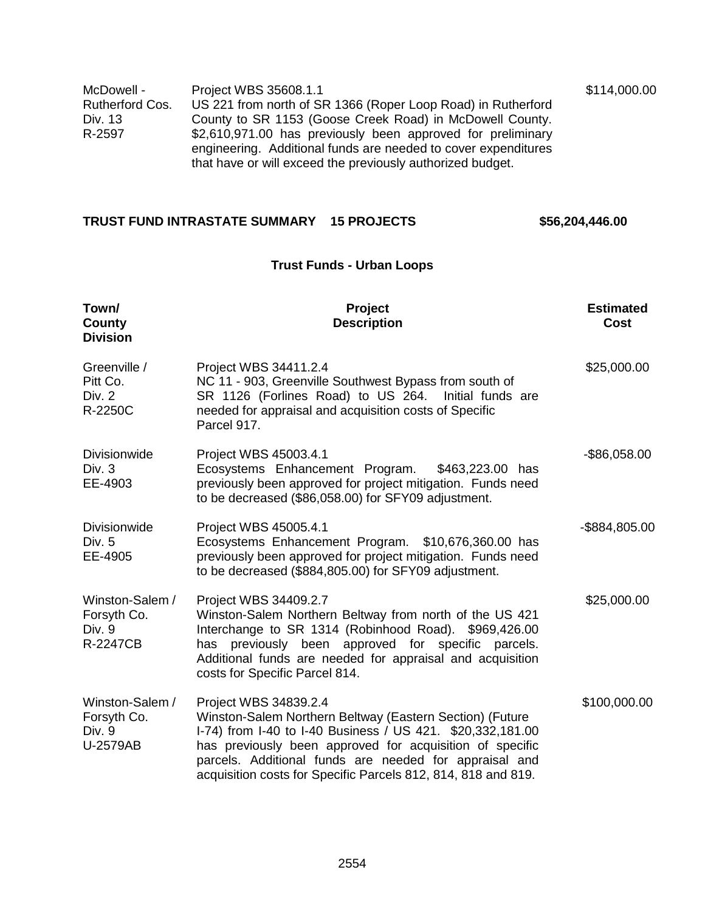| | | |
|---|---|---|
| McDowell - Rutherford Cos. Div. 13 R-2597 | Project WBS 35608.1.1 US 221 from north of SR 1366 (Roper Loop Road) in Rutherford County to SR 1153 (Goose Creek Road) in McDowell County. $2,610,971.00 has previously been approved for preliminary engineering. Additional funds are needed to cover expenditures that have or will exceed the previously authorized budget. | $114,000.00 |

**TRUST FUND INTRASTATE SUMMARY 15 PROJECTS $56,204,446.00**

## Trust Funds - Urban Loops

| Town/ County Division | Project Description | Estimated Cost |
|---|---|---|
| Greenville / Pitt Co. Div. 2 R-2250C | Project WBS 34411.2.4 NC 11 - 903, Greenville Southwest Bypass from south of SR 1126 (Forlines Road) to US 264. Initial funds are needed for appraisal and acquisition costs of Specific Parcel 917. | $25,000.00 |
| Divisionwide Div. 3 EE-4903 | Project WBS 45003.4.1 Ecosystems Enhancement Program. $463,223.00 has previously been approved for project mitigation. Funds need to be decreased ($86,058.00) for SFY09 adjustment. | -$86,058.00 |
| Divisionwide Div. 5 EE-4905 | Project WBS 45005.4.1 Ecosystems Enhancement Program. $10,676,360.00 has previously been approved for project mitigation. Funds need to be decreased ($884,805.00) for SFY09 adjustment. | -$884,805.00 |
| Winston-Salem / Forsyth Co. Div. 9 R-2247CB | Project WBS 34409.2.7 Winston-Salem Northern Beltway from north of the US 421 Interchange to SR 1314 (Robinhood Road). $969,426.00 has previously been approved for specific parcels. Additional funds are needed for appraisal and acquisition costs for Specific Parcel 814. | $25,000.00 |
| Winston-Salem / Forsyth Co. Div. 9 U-2579AB | Project WBS 34839.2.4 Winston-Salem Northern Beltway (Eastern Section) (Future I-74) from I-40 to I-40 Business / US 421. $20,332,181.00 has previously been approved for acquisition of specific parcels. Additional funds are needed for appraisal and acquisition costs for Specific Parcels 812, 814, 818 and 819. | $100,000.00 |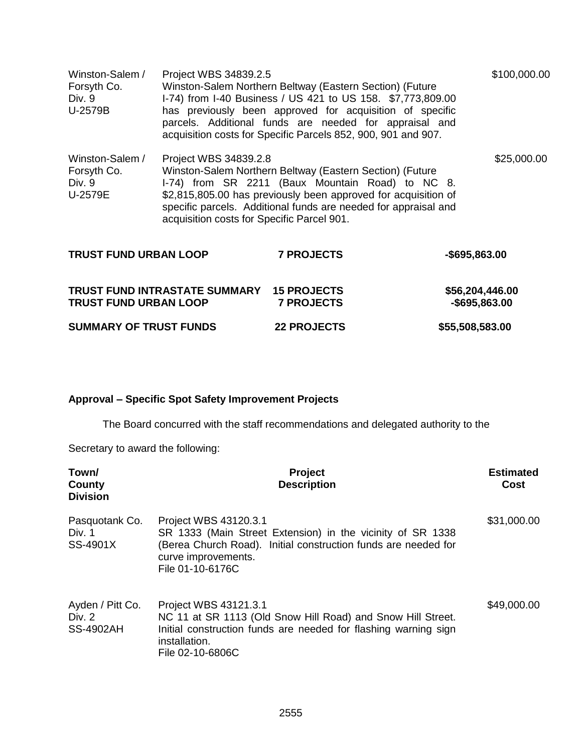| | | |
|---|---|---|
| Winston-Salem / Forsyth Co. Div. 9 U-2579B | Project WBS 34839.2.5 Winston-Salem Northern Beltway (Eastern Section) (Future I-74) from I-40 Business / US 421 to US 158. $7,773,809.00 has previously been approved for acquisition of specific parcels. Additional funds are needed for appraisal and acquisition costs for Specific Parcels 852, 900, 901 and 907. | $100,000.00 |
| Winston-Salem / Forsyth Co. Div. 9 U-2579E | Project WBS 34839.2.8 Winston-Salem Northern Beltway (Eastern Section) (Future I-74) from SR 2211 (Baux Mountain Road) to NC 8. $2,815,805.00 has previously been approved for acquisition of specific parcels. Additional funds are needed for appraisal and acquisition costs for Specific Parcel 901. | $25,000.00 |

| | | |
|---|---|---|
| **TRUST FUND URBAN LOOP** | **7 PROJECTS** | **-$695,863.00** |
| **TRUST FUND INTRASTATE SUMMARY** | **15 PROJECTS** | **$56,204,446.00** |
| **TRUST FUND URBAN LOOP** | **7 PROJECTS** | **-$695,863.00** |
| **SUMMARY OF TRUST FUNDS** | **22 PROJECTS** | **$55,508,583.00** |

**Approval – Specific Spot Safety Improvement Projects**

The Board concurred with the staff recommendations and delegated authority to the Secretary to award the following:

| Town/ County Division | Project Description | Estimated Cost |
|---|---|---|
| Pasquotank Co. Div. 1 SS-4901X | Project WBS 43120.3.1 SR 1333 (Main Street Extension) in the vicinity of SR 1338 (Berea Church Road). Initial construction funds are needed for curve improvements. File 01-10-6176C | $31,000.00 |
| Ayden / Pitt Co. Div. 2 SS-4902AH | Project WBS 43121.3.1 NC 11 at SR 1113 (Old Snow Hill Road) and Snow Hill Street. Initial construction funds are needed for flashing warning sign installation. File 02-10-6806C | $49,000.00 |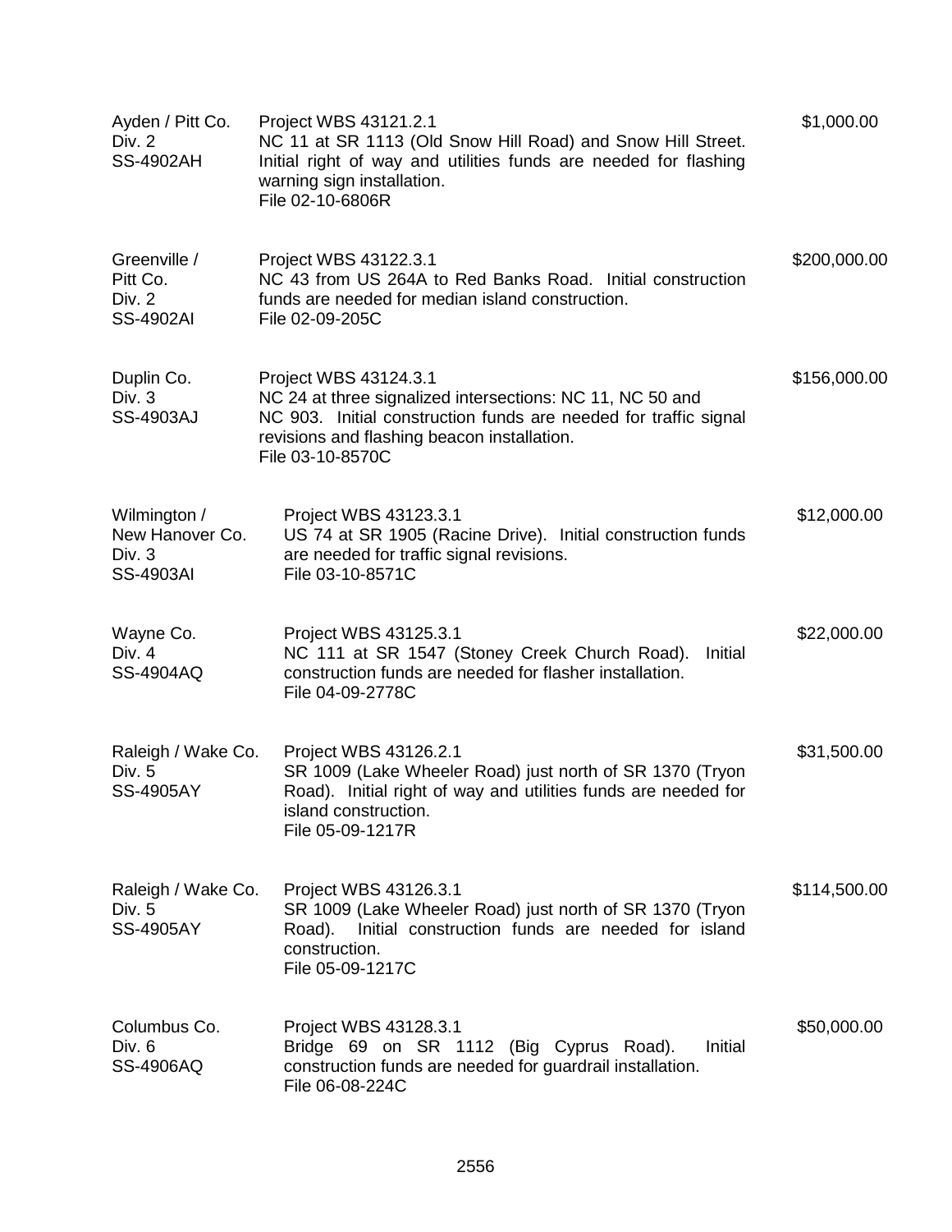| | | |
|---|---|---|
| Ayden / Pitt Co.<br>Div. 2<br>SS-4902AH | Project WBS 43121.2.1<br>NC 11 at SR 1113 (Old Snow Hill Road) and Snow Hill Street. Initial right of way and utilities funds are needed for flashing warning sign installation.<br>File 02-10-6806R | $1,000.00 |
| Greenville / Pitt Co.<br>Div. 2<br>SS-4902AI | Project WBS 43122.3.1<br>NC 43 from US 264A to Red Banks Road. Initial construction funds are needed for median island construction.<br>File 02-09-205C | $200,000.00 |
| Duplin Co.<br>Div. 3<br>SS-4903AJ | Project WBS 43124.3.1<br>NC 24 at three signalized intersections: NC 11, NC 50 and NC 903. Initial construction funds are needed for traffic signal revisions and flashing beacon installation.<br>File 03-10-8570C | $156,000.00 |
| Wilmington / New Hanover Co.<br>Div. 3<br>SS-4903AI | Project WBS 43123.3.1<br>US 74 at SR 1905 (Racine Drive). Initial construction funds are needed for traffic signal revisions.<br>File 03-10-8571C | $12,000.00 |
| Wayne Co.<br>Div. 4<br>SS-4904AQ | Project WBS 43125.3.1<br>NC 111 at SR 1547 (Stoney Creek Church Road). Initial construction funds are needed for flasher installation.<br>File 04-09-2778C | $22,000.00 |
| Raleigh / Wake Co.<br>Div. 5<br>SS-4905AY | Project WBS 43126.2.1<br>SR 1009 (Lake Wheeler Road) just north of SR 1370 (Tryon Road). Initial right of way and utilities funds are needed for island construction.<br>File 05-09-1217R | $31,500.00 |
| Raleigh / Wake Co.<br>Div. 5<br>SS-4905AY | Project WBS 43126.3.1<br>SR 1009 (Lake Wheeler Road) just north of SR 1370 (Tryon Road). Initial construction funds are needed for island construction.<br>File 05-09-1217C | $114,500.00 |
| Columbus Co.<br>Div. 6<br>SS-4906AQ | Project WBS 43128.3.1<br>Bridge 69 on SR 1112 (Big Cyprus Road). Initial construction funds are needed for guardrail installation.<br>File 06-08-224C | $50,000.00 |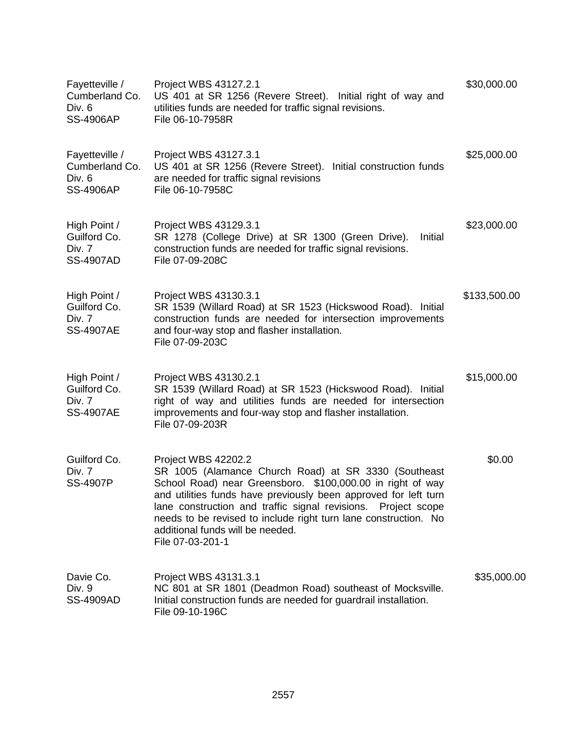| | | |
|---|---|---|
| Fayetteville / Cumberland Co. Div. 6 SS-4906AP | Project WBS 43127.2.1 US 401 at SR 1256 (Revere Street). Initial right of way and utilities funds are needed for traffic signal revisions. File 06-10-7958R | $30,000.00 |
| Fayetteville / Cumberland Co. Div. 6 SS-4906AP | Project WBS 43127.3.1 US 401 at SR 1256 (Revere Street). Initial construction funds are needed for traffic signal revisions File 06-10-7958C | $25,000.00 |
| High Point / Guilford Co. Div. 7 SS-4907AD | Project WBS 43129.3.1 SR 1278 (College Drive) at SR 1300 (Green Drive). Initial construction funds are needed for traffic signal revisions. File 07-09-208C | $23,000.00 |
| High Point / Guilford Co. Div. 7 SS-4907AE | Project WBS 43130.3.1 SR 1539 (Willard Road) at SR 1523 (Hickswood Road). Initial construction funds are needed for intersection improvements and four-way stop and flasher installation. File 07-09-203C | $133,500.00 |
| High Point / Guilford Co. Div. 7 SS-4907AE | Project WBS 43130.2.1 SR 1539 (Willard Road) at SR 1523 (Hickswood Road). Initial right of way and utilities funds are needed for intersection improvements and four-way stop and flasher installation. File 07-09-203R | $15,000.00 |
| Guilford Co. Div. 7 SS-4907P | Project WBS 42202.2 SR 1005 (Alamance Church Road) at SR 3330 (Southeast School Road) near Greensboro. $100,000.00 in right of way and utilities funds have previously been approved for left turn lane construction and traffic signal revisions. Project scope needs to be revised to include right turn lane construction. No additional funds will be needed. File 07-03-201-1 | $0.00 |
| Davie Co. Div. 9 SS-4909AD | Project WBS 43131.3.1 NC 801 at SR 1801 (Deadmon Road) southeast of Mocksville. Initial construction funds are needed for guardrail installation. File 09-10-196C | $35,000.00 |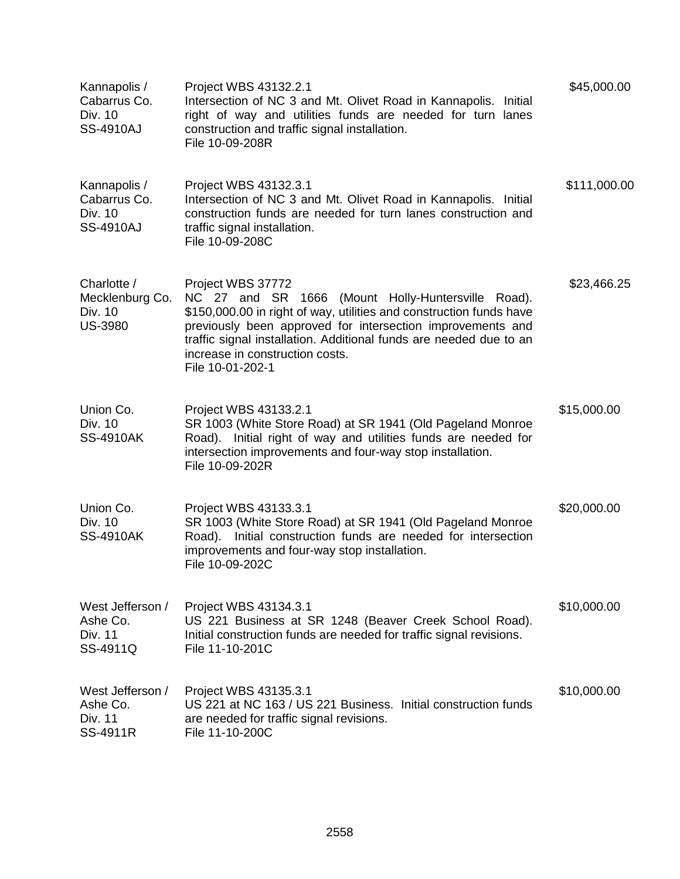| | | |
|---|---|---|
| Kannapolis / Cabarrus Co. Div. 10 SS-4910AJ | Project WBS 43132.2.1 Intersection of NC 3 and Mt. Olivet Road in Kannapolis. Initial right of way and utilities funds are needed for turn lanes construction and traffic signal installation. File 10-09-208R | $45,000.00 |
| Kannapolis / Cabarrus Co. Div. 10 SS-4910AJ | Project WBS 43132.3.1 Intersection of NC 3 and Mt. Olivet Road in Kannapolis. Initial construction funds are needed for turn lanes construction and traffic signal installation. File 10-09-208C | $111,000.00 |
| Charlotte / Mecklenburg Co. Div. 10 US-3980 | Project WBS 37772 NC 27 and SR 1666 (Mount Holly-Huntersville Road). $150,000.00 in right of way, utilities and construction funds have previously been approved for intersection improvements and traffic signal installation. Additional funds are needed due to an increase in construction costs. File 10-01-202-1 | $23,466.25 |
| Union Co. Div. 10 SS-4910AK | Project WBS 43133.2.1 SR 1003 (White Store Road) at SR 1941 (Old Pageland Monroe Road). Initial right of way and utilities funds are needed for intersection improvements and four-way stop installation. File 10-09-202R | $15,000.00 |
| Union Co. Div. 10 SS-4910AK | Project WBS 43133.3.1 SR 1003 (White Store Road) at SR 1941 (Old Pageland Monroe Road). Initial construction funds are needed for intersection improvements and four-way stop installation. File 10-09-202C | $20,000.00 |
| West Jefferson / Ashe Co. Div. 11 SS-4911Q | Project WBS 43134.3.1 US 221 Business at SR 1248 (Beaver Creek School Road). Initial construction funds are needed for traffic signal revisions. File 11-10-201C | $10,000.00 |
| West Jefferson / Ashe Co. Div. 11 SS-4911R | Project WBS 43135.3.1 US 221 at NC 163 / US 221 Business. Initial construction funds are needed for traffic signal revisions. File 11-10-200C | $10,000.00 |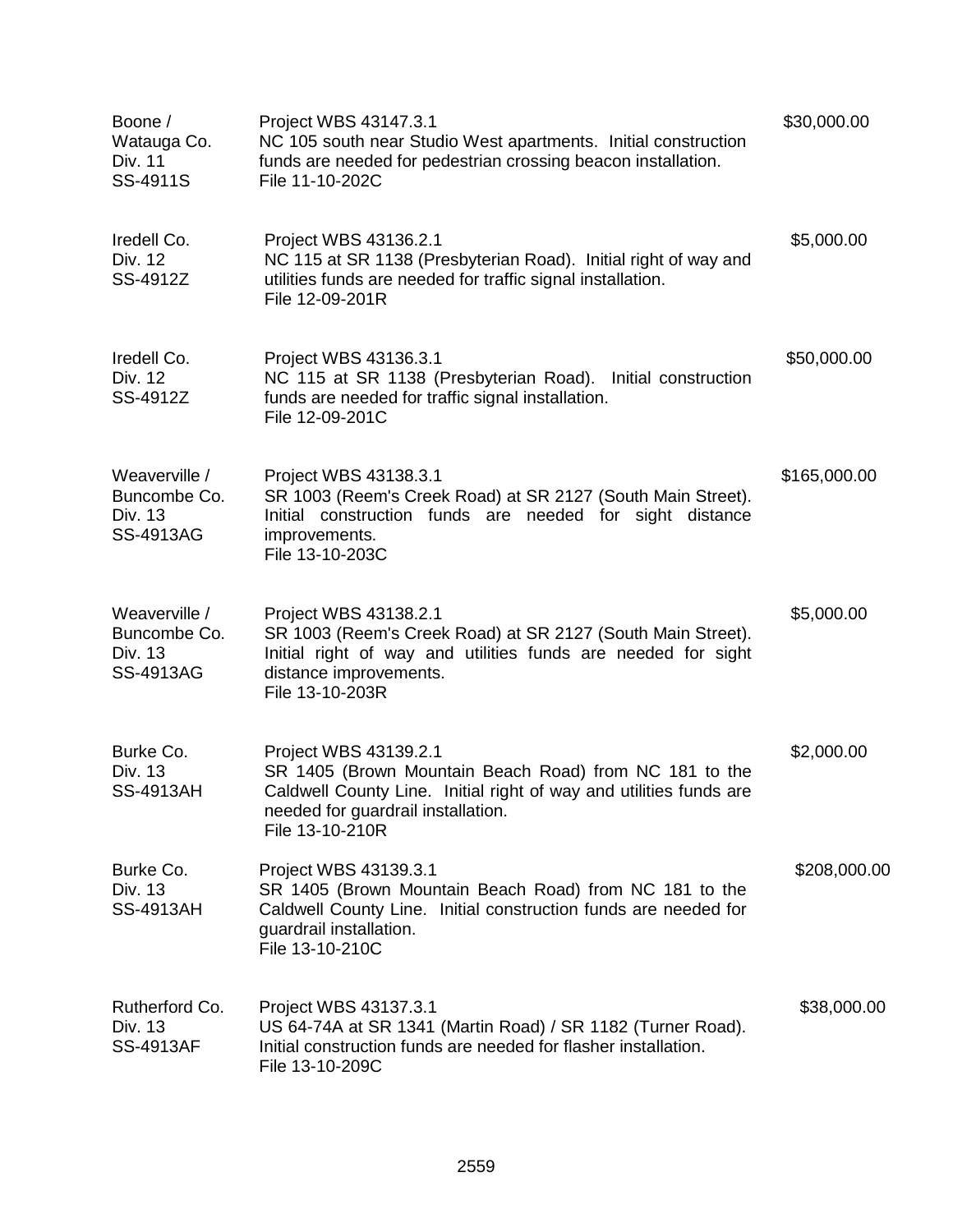| | | |
|---|---|---|
| Boone / Watauga Co. Div. 11 SS-4911S | Project WBS 43147.3.1 NC 105 south near Studio West apartments. Initial construction funds are needed for pedestrian crossing beacon installation. File 11-10-202C | $30,000.00 |
| Iredell Co. Div. 12 SS-4912Z | Project WBS 43136.2.1 NC 115 at SR 1138 (Presbyterian Road). Initial right of way and utilities funds are needed for traffic signal installation. File 12-09-201R | $5,000.00 |
| Iredell Co. Div. 12 SS-4912Z | Project WBS 43136.3.1 NC 115 at SR 1138 (Presbyterian Road). Initial construction funds are needed for traffic signal installation. File 12-09-201C | $50,000.00 |
| Weaverville / Buncombe Co. Div. 13 SS-4913AG | Project WBS 43138.3.1 SR 1003 (Reem's Creek Road) at SR 2127 (South Main Street). Initial construction funds are needed for sight distance improvements. File 13-10-203C | $165,000.00 |
| Weaverville / Buncombe Co. Div. 13 SS-4913AG | Project WBS 43138.2.1 SR 1003 (Reem's Creek Road) at SR 2127 (South Main Street). Initial right of way and utilities funds are needed for sight distance improvements. File 13-10-203R | $5,000.00 |
| Burke Co. Div. 13 SS-4913AH | Project WBS 43139.2.1 SR 1405 (Brown Mountain Beach Road) from NC 181 to the Caldwell County Line. Initial right of way and utilities funds are needed for guardrail installation. File 13-10-210R | $2,000.00 |
| Burke Co. Div. 13 SS-4913AH | Project WBS 43139.3.1 SR 1405 (Brown Mountain Beach Road) from NC 181 to the Caldwell County Line. Initial construction funds are needed for guardrail installation. File 13-10-210C | $208,000.00 |
| Rutherford Co. Div. 13 SS-4913AF | Project WBS 43137.3.1 US 64-74A at SR 1341 (Martin Road) / SR 1182 (Turner Road). Initial construction funds are needed for flasher installation. File 13-10-209C | $38,000.00 |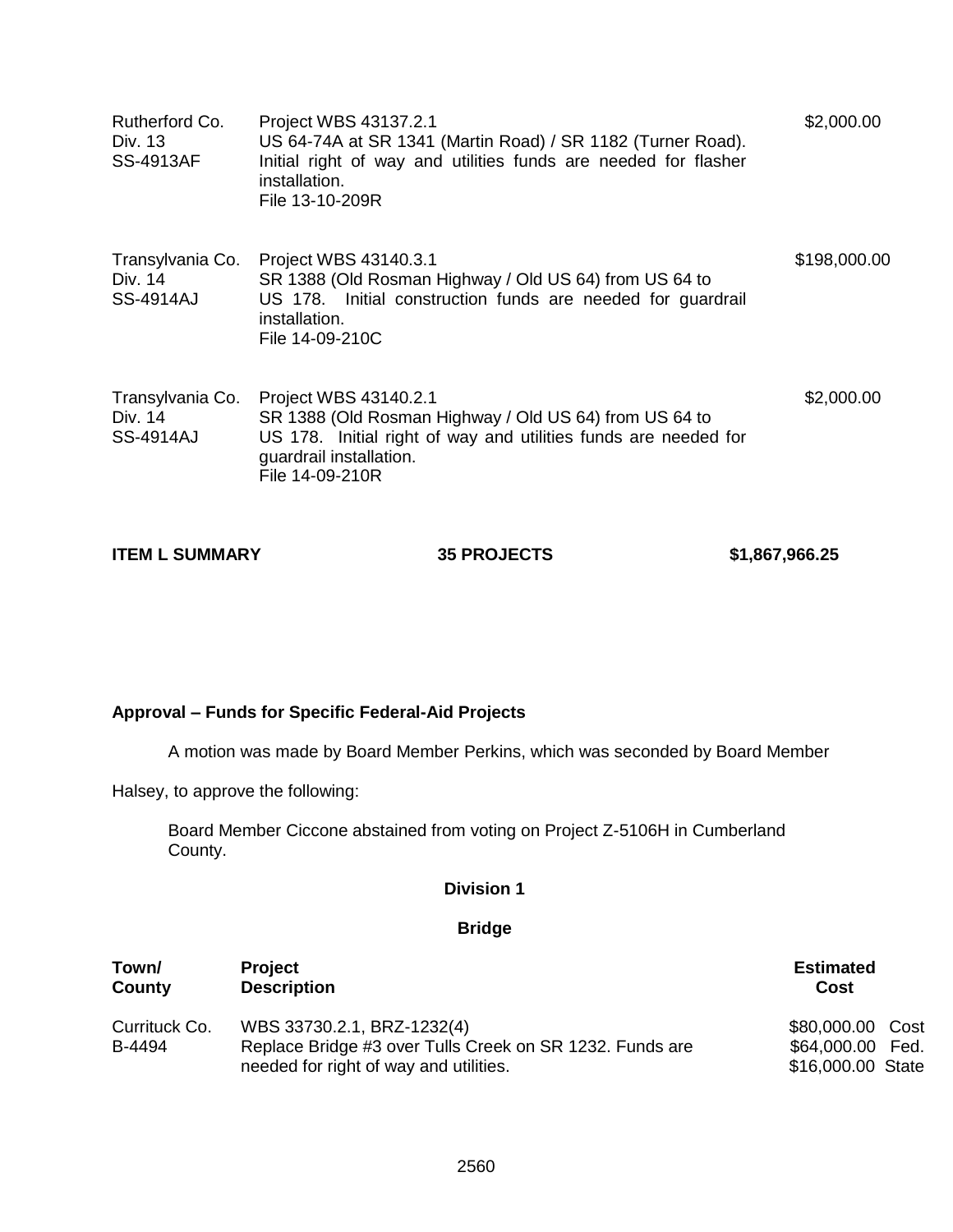| | | |
|---|---|---|
| Rutherford Co.<br>Div. 13<br>SS-4913AF | Project WBS 43137.2.1<br>US 64-74A at SR 1341 (Martin Road) / SR 1182 (Turner Road). Initial right of way and utilities funds are needed for flasher installation.<br>File 13-10-209R | $2,000.00 |
| Transylvania Co.<br>Div. 14<br>SS-4914AJ | Project WBS 43140.3.1<br>SR 1388 (Old Rosman Highway / Old US 64) from US 64 to US 178. Initial construction funds are needed for guardrail installation.<br>File 14-09-210C | $198,000.00 |
| Transylvania Co.<br>Div. 14<br>SS-4914AJ | Project WBS 43140.2.1<br>SR 1388 (Old Rosman Highway / Old US 64) from US 64 to US 178. Initial right of way and utilities funds are needed for guardrail installation.<br>File 14-09-210R | $2,000.00 |

**ITEM L SUMMARY** **35 PROJECTS** **$1,867,966.25**

**Approval – Funds for Specific Federal-Aid Projects**

A motion was made by Board Member Perkins, which was seconded by Board Member Halsey, to approve the following:

Board Member Ciccone abstained from voting on Project Z-5106H in Cumberland County.

**Division 1**

**Bridge**

| Town/ County | Project Description | Estimated Cost |
|---|---|---|
| Currituck Co.<br>B-4494 | WBS 33730.2.1, BRZ-1232(4)<br>Replace Bridge #3 over Tulls Creek on SR 1232. Funds are needed for right of way and utilities. | $80,000.00 Cost<br>$64,000.00 Fed.<br>$16,000.00 State |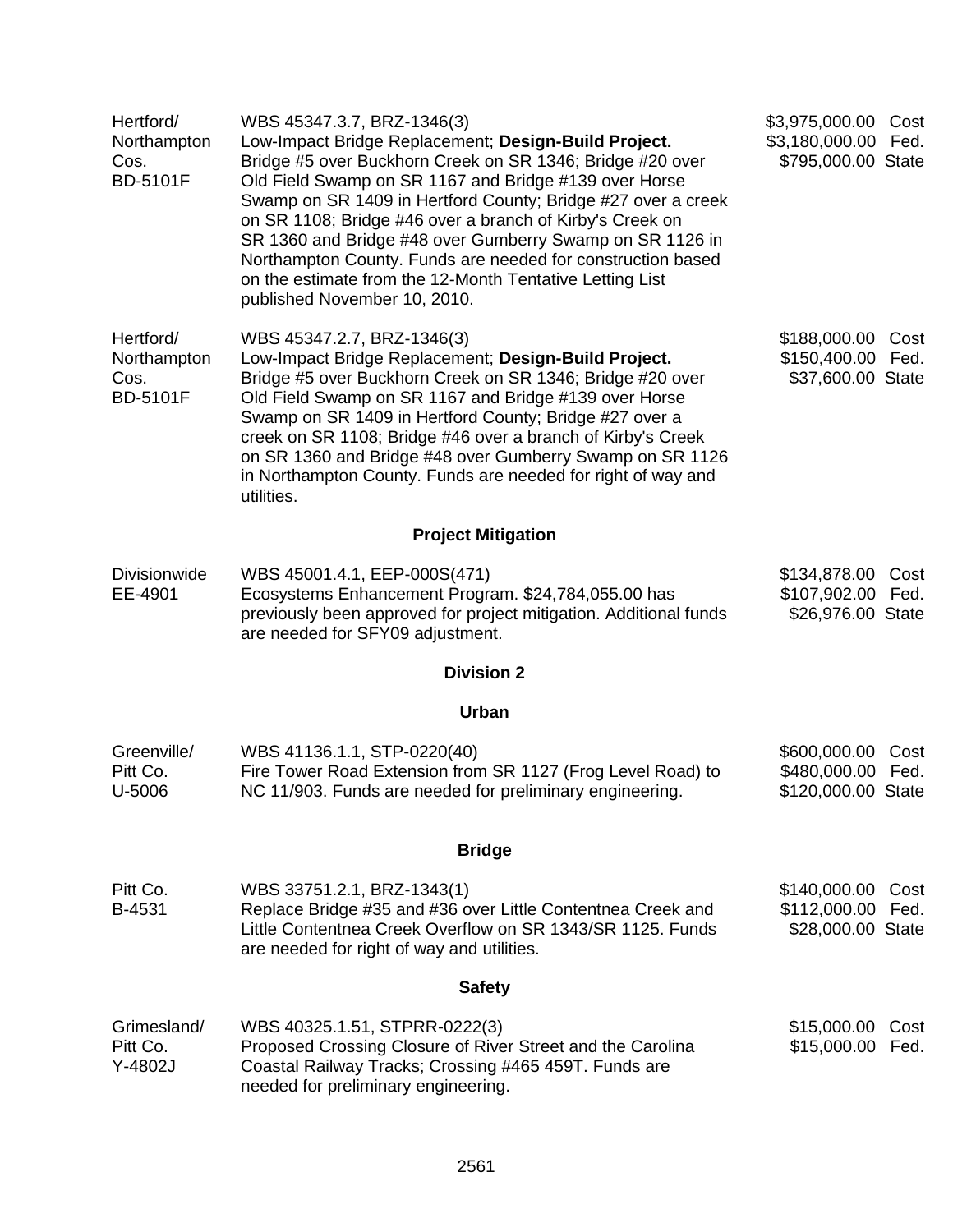| | | |
|---|---|---|
| Hertford/ Northampton Cos. BD-5101F | WBS 45347.3.7, BRZ-1346(3) Low-Impact Bridge Replacement; **Design-Build Project.** Bridge #5 over Buckhorn Creek on SR 1346; Bridge #20 over Old Field Swamp on SR 1167 and Bridge #139 over Horse Swamp on SR 1409 in Hertford County; Bridge #27 over a creek on SR 1108; Bridge #46 over a branch of Kirby's Creek on SR 1360 and Bridge #48 over Gumberry Swamp on SR 1126 in Northampton County. Funds are needed for construction based on the estimate from the 12-Month Tentative Letting List published November 10, 2010. | $3,975,000.00 Cost<br>$3,180,000.00 Fed.<br>$795,000.00 State |
| Hertford/ Northampton Cos. BD-5101F | WBS 45347.2.7, BRZ-1346(3) Low-Impact Bridge Replacement; **Design-Build Project.** Bridge #5 over Buckhorn Creek on SR 1346; Bridge #20 over Old Field Swamp on SR 1167 and Bridge #139 over Horse Swamp on SR 1409 in Hertford County; Bridge #27 over a creek on SR 1108; Bridge #46 over a branch of Kirby's Creek on SR 1360 and Bridge #48 over Gumberry Swamp on SR 1126 in Northampton County. Funds are needed for right of way and utilities. | $188,000.00 Cost<br>$150,400.00 Fed.<br>$37,600.00 State |

**Project Mitigation**

| | | |
|---|---|---|
| Divisionwide EE-4901 | WBS 45001.4.1, EEP-000S(471) Ecosystems Enhancement Program. $24,784,055.00 has previously been approved for project mitigation. Additional funds are needed for SFY09 adjustment. | $134,878.00 Cost<br>$107,902.00 Fed.<br>$26,976.00 State |

**Division 2**

**Urban**

| | | |
|---|---|---|
| Greenville/ Pitt Co. U-5006 | WBS 41136.1.1, STP-0220(40) Fire Tower Road Extension from SR 1127 (Frog Level Road) to NC 11/903. Funds are needed for preliminary engineering. | $600,000.00 Cost<br>$480,000.00 Fed.<br>$120,000.00 State |

**Bridge**

| | | |
|---|---|---|
| Pitt Co. B-4531 | WBS 33751.2.1, BRZ-1343(1) Replace Bridge #35 and #36 over Little Contentnea Creek and Little Contentnea Creek Overflow on SR 1343/SR 1125. Funds are needed for right of way and utilities. | $140,000.00 Cost<br>$112,000.00 Fed.<br>$28,000.00 State |

**Safety**

| | | |
|---|---|---|
| Grimesland/ Pitt Co. Y-4802J | WBS 40325.1.51, STPRR-0222(3) Proposed Crossing Closure of River Street and the Carolina Coastal Railway Tracks; Crossing #465 459T. Funds are needed for preliminary engineering. | $15,000.00 Cost<br>$15,000.00 Fed. |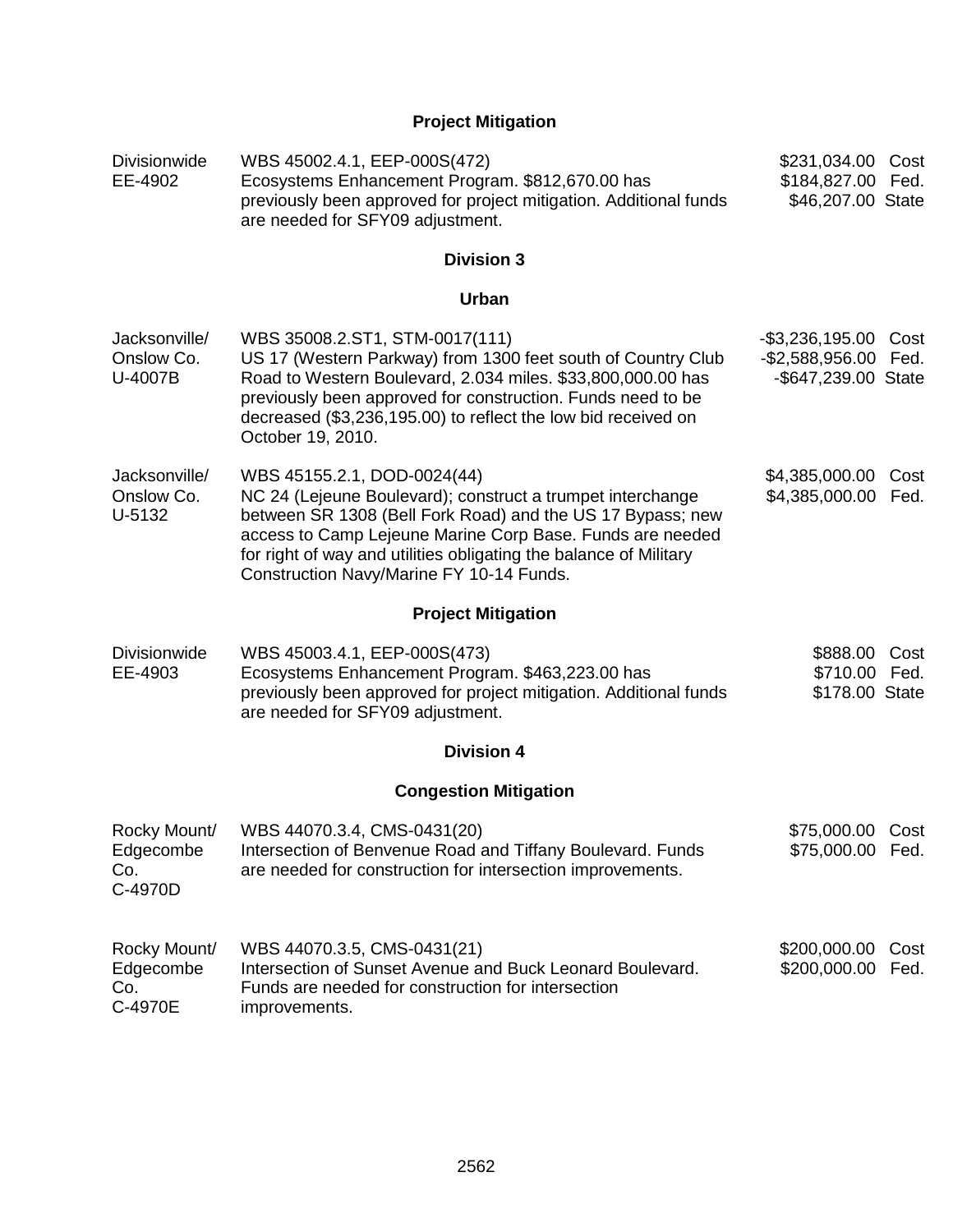## Project Mitigation

| | | |
|---|---|---|
| Divisionwide<br>EE-4902 | WBS 45002.4.1, EEP-000S(472)<br>Ecosystems Enhancement Program. $812,670.00 has previously been approved for project mitigation. Additional funds are needed for SFY09 adjustment. | $231,034.00 Cost<br>$184,827.00 Fed.<br>$46,207.00 State |

## Division 3

### Urban

| | | |
|---|---|---|
| Jacksonville/<br>Onslow Co.<br>U-4007B | WBS 35008.2.ST1, STM-0017(111)<br>US 17 (Western Parkway) from 1300 feet south of Country Club Road to Western Boulevard, 2.034 miles. $33,800,000.00 has previously been approved for construction. Funds need to be decreased ($3,236,195.00) to reflect the low bid received on October 19, 2010. | -$3,236,195.00 Cost<br>-$2,588,956.00 Fed.<br>-$647,239.00 State |
| Jacksonville/<br>Onslow Co.<br>U-5132 | WBS 45155.2.1, DOD-0024(44)<br>NC 24 (Lejeune Boulevard); construct a trumpet interchange between SR 1308 (Bell Fork Road) and the US 17 Bypass; new access to Camp Lejeune Marine Corp Base. Funds are needed for right of way and utilities obligating the balance of Military Construction Navy/Marine FY 10-14 Funds. | $4,385,000.00 Cost<br>$4,385,000.00 Fed. |

### Project Mitigation

| | | |
|---|---|---|
| Divisionwide<br>EE-4903 | WBS 45003.4.1, EEP-000S(473)<br>Ecosystems Enhancement Program. $463,223.00 has previously been approved for project mitigation. Additional funds are needed for SFY09 adjustment. | $888.00 Cost<br>$710.00 Fed.<br>$178.00 State |

## Division 4

### Congestion Mitigation

| | | |
|---|---|---|
| Rocky Mount/<br>Edgecombe<br>Co.<br>C-4970D | WBS 44070.3.4, CMS-0431(20)<br>Intersection of Benvenue Road and Tiffany Boulevard. Funds are needed for construction for intersection improvements. | $75,000.00 Cost<br>$75,000.00 Fed. |
| Rocky Mount/<br>Edgecombe<br>Co.<br>C-4970E | WBS 44070.3.5, CMS-0431(21)<br>Intersection of Sunset Avenue and Buck Leonard Boulevard. Funds are needed for construction for intersection improvements. | $200,000.00 Cost<br>$200,000.00 Fed. |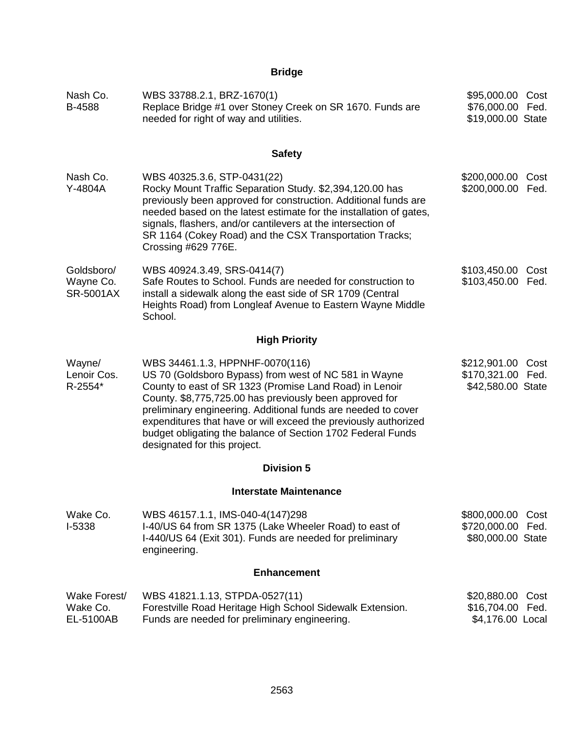## Bridge

| | | |
|---|---|---|
| Nash Co.<br>B-4588 | WBS 33788.2.1, BRZ-1670(1)<br>Replace Bridge #1 over Stoney Creek on SR 1670. Funds are needed for right of way and utilities. | $95,000.00 Cost<br>$76,000.00 Fed.<br>$19,000.00 State |

## Safety

| | | |
|---|---|---|
| Nash Co.<br>Y-4804A | WBS 40325.3.6, STP-0431(22)<br>Rocky Mount Traffic Separation Study. $2,394,120.00 has previously been approved for construction. Additional funds are needed based on the latest estimate for the installation of gates, signals, flashers, and/or cantilevers at the intersection of SR 1164 (Cokey Road) and the CSX Transportation Tracks; Crossing #629 776E. | $200,000.00 Cost<br>$200,000.00 Fed. |
| Goldsboro/<br>Wayne Co.<br>SR-5001AX | WBS 40924.3.49, SRS-0414(7)<br>Safe Routes to School. Funds are needed for construction to install a sidewalk along the east side of SR 1709 (Central Heights Road) from Longleaf Avenue to Eastern Wayne Middle School. | $103,450.00 Cost<br>$103,450.00 Fed. |

## High Priority

| | | |
|---|---|---|
| Wayne/<br>Lenoir Cos.<br>R-2554* | WBS 34461.1.3, HPPNHF-0070(116)<br>US 70 (Goldsboro Bypass) from west of NC 581 in Wayne County to east of SR 1323 (Promise Land Road) in Lenoir County. $8,775,725.00 has previously been approved for preliminary engineering. Additional funds are needed to cover expenditures that have or will exceed the previously authorized budget obligating the balance of Section 1702 Federal Funds designated for this project. | $212,901.00 Cost<br>$170,321.00 Fed.<br>$42,580.00 State |

# Division 5

## Interstate Maintenance

| | | |
|---|---|---|
| Wake Co.<br>I-5338 | WBS 46157.1.1, IMS-040-4(147)298<br>I-40/US 64 from SR 1375 (Lake Wheeler Road) to east of I-440/US 64 (Exit 301). Funds are needed for preliminary engineering. | $800,000.00 Cost<br>$720,000.00 Fed.<br>$80,000.00 State |

## Enhancement

| | | |
|---|---|---|
| Wake Forest/<br>Wake Co.<br>EL-5100AB | WBS 41821.1.13, STPDA-0527(11)<br>Forestville Road Heritage High School Sidewalk Extension. Funds are needed for preliminary engineering. | $20,880.00 Cost<br>$16,704.00 Fed.<br>$4,176.00 Local |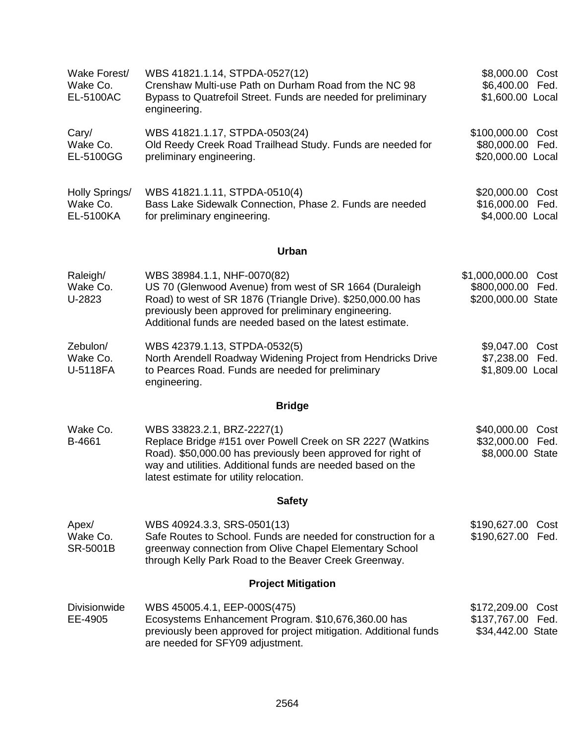| | | |
|---|---|---|
| Wake Forest/<br>Wake Co.<br>EL-5100AC | WBS 41821.1.14, STPDA-0527(12)<br>Crenshaw Multi-use Path on Durham Road from the NC 98 Bypass to Quatrefoil Street. Funds are needed for preliminary engineering. | \$8,000.00 Cost<br>\$6,400.00 Fed.<br>\$1,600.00 Local |
| Cary/<br>Wake Co.<br>EL-5100GG | WBS 41821.1.17, STPDA-0503(24)<br>Old Reedy Creek Road Trailhead Study. Funds are needed for preliminary engineering. | \$100,000.00 Cost<br>\$80,000.00 Fed.<br>\$20,000.00 Local |
| Holly Springs/<br>Wake Co.<br>EL-5100KA | WBS 41821.1.11, STPDA-0510(4)<br>Bass Lake Sidewalk Connection, Phase 2. Funds are needed for preliminary engineering. | \$20,000.00 Cost<br>\$16,000.00 Fed.<br>\$4,000.00 Local |

### Urban

| | | |
|---|---|---|
| Raleigh/<br>Wake Co.<br>U-2823 | WBS 38984.1.1, NHF-0070(82)<br>US 70 (Glenwood Avenue) from west of SR 1664 (Duraleigh Road) to west of SR 1876 (Triangle Drive). \$250,000.00 has previously been approved for preliminary engineering. Additional funds are needed based on the latest estimate. | \$1,000,000.00 Cost<br>\$800,000.00 Fed.<br>\$200,000.00 State |
| Zebulon/<br>Wake Co.<br>U-5118FA | WBS 42379.1.13, STPDA-0532(5)<br>North Arendell Roadway Widening Project from Hendricks Drive to Pearces Road. Funds are needed for preliminary engineering. | \$9,047.00 Cost<br>\$7,238.00 Fed.<br>\$1,809.00 Local |

### Bridge

| | | |
|---|---|---|
| Wake Co.<br>B-4661 | WBS 33823.2.1, BRZ-2227(1)<br>Replace Bridge #151 over Powell Creek on SR 2227 (Watkins Road). \$50,000.00 has previously been approved for right of way and utilities. Additional funds are needed based on the latest estimate for utility relocation. | \$40,000.00 Cost<br>\$32,000.00 Fed.<br>\$8,000.00 State |

### Safety

| | | |
|---|---|---|
| Apex/<br>Wake Co.<br>SR-5001B | WBS 40924.3.3, SRS-0501(13)<br>Safe Routes to School. Funds are needed for construction for a greenway connection from Olive Chapel Elementary School through Kelly Park Road to the Beaver Creek Greenway. | \$190,627.00 Cost<br>\$190,627.00 Fed. |

### Project Mitigation

| | | |
|---|---|---|
| Divisionwide<br>EE-4905 | WBS 45005.4.1, EEP-000S(475)<br>Ecosystems Enhancement Program. \$10,676,360.00 has previously been approved for project mitigation. Additional funds are needed for SFY09 adjustment. | \$172,209.00 Cost<br>\$137,767.00 Fed.<br>\$34,442.00 State |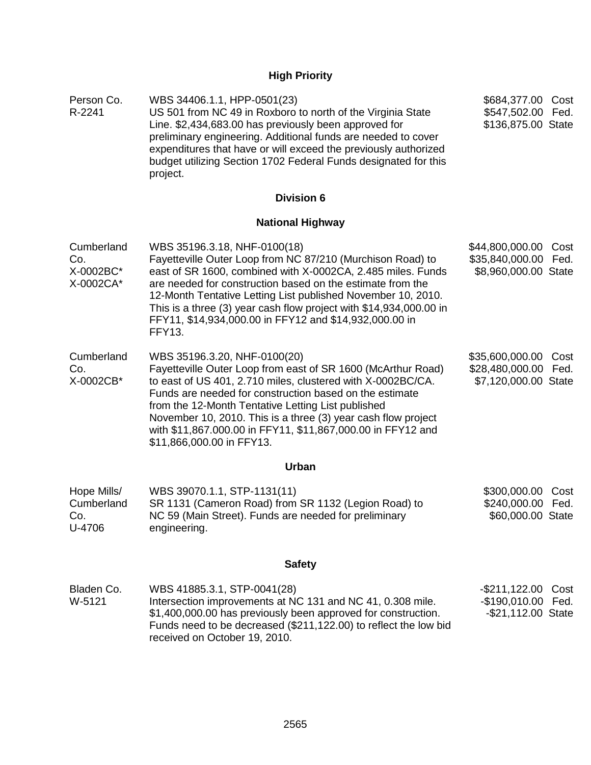### High Priority

| | | |
|---|---|---|
| Person Co.<br>R-2241 | WBS 34406.1.1, HPP-0501(23)<br>US 501 from NC 49 in Roxboro to north of the Virginia State Line. $2,434,683.00 has previously been approved for preliminary engineering. Additional funds are needed to cover expenditures that have or will exceed the previously authorized budget utilizing Section 1702 Federal Funds designated for this project. | $684,377.00 Cost<br>$547,502.00 Fed.<br>$136,875.00 State |

### Division 6

### National Highway

| | | |
|---|---|---|
| Cumberland Co.<br>X-0002BC*<br>X-0002CA* | WBS 35196.3.18, NHF-0100(18)<br>Fayetteville Outer Loop from NC 87/210 (Murchison Road) to east of SR 1600, combined with X-0002CA, 2.485 miles. Funds are needed for construction based on the estimate from the 12-Month Tentative Letting List published November 10, 2010. This is a three (3) year cash flow project with $14,934,000.00 in FFY11, $14,934,000.00 in FFY12 and $14,932,000.00 in FFY13. | $44,800,000.00 Cost<br>$35,840,000.00 Fed.<br>$8,960,000.00 State |
| Cumberland Co.<br>X-0002CB* | WBS 35196.3.20, NHF-0100(20)<br>Fayetteville Outer Loop from east of SR 1600 (McArthur Road) to east of US 401, 2.710 miles, clustered with X-0002BC/CA. Funds are needed for construction based on the estimate from the 12-Month Tentative Letting List published November 10, 2010. This is a three (3) year cash flow project with $11,867.000.00 in FFY11, $11,867,000.00 in FFY12 and $11,866,000.00 in FFY13. | $35,600,000.00 Cost<br>$28,480,000.00 Fed.<br>$7,120,000.00 State |

### Urban

| | | |
|---|---|---|
| Hope Mills/ Cumberland Co.<br>U-4706 | WBS 39070.1.1, STP-1131(11)<br>SR 1131 (Cameron Road) from SR 1132 (Legion Road) to NC 59 (Main Street). Funds are needed for preliminary engineering. | $300,000.00 Cost<br>$240,000.00 Fed.<br>$60,000.00 State |

### Safety

| | | |
|---|---|---|
| Bladen Co.<br>W-5121 | WBS 41885.3.1, STP-0041(28)<br>Intersection improvements at NC 131 and NC 41, 0.308 mile. $1,400,000.00 has previously been approved for construction. Funds need to be decreased ($211,122.00) to reflect the low bid received on October 19, 2010. | -$211,122.00 Cost<br>-$190,010.00 Fed.<br>-$21,112.00 State |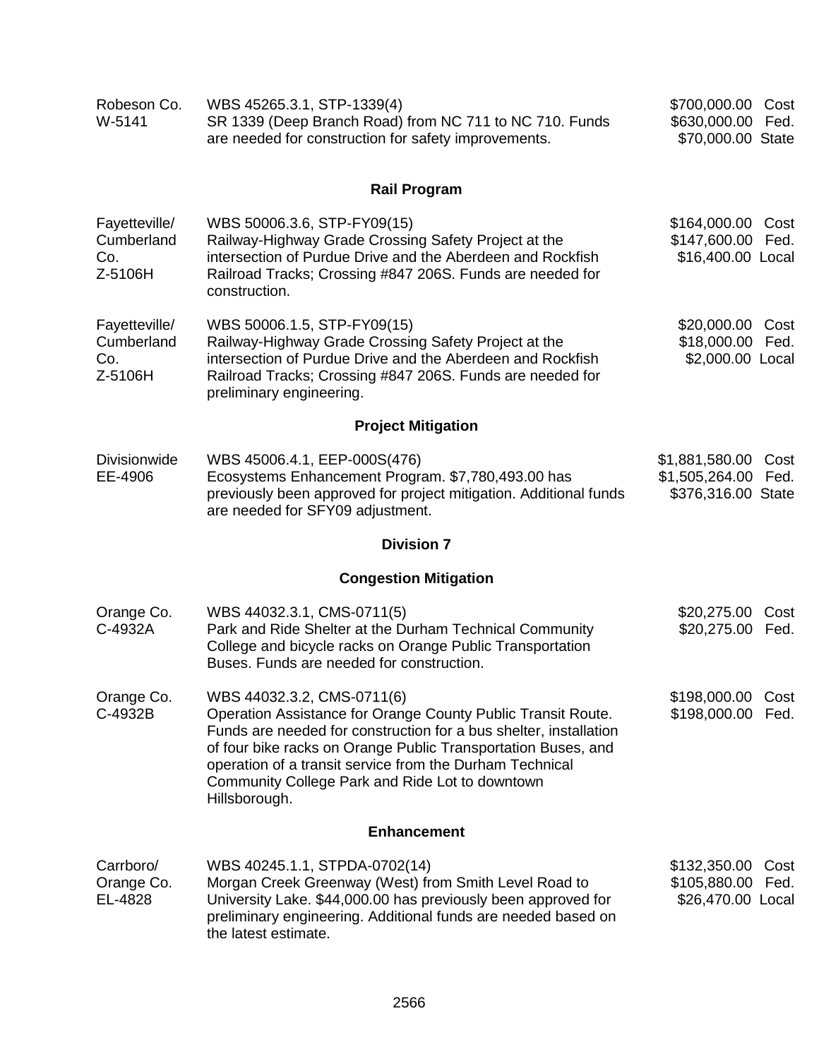| | | |
|---|---|---|
| Robeson Co.<br>W-5141 | WBS 45265.3.1, STP-1339(4)<br>SR 1339 (Deep Branch Road) from NC 711 to NC 710. Funds are needed for construction for safety improvements. | $700,000.00 Cost<br>$630,000.00 Fed.<br>$70,000.00 State |

### Rail Program

| | | |
|---|---|---|
| Fayetteville/<br>Cumberland<br>Co.<br>Z-5106H | WBS 50006.3.6, STP-FY09(15)<br>Railway-Highway Grade Crossing Safety Project at the intersection of Purdue Drive and the Aberdeen and Rockfish Railroad Tracks; Crossing #847 206S. Funds are needed for construction. | $164,000.00 Cost<br>$147,600.00 Fed.<br>$16,400.00 Local |
| Fayetteville/<br>Cumberland<br>Co.<br>Z-5106H | WBS 50006.1.5, STP-FY09(15)<br>Railway-Highway Grade Crossing Safety Project at the intersection of Purdue Drive and the Aberdeen and Rockfish Railroad Tracks; Crossing #847 206S. Funds are needed for preliminary engineering. | $20,000.00 Cost<br>$18,000.00 Fed.<br>$2,000.00 Local |

### Project Mitigation

| | | |
|---|---|---|
| Divisionwide<br>EE-4906 | WBS 45006.4.1, EEP-000S(476)<br>Ecosystems Enhancement Program. $7,780,493.00 has previously been approved for project mitigation. Additional funds are needed for SFY09 adjustment. | $1,881,580.00 Cost<br>$1,505,264.00 Fed.<br>$376,316.00 State |

## Division 7

### Congestion Mitigation

| | | |
|---|---|---|
| Orange Co.<br>C-4932A | WBS 44032.3.1, CMS-0711(5)<br>Park and Ride Shelter at the Durham Technical Community College and bicycle racks on Orange Public Transportation Buses. Funds are needed for construction. | $20,275.00 Cost<br>$20,275.00 Fed. |
| Orange Co.<br>C-4932B | WBS 44032.3.2, CMS-0711(6)<br>Operation Assistance for Orange County Public Transit Route. Funds are needed for construction for a bus shelter, installation of four bike racks on Orange Public Transportation Buses, and operation of a transit service from the Durham Technical Community College Park and Ride Lot to downtown Hillsborough. | $198,000.00 Cost<br>$198,000.00 Fed. |

### Enhancement

| | | |
|---|---|---|
| Carrboro/<br>Orange Co.<br>EL-4828 | WBS 40245.1.1, STPDA-0702(14)<br>Morgan Creek Greenway (West) from Smith Level Road to University Lake. $44,000.00 has previously been approved for preliminary engineering. Additional funds are needed based on the latest estimate. | $132,350.00 Cost<br>$105,880.00 Fed.<br>$26,470.00 Local |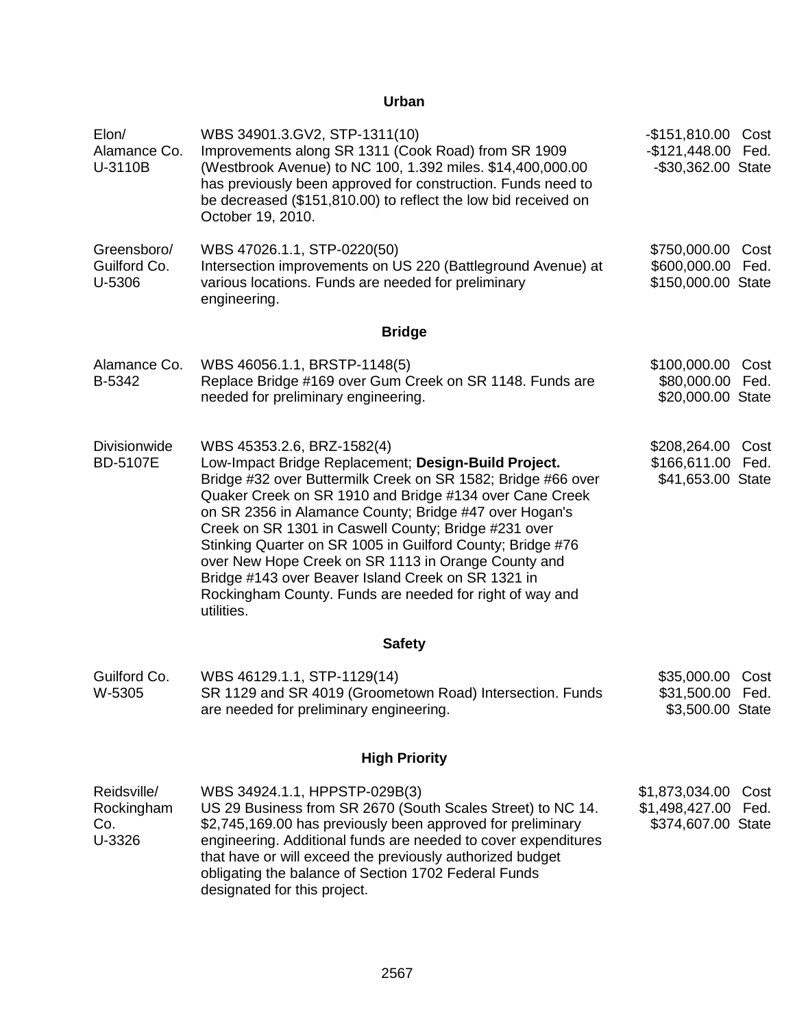## Urban

| | | |
|---|---|---|
| Elon/<br>Alamance Co.<br>U-3110B | WBS 34901.3.GV2, STP-1311(10)<br>Improvements along SR 1311 (Cook Road) from SR 1909 (Westbrook Avenue) to NC 100, 1.392 miles. $14,400,000.00 has previously been approved for construction. Funds need to be decreased ($151,810.00) to reflect the low bid received on October 19, 2010. | -$151,810.00 Cost<br>-$121,448.00 Fed.<br>-$30,362.00 State |
| Greensboro/<br>Guilford Co.<br>U-5306 | WBS 47026.1.1, STP-0220(50)<br>Intersection improvements on US 220 (Battleground Avenue) at various locations. Funds are needed for preliminary engineering. | $750,000.00 Cost<br>$600,000.00 Fed.<br>$150,000.00 State |

## Bridge

| | | |
|---|---|---|
| Alamance Co.<br>B-5342 | WBS 46056.1.1, BRSTP-1148(5)<br>Replace Bridge #169 over Gum Creek on SR 1148. Funds are needed for preliminary engineering. | $100,000.00 Cost<br>$80,000.00 Fed.<br>$20,000.00 State |
| Divisionwide<br>BD-5107E | WBS 45353.2.6, BRZ-1582(4)<br>Low-Impact Bridge Replacement; **Design-Build Project.** Bridge #32 over Buttermilk Creek on SR 1582; Bridge #66 over Quaker Creek on SR 1910 and Bridge #134 over Cane Creek on SR 2356 in Alamance County; Bridge #47 over Hogan's Creek on SR 1301 in Caswell County; Bridge #231 over Stinking Quarter on SR 1005 in Guilford County; Bridge #76 over New Hope Creek on SR 1113 in Orange County and Bridge #143 over Beaver Island Creek on SR 1321 in Rockingham County. Funds are needed for right of way and utilities. | $208,264.00 Cost<br>$166,611.00 Fed.<br>$41,653.00 State |

## Safety

| | | |
|---|---|---|
| Guilford Co.<br>W-5305 | WBS 46129.1.1, STP-1129(14)<br>SR 1129 and SR 4019 (Groometown Road) Intersection. Funds are needed for preliminary engineering. | $35,000.00 Cost<br>$31,500.00 Fed.<br>$3,500.00 State |

## High Priority

| | | |
|---|---|---|
| Reidsville/<br>Rockingham Co.<br>U-3326 | WBS 34924.1.1, HPPSTP-029B(3)<br>US 29 Business from SR 2670 (South Scales Street) to NC 14. $2,745,169.00 has previously been approved for preliminary engineering. Additional funds are needed to cover expenditures that have or will exceed the previously authorized budget obligating the balance of Section 1702 Federal Funds designated for this project. | $1,873,034.00 Cost<br>$1,498,427.00 Fed.<br>$374,607.00 State |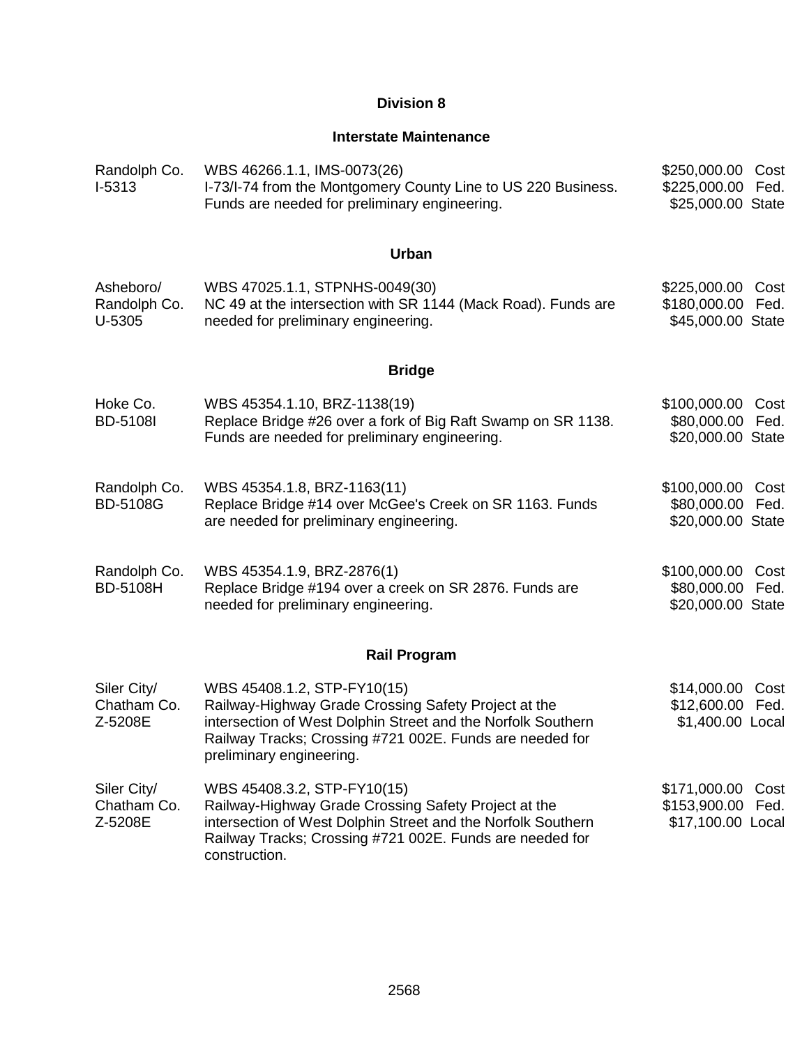## Division 8

### Interstate Maintenance

| | | |
|---|---|---|
| Randolph Co.<br>I-5313 | WBS 46266.1.1, IMS-0073(26)<br>I-73/I-74 from the Montgomery County Line to US 220 Business. Funds are needed for preliminary engineering. | $250,000.00 Cost<br>$225,000.00 Fed.<br>$25,000.00 State |

### Urban

| | | |
|---|---|---|
| Asheboro/<br>Randolph Co.<br>U-5305 | WBS 47025.1.1, STPNHS-0049(30)<br>NC 49 at the intersection with SR 1144 (Mack Road). Funds are needed for preliminary engineering. | $225,000.00 Cost<br>$180,000.00 Fed.<br>$45,000.00 State |

### Bridge

| | | |
|---|---|---|
| Hoke Co.<br>BD-5108I | WBS 45354.1.10, BRZ-1138(19)<br>Replace Bridge #26 over a fork of Big Raft Swamp on SR 1138. Funds are needed for preliminary engineering. | $100,000.00 Cost<br>$80,000.00 Fed.<br>$20,000.00 State |
| Randolph Co.<br>BD-5108G | WBS 45354.1.8, BRZ-1163(11)<br>Replace Bridge #14 over McGee's Creek on SR 1163. Funds are needed for preliminary engineering. | $100,000.00 Cost<br>$80,000.00 Fed.<br>$20,000.00 State |
| Randolph Co.<br>BD-5108H | WBS 45354.1.9, BRZ-2876(1)<br>Replace Bridge #194 over a creek on SR 2876. Funds are needed for preliminary engineering. | $100,000.00 Cost<br>$80,000.00 Fed.<br>$20,000.00 State |

### Rail Program

| | | |
|---|---|---|
| Siler City/<br>Chatham Co.<br>Z-5208E | WBS 45408.1.2, STP-FY10(15)<br>Railway-Highway Grade Crossing Safety Project at the intersection of West Dolphin Street and the Norfolk Southern Railway Tracks; Crossing #721 002E. Funds are needed for preliminary engineering. | $14,000.00 Cost<br>$12,600.00 Fed.<br>$1,400.00 Local |
| Siler City/<br>Chatham Co.<br>Z-5208E | WBS 45408.3.2, STP-FY10(15)<br>Railway-Highway Grade Crossing Safety Project at the intersection of West Dolphin Street and the Norfolk Southern Railway Tracks; Crossing #721 002E. Funds are needed for construction. | $171,000.00 Cost<br>$153,900.00 Fed.<br>$17,100.00 Local |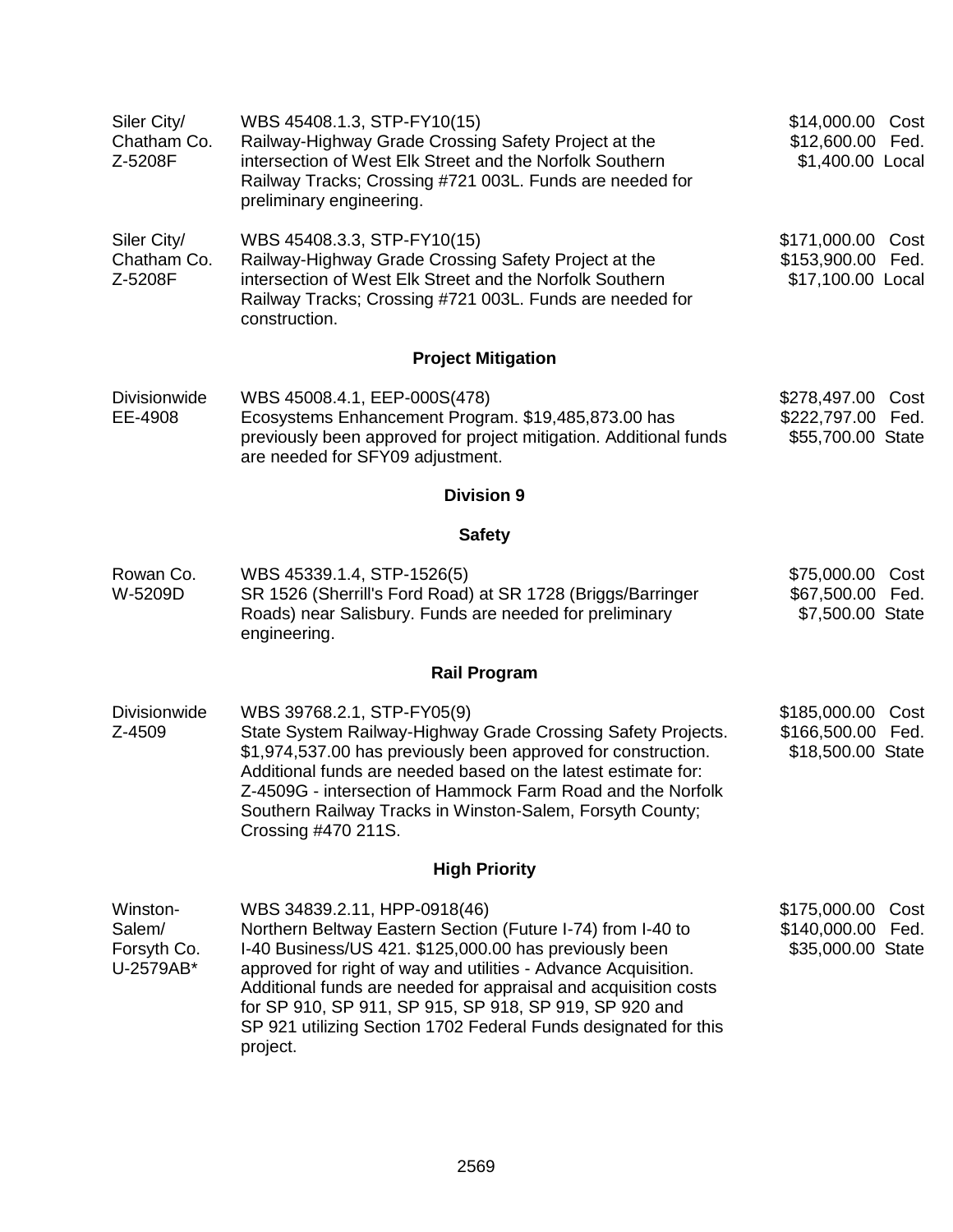| Location | Description | Amount |
|---|---|---|
| Siler City/ Chatham Co. Z-5208F | WBS 45408.1.3, STP-FY10(15) Railway-Highway Grade Crossing Safety Project at the intersection of West Elk Street and the Norfolk Southern Railway Tracks; Crossing #721 003L. Funds are needed for preliminary engineering. | $14,000.00 Cost<br>$12,600.00 Fed.<br>$1,400.00 Local |
| Siler City/ Chatham Co. Z-5208F | WBS 45408.3.3, STP-FY10(15) Railway-Highway Grade Crossing Safety Project at the intersection of West Elk Street and the Norfolk Southern Railway Tracks; Crossing #721 003L. Funds are needed for construction. | $171,000.00 Cost<br>$153,900.00 Fed.<br>$17,100.00 Local |

### Project Mitigation

| Location | Description | Amount |
|---|---|---|
| Divisionwide EE-4908 | WBS 45008.4.1, EEP-000S(478) Ecosystems Enhancement Program. $19,485,873.00 has previously been approved for project mitigation. Additional funds are needed for SFY09 adjustment. | $278,497.00 Cost<br>$222,797.00 Fed.<br>$55,700.00 State |

## Division 9

### Safety

| Location | Description | Amount |
|---|---|---|
| Rowan Co. W-5209D | WBS 45339.1.4, STP-1526(5) SR 1526 (Sherrill's Ford Road) at SR 1728 (Briggs/Barringer Roads) near Salisbury. Funds are needed for preliminary engineering. | $75,000.00 Cost<br>$67,500.00 Fed.<br>$7,500.00 State |

### Rail Program

| Location | Description | Amount |
|---|---|---|
| Divisionwide Z-4509 | WBS 39768.2.1, STP-FY05(9) State System Railway-Highway Grade Crossing Safety Projects. $1,974,537.00 has previously been approved for construction. Additional funds are needed based on the latest estimate for: Z-4509G - intersection of Hammock Farm Road and the Norfolk Southern Railway Tracks in Winston-Salem, Forsyth County; Crossing #470 211S. | $185,000.00 Cost<br>$166,500.00 Fed.<br>$18,500.00 State |

### High Priority

| Location | Description | Amount |
|---|---|---|
| Winston-Salem/ Forsyth Co. U-2579AB* | WBS 34839.2.11, HPP-0918(46) Northern Beltway Eastern Section (Future I-74) from I-40 to I-40 Business/US 421. $125,000.00 has previously been approved for right of way and utilities - Advance Acquisition. Additional funds are needed for appraisal and acquisition costs for SP 910, SP 911, SP 915, SP 918, SP 919, SP 920 and SP 921 utilizing Section 1702 Federal Funds designated for this project. | $175,000.00 Cost<br>$140,000.00 Fed.<br>$35,000.00 State |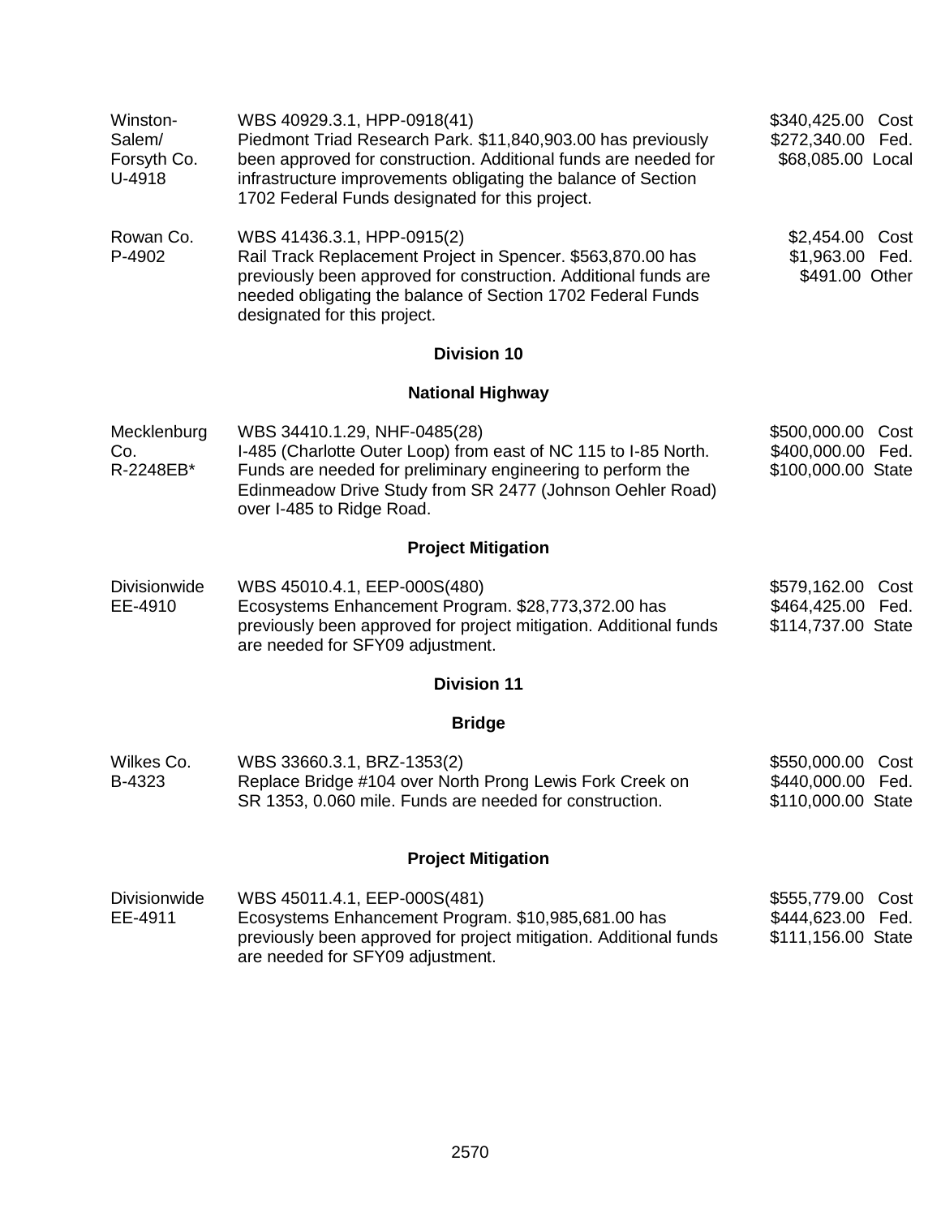| | | |
|---|---|---|
| Winston-Salem/ Forsyth Co. U-4918 | WBS 40929.3.1, HPP-0918(41) Piedmont Triad Research Park. $11,840,903.00 has previously been approved for construction. Additional funds are needed for infrastructure improvements obligating the balance of Section 1702 Federal Funds designated for this project. | $340,425.00 Cost $272,340.00 Fed. $68,085.00 Local |
| Rowan Co. P-4902 | WBS 41436.3.1, HPP-0915(2) Rail Track Replacement Project in Spencer. $563,870.00 has previously been approved for construction. Additional funds are needed obligating the balance of Section 1702 Federal Funds designated for this project. | $2,454.00 Cost $1,963.00 Fed. $491.00 Other |

## Division 10

### National Highway

| | | |
|---|---|---|
| Mecklenburg Co. R-2248EB* | WBS 34410.1.29, NHF-0485(28) I-485 (Charlotte Outer Loop) from east of NC 115 to I-85 North. Funds are needed for preliminary engineering to perform the Edinmeadow Drive Study from SR 2477 (Johnson Oehler Road) over I-485 to Ridge Road. | $500,000.00 Cost $400,000.00 Fed. $100,000.00 State |

### Project Mitigation

| | | |
|---|---|---|
| Divisionwide EE-4910 | WBS 45010.4.1, EEP-000S(480) Ecosystems Enhancement Program. $28,773,372.00 has previously been approved for project mitigation. Additional funds are needed for SFY09 adjustment. | $579,162.00 Cost $464,425.00 Fed. $114,737.00 State |

## Division 11

### Bridge

| | | |
|---|---|---|
| Wilkes Co. B-4323 | WBS 33660.3.1, BRZ-1353(2) Replace Bridge #104 over North Prong Lewis Fork Creek on SR 1353, 0.060 mile. Funds are needed for construction. | $550,000.00 Cost $440,000.00 Fed. $110,000.00 State |

### Project Mitigation

| | | |
|---|---|---|
| Divisionwide EE-4911 | WBS 45011.4.1, EEP-000S(481) Ecosystems Enhancement Program. $10,985,681.00 has previously been approved for project mitigation. Additional funds are needed for SFY09 adjustment. | $555,779.00 Cost $444,623.00 Fed. $111,156.00 State |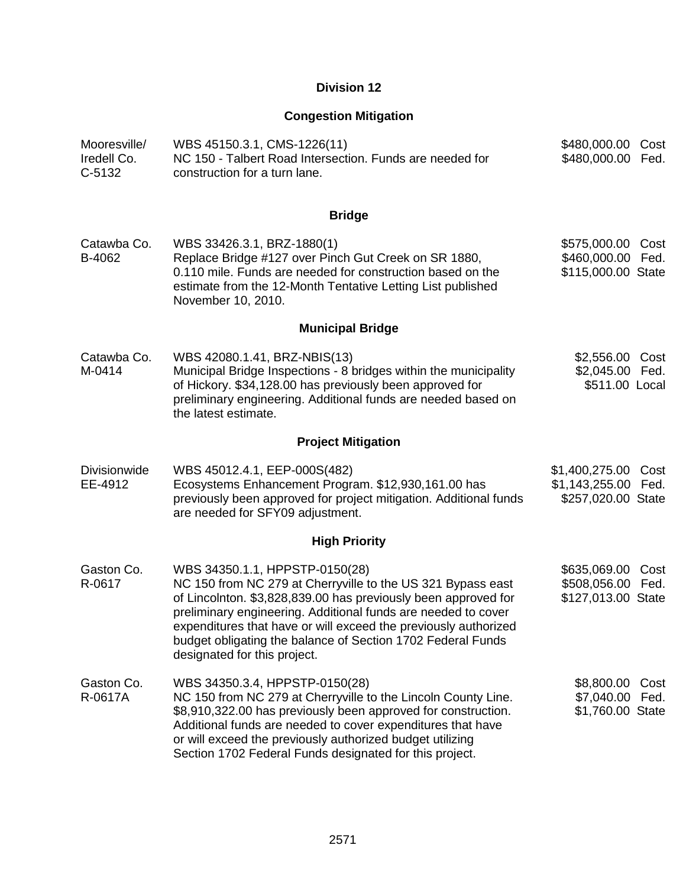## Division 12

### Congestion Mitigation

| | | |
|---|---|---|
| Mooresville/ Iredell Co. C-5132 | WBS 45150.3.1, CMS-1226(11) NC 150 - Talbert Road Intersection. Funds are needed for construction for a turn lane. | \$480,000.00 Cost \$480,000.00 Fed. |

### Bridge

| | | |
|---|---|---|
| Catawba Co. B-4062 | WBS 33426.3.1, BRZ-1880(1) Replace Bridge #127 over Pinch Gut Creek on SR 1880, 0.110 mile. Funds are needed for construction based on the estimate from the 12-Month Tentative Letting List published November 10, 2010. | \$575,000.00 Cost \$460,000.00 Fed. \$115,000.00 State |

### Municipal Bridge

| | | |
|---|---|---|
| Catawba Co. M-0414 | WBS 42080.1.41, BRZ-NBIS(13) Municipal Bridge Inspections - 8 bridges within the municipality of Hickory. \$34,128.00 has previously been approved for preliminary engineering. Additional funds are needed based on the latest estimate. | \$2,556.00 Cost \$2,045.00 Fed. \$511.00 Local |

### Project Mitigation

| | | |
|---|---|---|
| Divisionwide EE-4912 | WBS 45012.4.1, EEP-000S(482) Ecosystems Enhancement Program. \$12,930,161.00 has previously been approved for project mitigation. Additional funds are needed for SFY09 adjustment. | \$1,400,275.00 Cost \$1,143,255.00 Fed. \$257,020.00 State |

### High Priority

| | | |
|---|---|---|
| Gaston Co. R-0617 | WBS 34350.1.1, HPPSTP-0150(28) NC 150 from NC 279 at Cherryville to the US 321 Bypass east of Lincolnton. \$3,828,839.00 has previously been approved for preliminary engineering. Additional funds are needed to cover expenditures that have or will exceed the previously authorized budget obligating the balance of Section 1702 Federal Funds designated for this project. | \$635,069.00 Cost \$508,056.00 Fed. \$127,013.00 State |
| Gaston Co. R-0617A | WBS 34350.3.4, HPPSTP-0150(28) NC 150 from NC 279 at Cherryville to the Lincoln County Line. \$8,910,322.00 has previously been approved for construction. Additional funds are needed to cover expenditures that have or will exceed the previously authorized budget utilizing Section 1702 Federal Funds designated for this project. | \$8,800.00 Cost \$7,040.00 Fed. \$1,760.00 State |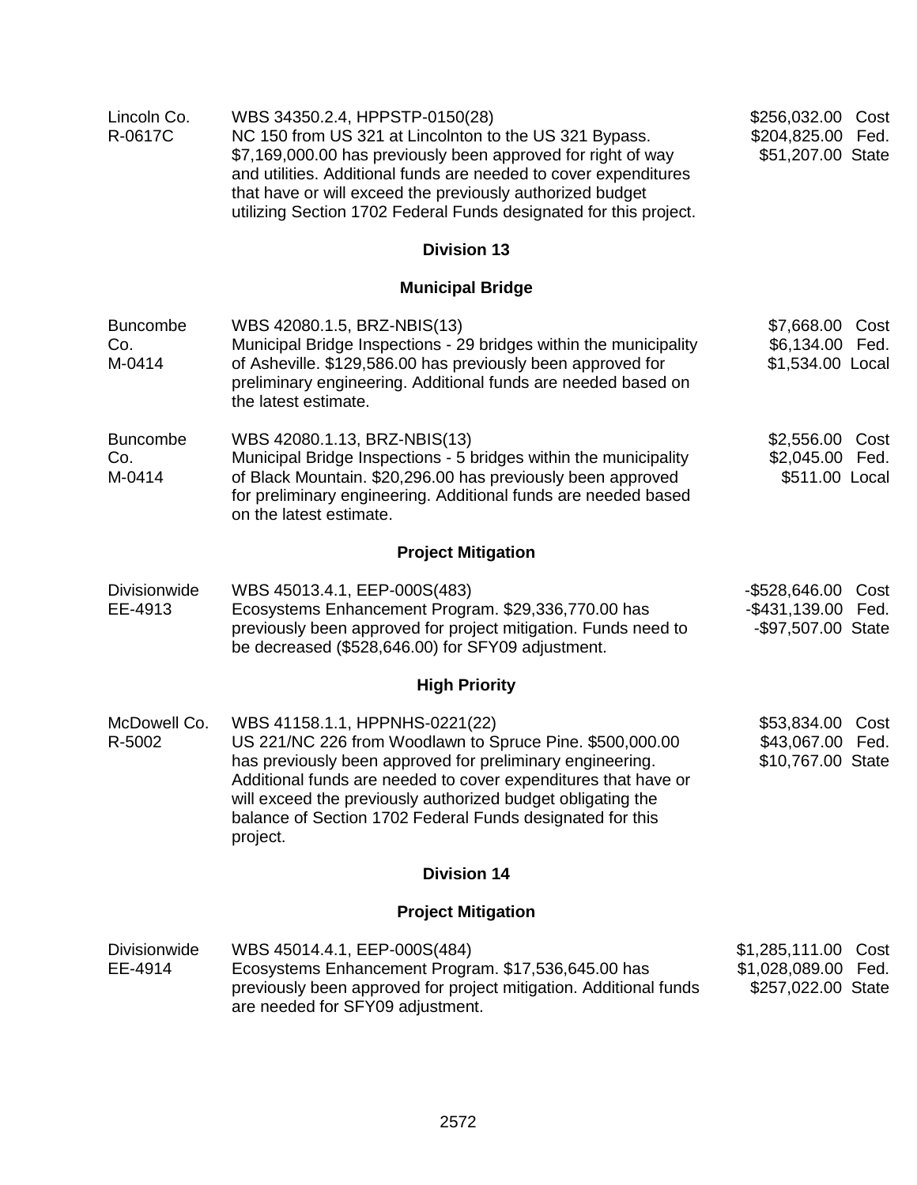| | | |
|---|---|---|
| Lincoln Co.<br>R-0617C | WBS 34350.2.4, HPPSTP-0150(28)<br>NC 150 from US 321 at Lincolnton to the US 321 Bypass. $7,169,000.00 has previously been approved for right of way and utilities. Additional funds are needed to cover expenditures that have or will exceed the previously authorized budget utilizing Section 1702 Federal Funds designated for this project. | $256,032.00 Cost<br>$204,825.00 Fed.<br>$51,207.00 State |

## Division 13

### Municipal Bridge

| | | |
|---|---|---|
| Buncombe Co.<br>M-0414 | WBS 42080.1.5, BRZ-NBIS(13)<br>Municipal Bridge Inspections - 29 bridges within the municipality of Asheville. $129,586.00 has previously been approved for preliminary engineering. Additional funds are needed based on the latest estimate. | $7,668.00 Cost<br>$6,134.00 Fed.<br>$1,534.00 Local |
| Buncombe Co.<br>M-0414 | WBS 42080.1.13, BRZ-NBIS(13)<br>Municipal Bridge Inspections - 5 bridges within the municipality of Black Mountain. $20,296.00 has previously been approved for preliminary engineering. Additional funds are needed based on the latest estimate. | $2,556.00 Cost<br>$2,045.00 Fed.<br>$511.00 Local |

### Project Mitigation

| | | |
|---|---|---|
| Divisionwide<br>EE-4913 | WBS 45013.4.1, EEP-000S(483)<br>Ecosystems Enhancement Program. $29,336,770.00 has previously been approved for project mitigation. Funds need to be decreased ($528,646.00) for SFY09 adjustment. | -$528,646.00 Cost<br>-$431,139.00 Fed.<br>-$97,507.00 State |

### High Priority

| | | |
|---|---|---|
| McDowell Co.<br>R-5002 | WBS 41158.1.1, HPPNHS-0221(22)<br>US 221/NC 226 from Woodlawn to Spruce Pine. $500,000.00 has previously been approved for preliminary engineering. Additional funds are needed to cover expenditures that have or will exceed the previously authorized budget obligating the balance of Section 1702 Federal Funds designated for this project. | $53,834.00 Cost<br>$43,067.00 Fed.<br>$10,767.00 State |

## Division 14

### Project Mitigation

| | | |
|---|---|---|
| Divisionwide<br>EE-4914 | WBS 45014.4.1, EEP-000S(484)<br>Ecosystems Enhancement Program. $17,536,645.00 has previously been approved for project mitigation. Additional funds are needed for SFY09 adjustment. | $1,285,111.00 Cost<br>$1,028,089.00 Fed.<br>$257,022.00 State |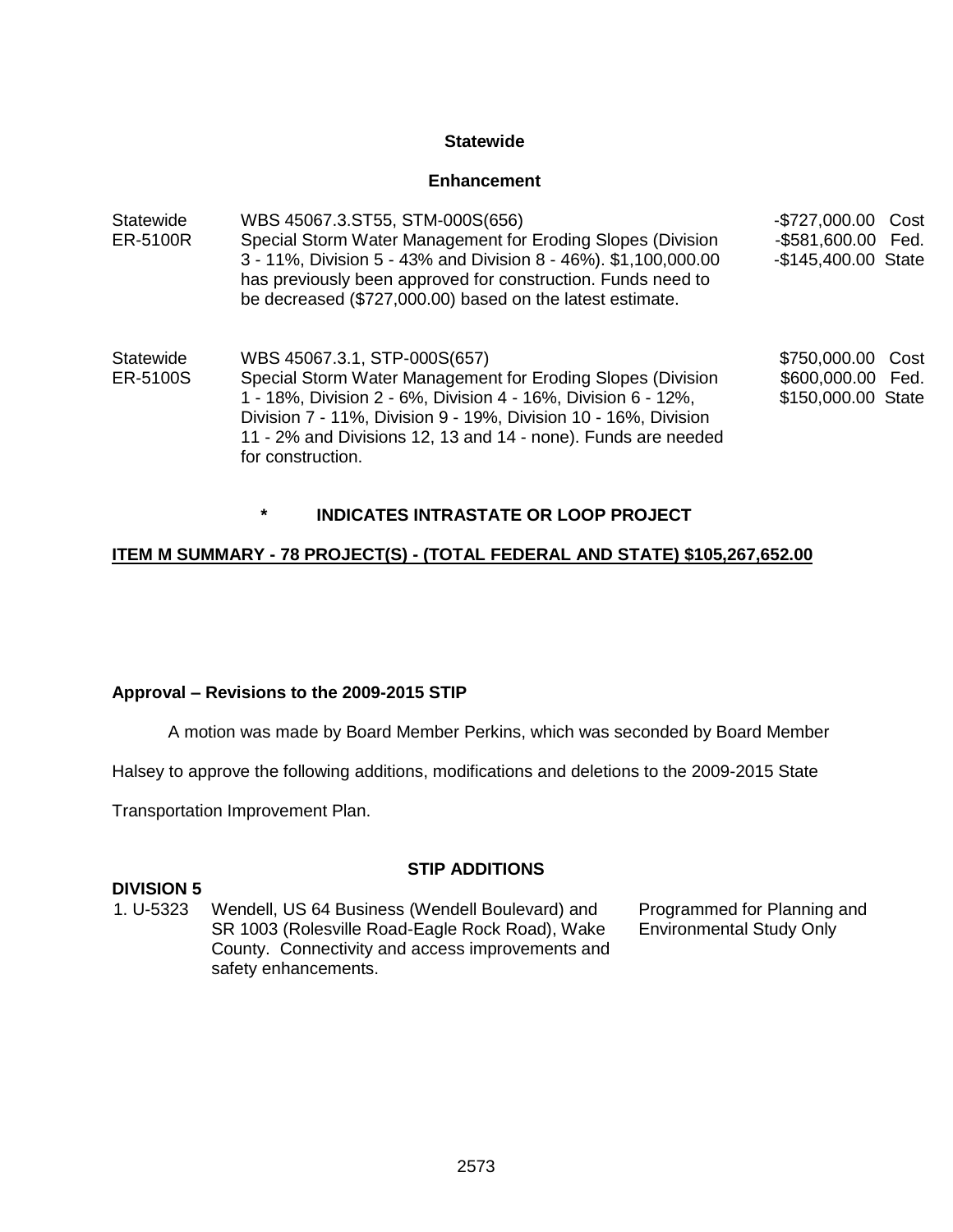**Statewide**

**Enhancement**

| | | |
|---|---|---|
| Statewide<br>ER-5100R | WBS 45067.3.ST55, STM-000S(656)<br>Special Storm Water Management for Eroding Slopes (Division 3 - 11%, Division 5 - 43% and Division 8 - 46%). $1,100,000.00 has previously been approved for construction. Funds need to be decreased ($727,000.00) based on the latest estimate. | -$727,000.00 Cost<br>-$581,600.00 Fed.<br>-$145,400.00 State |
| Statewide<br>ER-5100S | WBS 45067.3.1, STP-000S(657)<br>Special Storm Water Management for Eroding Slopes (Division 1 - 18%, Division 2 - 6%, Division 4 - 16%, Division 6 - 12%, Division 7 - 11%, Division 9 - 19%, Division 10 - 16%, Division 11 - 2% and Divisions 12, 13 and 14 - none). Funds are needed for construction. | $750,000.00 Cost<br>$600,000.00 Fed.<br>$150,000.00 State |

**\* INDICATES INTRASTATE OR LOOP PROJECT**

**ITEM M SUMMARY - 78 PROJECT(S) - (TOTAL FEDERAL AND STATE) $105,267,652.00**

**Approval – Revisions to the 2009-2015 STIP**

A motion was made by Board Member Perkins, which was seconded by Board Member Halsey to approve the following additions, modifications and deletions to the 2009-2015 State Transportation Improvement Plan.

**STIP ADDITIONS**

**DIVISION 5**

| | | |
|---|---|---|
| 1. U-5323 | Wendell, US 64 Business (Wendell Boulevard) and SR 1003 (Rolesville Road-Eagle Rock Road), Wake County. Connectivity and access improvements and safety enhancements. | Programmed for Planning and Environmental Study Only |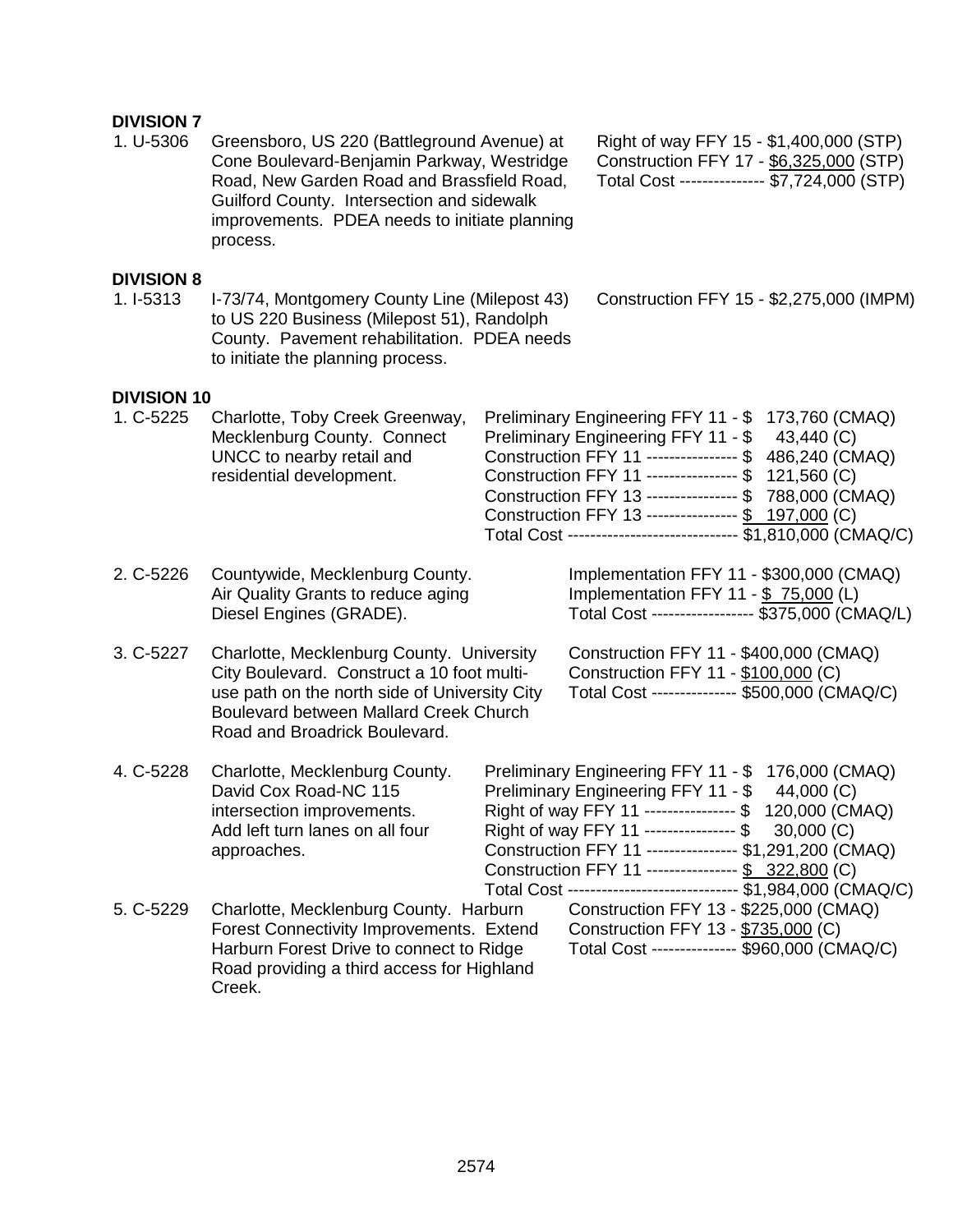**DIVISION 7**

1. U-5306 Greensboro, US 220 (Battleground Avenue) at Cone Boulevard-Benjamin Parkway, Westridge Road, New Garden Road and Brassfield Road, Guilford County. Intersection and sidewalk improvements. PDEA needs to initiate planning process.

   Right of way FFY 15 - $1,400,000 (STP)
   Construction FFY 17 - $6,325,000 (STP)
   Total Cost --------------- $7,724,000 (STP)

**DIVISION 8**

1. I-5313 I-73/74, Montgomery County Line (Milepost 43) to US 220 Business (Milepost 51), Randolph County. Pavement rehabilitation. PDEA needs to initiate the planning process.

   Construction FFY 15 - $2,275,000 (IMPM)

**DIVISION 10**

1. C-5225 Charlotte, Toby Creek Greenway, Mecklenburg County. Connect UNCC to nearby retail and residential development.

   Preliminary Engineering FFY 11 - $ 173,760 (CMAQ)
   Preliminary Engineering FFY 11 - $ 43,440 (C)
   Construction FFY 11 ---------------- $ 486,240 (CMAQ)
   Construction FFY 11 ---------------- $ 121,560 (C)
   Construction FFY 13 ---------------- $ 788,000 (CMAQ)
   Construction FFY 13 ---------------- $ 197,000 (C)
   Total Cost ------------------------------ $1,810,000 (CMAQ/C)

2. C-5226 Countywide, Mecklenburg County. Air Quality Grants to reduce aging Diesel Engines (GRADE).

   Implementation FFY 11 - $300,000 (CMAQ)
   Implementation FFY 11 - $ 75,000 (L)
   Total Cost ------------------ $375,000 (CMAQ/L)

3. C-5227 Charlotte, Mecklenburg County. University City Boulevard. Construct a 10 foot multi-use path on the north side of University City Boulevard between Mallard Creek Church Road and Broadrick Boulevard.

   Construction FFY 11 - $400,000 (CMAQ)
   Construction FFY 11 - $100,000 (C)
   Total Cost --------------- $500,000 (CMAQ/C)

4. C-5228 Charlotte, Mecklenburg County. David Cox Road-NC 115 intersection improvements. Add left turn lanes on all four approaches.

   Preliminary Engineering FFY 11 - $ 176,000 (CMAQ)
   Preliminary Engineering FFY 11 - $ 44,000 (C)
   Right of way FFY 11 ---------------- $ 120,000 (CMAQ)
   Right of way FFY 11 ---------------- $ 30,000 (C)
   Construction FFY 11 ---------------- $1,291,200 (CMAQ)
   Construction FFY 11 ---------------- $ 322,800 (C)
   Total Cost ------------------------------ $1,984,000 (CMAQ/C)

5. C-5229 Charlotte, Mecklenburg County. Harburn Forest Connectivity Improvements. Extend Harburn Forest Drive to connect to Ridge Road providing a third access for Highland Creek.

   Construction FFY 13 - $225,000 (CMAQ)
   Construction FFY 13 - $735,000 (C)
   Total Cost --------------- $960,000 (CMAQ/C)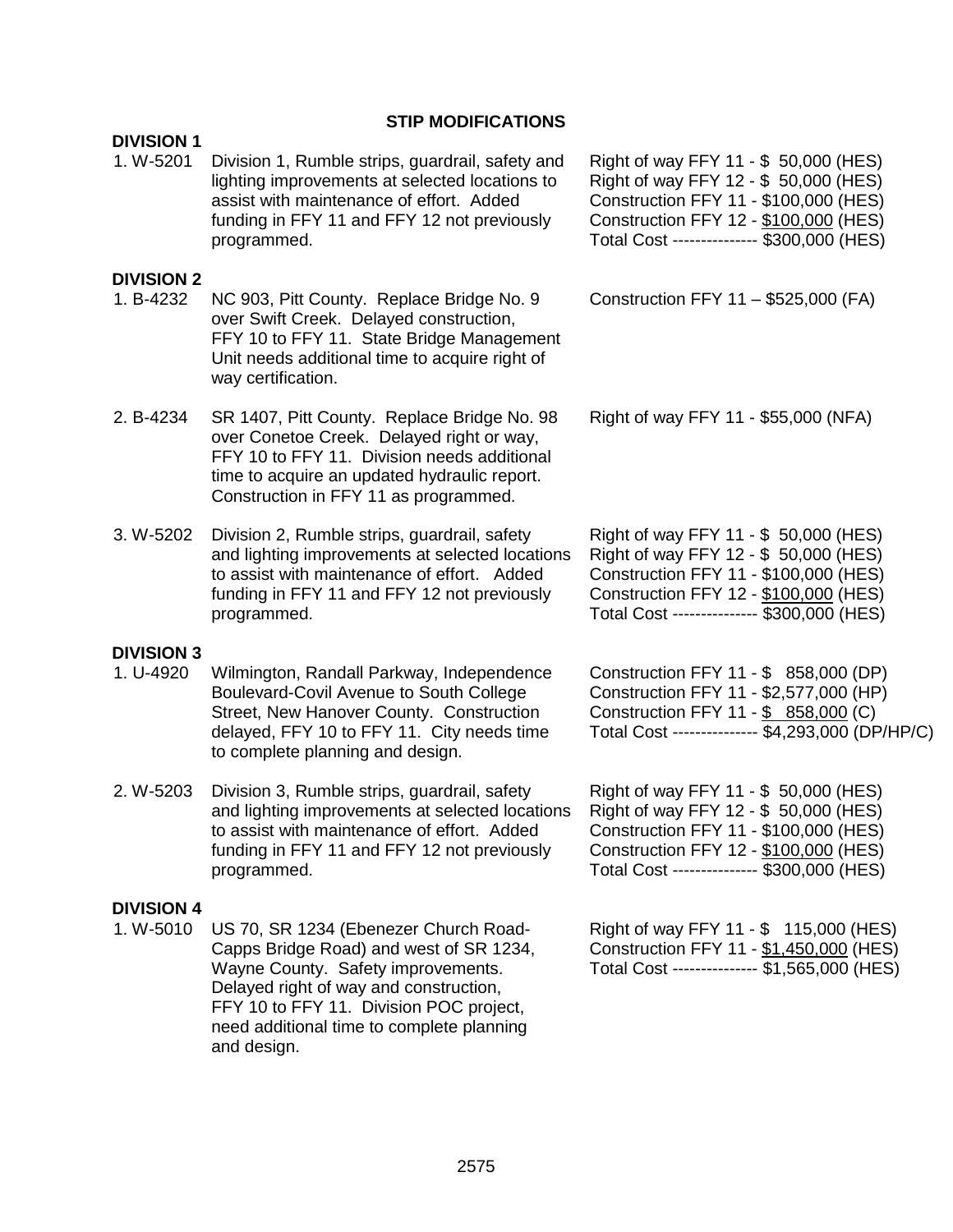## STIP MODIFICATIONS

### DIVISION 1

| | | |
|---|---|---|
| 1. W-5201 | Division 1, Rumble strips, guardrail, safety and lighting improvements at selected locations to assist with maintenance of effort. Added funding in FFY 11 and FFY 12 not previously programmed. | Right of way FFY 11 - $ 50,000 (HES)<br>Right of way FFY 12 - $ 50,000 (HES)<br>Construction FFY 11 - $100,000 (HES)<br>Construction FFY 12 - $100,000 (HES)<br>Total Cost --------------- $300,000 (HES) |

### DIVISION 2

| | | |
|---|---|---|
| 1. B-4232 | NC 903, Pitt County. Replace Bridge No. 9 over Swift Creek. Delayed construction, FFY 10 to FFY 11. State Bridge Management Unit needs additional time to acquire right of way certification. | Construction FFY 11 – $525,000 (FA) |
| 2. B-4234 | SR 1407, Pitt County. Replace Bridge No. 98 over Conetoe Creek. Delayed right or way, FFY 10 to FFY 11. Division needs additional time to acquire an updated hydraulic report. Construction in FFY 11 as programmed. | Right of way FFY 11 - $55,000 (NFA) |
| 3. W-5202 | Division 2, Rumble strips, guardrail, safety and lighting improvements at selected locations to assist with maintenance of effort. Added funding in FFY 11 and FFY 12 not previously programmed. | Right of way FFY 11 - $ 50,000 (HES)<br>Right of way FFY 12 - $ 50,000 (HES)<br>Construction FFY 11 - $100,000 (HES)<br>Construction FFY 12 - $100,000 (HES)<br>Total Cost --------------- $300,000 (HES) |

### DIVISION 3

| | | |
|---|---|---|
| 1. U-4920 | Wilmington, Randall Parkway, Independence Boulevard-Covil Avenue to South College Street, New Hanover County. Construction delayed, FFY 10 to FFY 11. City needs time to complete planning and design. | Construction FFY 11 - $ 858,000 (DP)<br>Construction FFY 11 - $2,577,000 (HP)<br>Construction FFY 11 - $ 858,000 (C)<br>Total Cost --------------- $4,293,000 (DP/HP/C) |
| 2. W-5203 | Division 3, Rumble strips, guardrail, safety and lighting improvements at selected locations to assist with maintenance of effort. Added funding in FFY 11 and FFY 12 not previously programmed. | Right of way FFY 11 - $ 50,000 (HES)<br>Right of way FFY 12 - $ 50,000 (HES)<br>Construction FFY 11 - $100,000 (HES)<br>Construction FFY 12 - $100,000 (HES)<br>Total Cost --------------- $300,000 (HES) |

### DIVISION 4

| | | |
|---|---|---|
| 1. W-5010 | US 70, SR 1234 (Ebenezer Church Road-Capps Bridge Road) and west of SR 1234, Wayne County. Safety improvements. Delayed right of way and construction, FFY 10 to FFY 11. Division POC project, need additional time to complete planning and design. | Right of way FFY 11 - $ 115,000 (HES)<br>Construction FFY 11 - $1,450,000 (HES)<br>Total Cost --------------- $1,565,000 (HES) |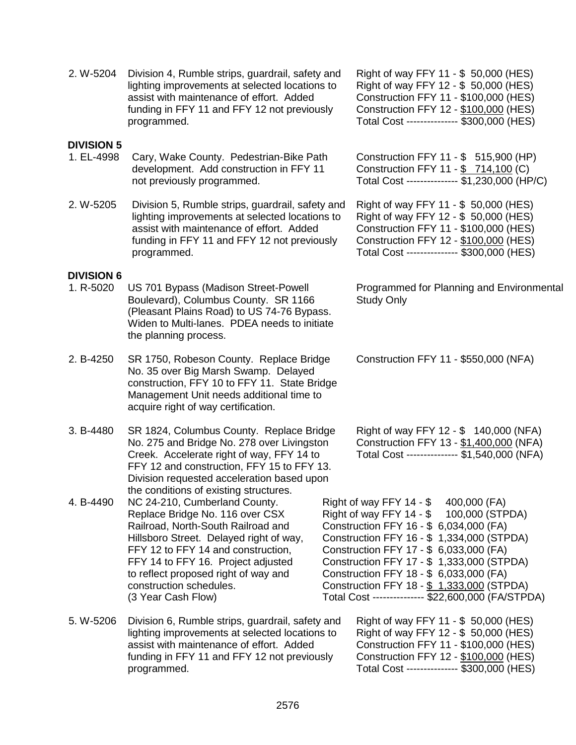2. W-5204 Division 4, Rumble strips, guardrail, safety and lighting improvements at selected locations to assist with maintenance of effort. Added funding in FFY 11 and FFY 12 not previously programmed.

Right of way FFY 11 - $ 50,000 (HES)
Right of way FFY 12 - $ 50,000 (HES)
Construction FFY 11 - $100,000 (HES)
Construction FFY 12 - $100,000 (HES)
Total Cost -------------- $300,000 (HES)

**DIVISION 5**

1. EL-4998 Cary, Wake County. Pedestrian-Bike Path development. Add construction in FFY 11 not previously programmed.

Construction FFY 11 - $ 515,900 (HP)
Construction FFY 11 - $ 714,100 (C)
Total Cost -------------- $1,230,000 (HP/C)

2. W-5205 Division 5, Rumble strips, guardrail, safety and lighting improvements at selected locations to assist with maintenance of effort. Added funding in FFY 11 and FFY 12 not previously programmed.

Right of way FFY 11 - $ 50,000 (HES)
Right of way FFY 12 - $ 50,000 (HES)
Construction FFY 11 - $100,000 (HES)
Construction FFY 12 - $100,000 (HES)
Total Cost -------------- $300,000 (HES)

**DIVISION 6**

1. R-5020 US 701 Bypass (Madison Street-Powell Boulevard), Columbus County. SR 1166 (Pleasant Plains Road) to US 74-76 Bypass. Widen to Multi-lanes. PDEA needs to initiate the planning process.

Programmed for Planning and Environmental Study Only

2. B-4250 SR 1750, Robeson County. Replace Bridge No. 35 over Big Marsh Swamp. Delayed construction, FFY 10 to FFY 11. State Bridge Management Unit needs additional time to acquire right of way certification.

Construction FFY 11 - $550,000 (NFA)

3. B-4480 SR 1824, Columbus County. Replace Bridge No. 275 and Bridge No. 278 over Livingston Creek. Accelerate right of way, FFY 14 to FFY 12 and construction, FFY 15 to FFY 13. Division requested acceleration based upon the conditions of existing structures.

Right of way FFY 12 - $ 140,000 (NFA)
Construction FFY 13 - $1,400,000 (NFA)
Total Cost -------------- $1,540,000 (NFA)

4. B-4490 NC 24-210, Cumberland County. Replace Bridge No. 116 over CSX Railroad, North-South Railroad and Hillsboro Street. Delayed right of way, FFY 12 to FFY 14 and construction, FFY 14 to FFY 16. Project adjusted to reflect proposed right of way and construction schedules. (3 Year Cash Flow)

Right of way FFY 14 - $ 400,000 (FA)
Right of way FFY 14 - $ 100,000 (STPDA)
Construction FFY 16 - $ 6,034,000 (FA)
Construction FFY 16 - $ 1,334,000 (STPDA)
Construction FFY 17 - $ 6,033,000 (FA)
Construction FFY 17 - $ 1,333,000 (STPDA)
Construction FFY 18 - $ 6,033,000 (FA)
Construction FFY 18 - $ 1,333,000 (STPDA)
Total Cost -------------- $22,600,000 (FA/STPDA)

5. W-5206 Division 6, Rumble strips, guardrail, safety and lighting improvements at selected locations to assist with maintenance of effort. Added funding in FFY 11 and FFY 12 not previously programmed.

Right of way FFY 11 - $ 50,000 (HES)
Right of way FFY 12 - $ 50,000 (HES)
Construction FFY 11 - $100,000 (HES)
Construction FFY 12 - $100,000 (HES)
Total Cost -------------- $300,000 (HES)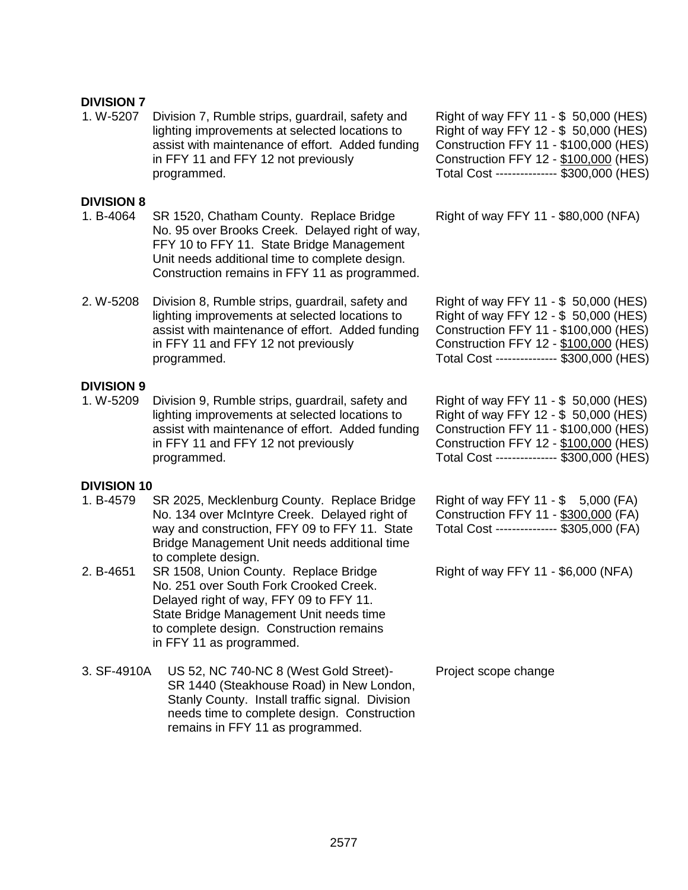**DIVISION 7**

| | | |
|---|---|---|
| 1. W-5207 | Division 7, Rumble strips, guardrail, safety and lighting improvements at selected locations to assist with maintenance of effort. Added funding in FFY 11 and FFY 12 not previously programmed. | Right of way FFY 11 - \$ 50,000 (HES)<br>Right of way FFY 12 - \$ 50,000 (HES)<br>Construction FFY 11 - \$100,000 (HES)<br>Construction FFY 12 - \$100,000 (HES)<br>Total Cost --------------- \$300,000 (HES) |

**DIVISION 8**

| | | |
|---|---|---|
| 1. B-4064 | SR 1520, Chatham County. Replace Bridge No. 95 over Brooks Creek. Delayed right of way, FFY 10 to FFY 11. State Bridge Management Unit needs additional time to complete design. Construction remains in FFY 11 as programmed. | Right of way FFY 11 - \$80,000 (NFA) |
| 2. W-5208 | Division 8, Rumble strips, guardrail, safety and lighting improvements at selected locations to assist with maintenance of effort. Added funding in FFY 11 and FFY 12 not previously programmed. | Right of way FFY 11 - \$ 50,000 (HES)<br>Right of way FFY 12 - \$ 50,000 (HES)<br>Construction FFY 11 - \$100,000 (HES)<br>Construction FFY 12 - \$100,000 (HES)<br>Total Cost --------------- \$300,000 (HES) |

**DIVISION 9**

| | | |
|---|---|---|
| 1. W-5209 | Division 9, Rumble strips, guardrail, safety and lighting improvements at selected locations to assist with maintenance of effort. Added funding in FFY 11 and FFY 12 not previously programmed. | Right of way FFY 11 - \$ 50,000 (HES)<br>Right of way FFY 12 - \$ 50,000 (HES)<br>Construction FFY 11 - \$100,000 (HES)<br>Construction FFY 12 - \$100,000 (HES)<br>Total Cost --------------- \$300,000 (HES) |

**DIVISION 10**

| | | |
|---|---|---|
| 1. B-4579 | SR 2025, Mecklenburg County. Replace Bridge No. 134 over McIntyre Creek. Delayed right of way and construction, FFY 09 to FFY 11. State Bridge Management Unit needs additional time to complete design. | Right of way FFY 11 - \$ 5,000 (FA)<br>Construction FFY 11 - \$300,000 (FA)<br>Total Cost --------------- \$305,000 (FA) |
| 2. B-4651 | SR 1508, Union County. Replace Bridge No. 251 over South Fork Crooked Creek. Delayed right of way, FFY 09 to FFY 11. State Bridge Management Unit needs time to complete design. Construction remains in FFY 11 as programmed. | Right of way FFY 11 - \$6,000 (NFA) |
| 3. SF-4910A | US 52, NC 740-NC 8 (West Gold Street)-SR 1440 (Steakhouse Road) in New London, Stanly County. Install traffic signal. Division needs time to complete design. Construction remains in FFY 11 as programmed. | Project scope change |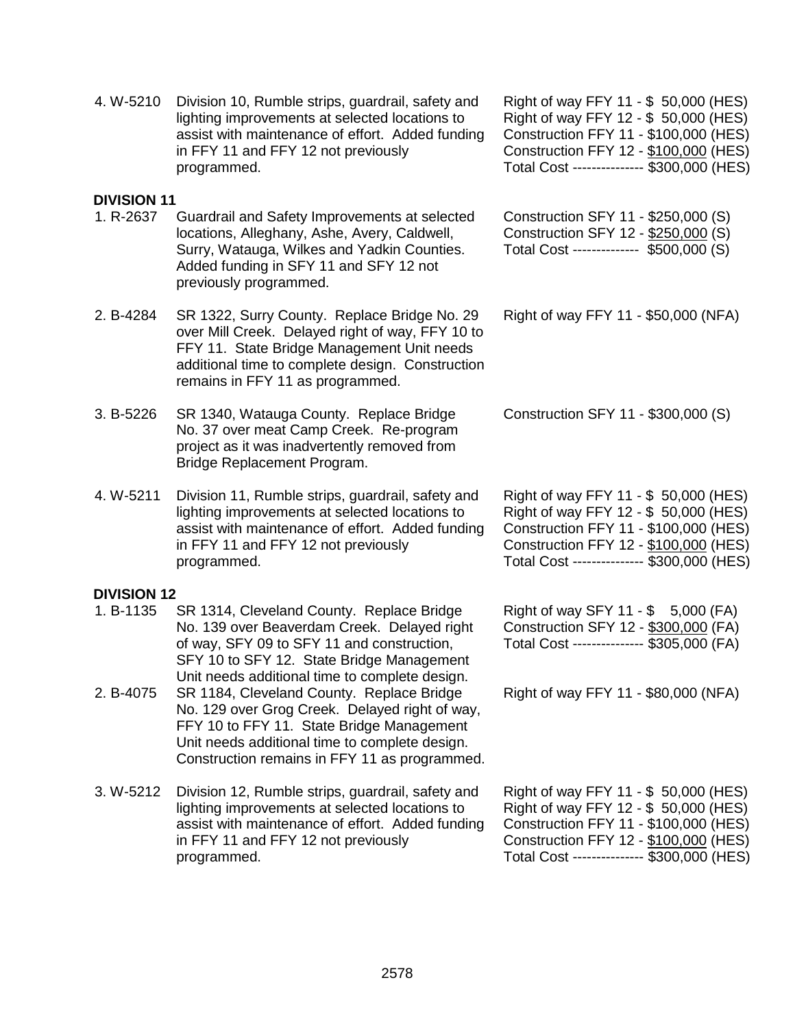| | | |
|---|---|---|
| 4. W-5210 | Division 10, Rumble strips, guardrail, safety and lighting improvements at selected locations to assist with maintenance of effort. Added funding in FFY 11 and FFY 12 not previously programmed. | Right of way FFY 11 - \$ 50,000 (HES)<br>Right of way FFY 12 - \$ 50,000 (HES)<br>Construction FFY 11 - \$100,000 (HES)<br>Construction FFY 12 - \$100,000 (HES)<br>Total Cost -------------- \$300,000 (HES) |

**DIVISION 11**

| | | |
|---|---|---|
| 1. R-2637 | Guardrail and Safety Improvements at selected locations, Alleghany, Ashe, Avery, Caldwell, Surry, Watauga, Wilkes and Yadkin Counties. Added funding in SFY 11 and SFY 12 not previously programmed. | Construction SFY 11 - \$250,000 (S)<br>Construction SFY 12 - \$250,000 (S)<br>Total Cost ------------- \$500,000 (S) |
| 2. B-4284 | SR 1322, Surry County. Replace Bridge No. 29 over Mill Creek. Delayed right of way, FFY 10 to FFY 11. State Bridge Management Unit needs additional time to complete design. Construction remains in FFY 11 as programmed. | Right of way FFY 11 - \$50,000 (NFA) |
| 3. B-5226 | SR 1340, Watauga County. Replace Bridge No. 37 over meat Camp Creek. Re-program project as it was inadvertently removed from Bridge Replacement Program. | Construction SFY 11 - \$300,000 (S) |
| 4. W-5211 | Division 11, Rumble strips, guardrail, safety and lighting improvements at selected locations to assist with maintenance of effort. Added funding in FFY 11 and FFY 12 not previously programmed. | Right of way FFY 11 - \$ 50,000 (HES)<br>Right of way FFY 12 - \$ 50,000 (HES)<br>Construction FFY 11 - \$100,000 (HES)<br>Construction FFY 12 - \$100,000 (HES)<br>Total Cost -------------- \$300,000 (HES) |

**DIVISION 12**

| | | |
|---|---|---|
| 1. B-1135 | SR 1314, Cleveland County. Replace Bridge No. 139 over Beaverdam Creek. Delayed right of way, SFY 09 to SFY 11 and construction, SFY 10 to SFY 12. State Bridge Management Unit needs additional time to complete design. | Right of way SFY 11 - \$ 5,000 (FA)<br>Construction SFY 12 - \$300,000 (FA)<br>Total Cost -------------- \$305,000 (FA) |
| 2. B-4075 | SR 1184, Cleveland County. Replace Bridge No. 129 over Grog Creek. Delayed right of way, FFY 10 to FFY 11. State Bridge Management Unit needs additional time to complete design. Construction remains in FFY 11 as programmed. | Right of way FFY 11 - \$80,000 (NFA) |
| 3. W-5212 | Division 12, Rumble strips, guardrail, safety and lighting improvements at selected locations to assist with maintenance of effort. Added funding in FFY 11 and FFY 12 not previously programmed. | Right of way FFY 11 - \$ 50,000 (HES)<br>Right of way FFY 12 - \$ 50,000 (HES)<br>Construction FFY 11 - \$100,000 (HES)<br>Construction FFY 12 - \$100,000 (HES)<br>Total Cost -------------- \$300,000 (HES) |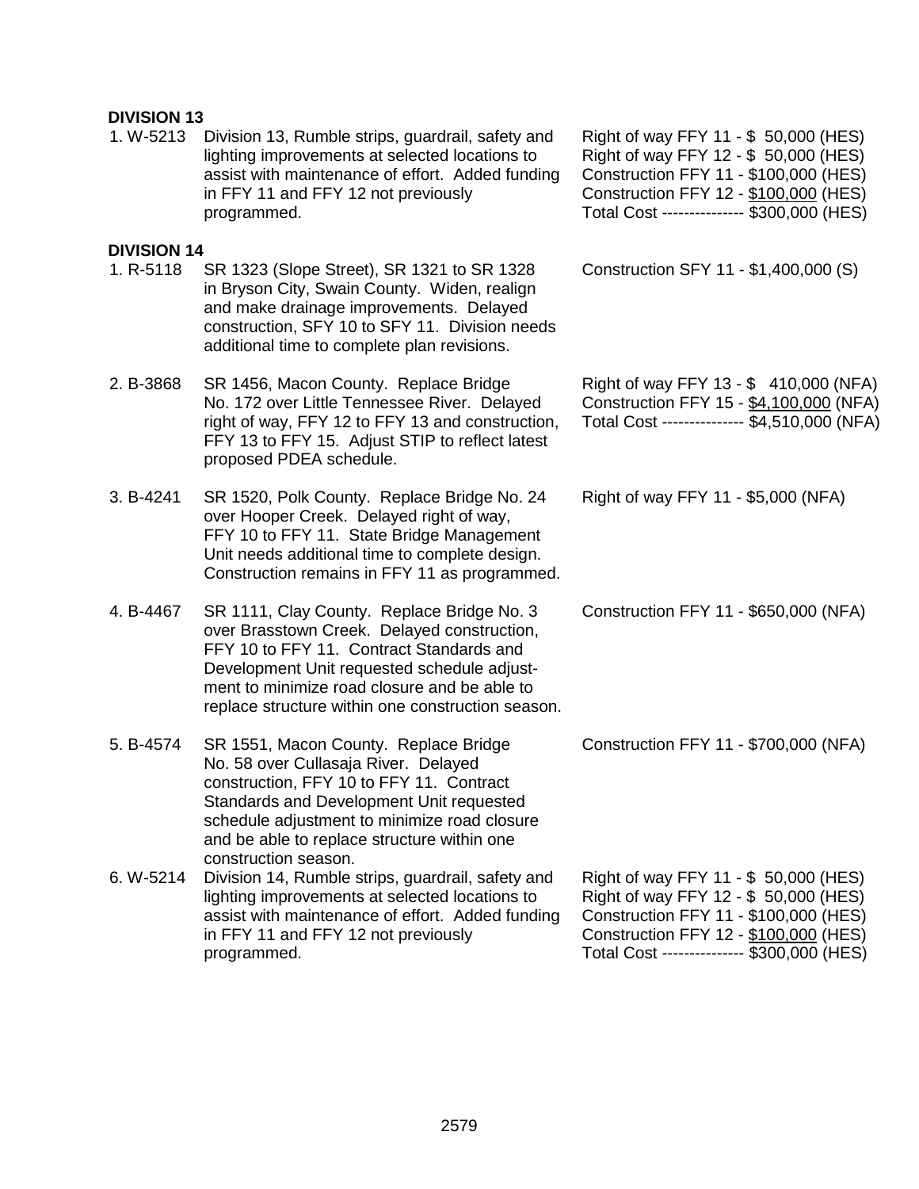**DIVISION 13**

| | | |
|---|---|---|
| 1. W-5213 | Division 13, Rumble strips, guardrail, safety and lighting improvements at selected locations to assist with maintenance of effort. Added funding in FFY 11 and FFY 12 not previously programmed. | Right of way FFY 11 - \$ 50,000 (HES)<br>Right of way FFY 12 - \$ 50,000 (HES)<br>Construction FFY 11 - \$100,000 (HES)<br>Construction FFY 12 - <u>\$100,000</u> (HES)<br>Total Cost -------------- \$300,000 (HES) |

**DIVISION 14**

| | | |
|---|---|---|
| 1. R-5118 | SR 1323 (Slope Street), SR 1321 to SR 1328 in Bryson City, Swain County. Widen, realign and make drainage improvements. Delayed construction, SFY 10 to SFY 11. Division needs additional time to complete plan revisions. | Construction SFY 11 - \$1,400,000 (S) |
| 2. B-3868 | SR 1456, Macon County. Replace Bridge No. 172 over Little Tennessee River. Delayed right of way, FFY 12 to FFY 13 and construction, FFY 13 to FFY 15. Adjust STIP to reflect latest proposed PDEA schedule. | Right of way FFY 13 - \$ 410,000 (NFA)<br>Construction FFY 15 - <u>\$4,100,000</u> (NFA)<br>Total Cost -------------- \$4,510,000 (NFA) |
| 3. B-4241 | SR 1520, Polk County. Replace Bridge No. 24 over Hooper Creek. Delayed right of way, FFY 10 to FFY 11. State Bridge Management Unit needs additional time to complete design. Construction remains in FFY 11 as programmed. | Right of way FFY 11 - \$5,000 (NFA) |
| 4. B-4467 | SR 1111, Clay County. Replace Bridge No. 3 over Brasstown Creek. Delayed construction, FFY 10 to FFY 11. Contract Standards and Development Unit requested schedule adjustment to minimize road closure and be able to replace structure within one construction season. | Construction FFY 11 - \$650,000 (NFA) |
| 5. B-4574 | SR 1551, Macon County. Replace Bridge No. 58 over Cullasaja River. Delayed construction, FFY 10 to FFY 11. Contract Standards and Development Unit requested schedule adjustment to minimize road closure and be able to replace structure within one construction season. | Construction FFY 11 - \$700,000 (NFA) |
| 6. W-5214 | Division 14, Rumble strips, guardrail, safety and lighting improvements at selected locations to assist with maintenance of effort. Added funding in FFY 11 and FFY 12 not previously programmed. | Right of way FFY 11 - \$ 50,000 (HES)<br>Right of way FFY 12 - \$ 50,000 (HES)<br>Construction FFY 11 - \$100,000 (HES)<br>Construction FFY 12 - <u>\$100,000</u> (HES)<br>Total Cost -------------- \$300,000 (HES) |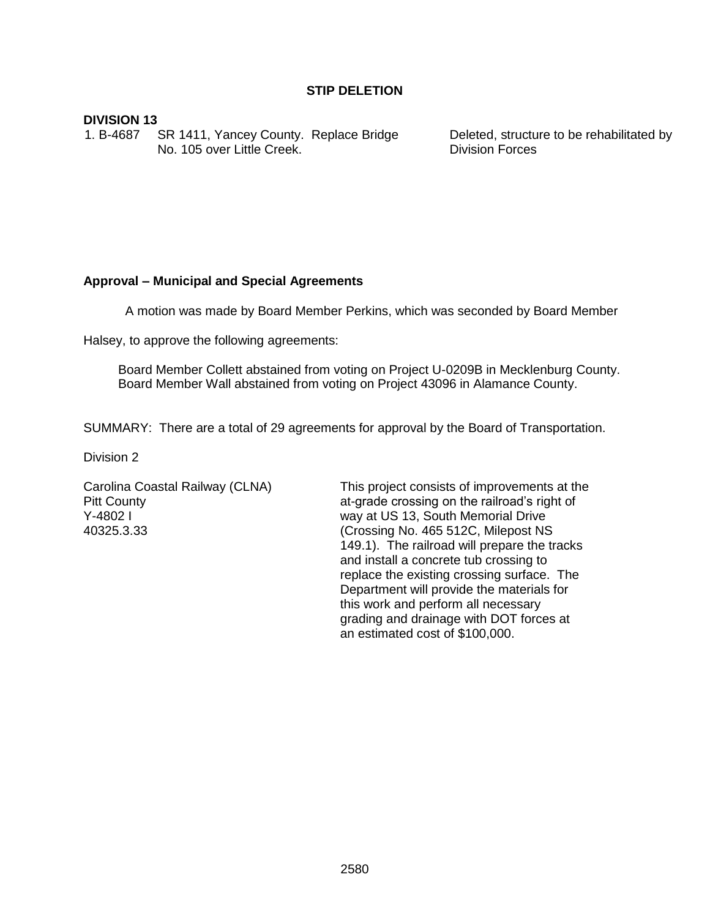**STIP DELETION**

**DIVISION 13**

| | | |
|---|---|---|
| 1. B-4687 | SR 1411, Yancey County. Replace Bridge No. 105 over Little Creek. | Deleted, structure to be rehabilitated by Division Forces |

**Approval – Municipal and Special Agreements**

A motion was made by Board Member Perkins, which was seconded by Board Member Halsey, to approve the following agreements:

Board Member Collett abstained from voting on Project U-0209B in Mecklenburg County.
Board Member Wall abstained from voting on Project 43096 in Alamance County.

SUMMARY: There are a total of 29 agreements for approval by the Board of Transportation.

Division 2

| | |
|---|---|
| Carolina Coastal Railway (CLNA)<br>Pitt County<br>Y-4802 I<br>40325.3.33 | This project consists of improvements at the at-grade crossing on the railroad's right of way at US 13, South Memorial Drive (Crossing No. 465 512C, Milepost NS 149.1). The railroad will prepare the tracks and install a concrete tub crossing to replace the existing crossing surface. The Department will provide the materials for this work and perform all necessary grading and drainage with DOT forces at an estimated cost of $100,000. |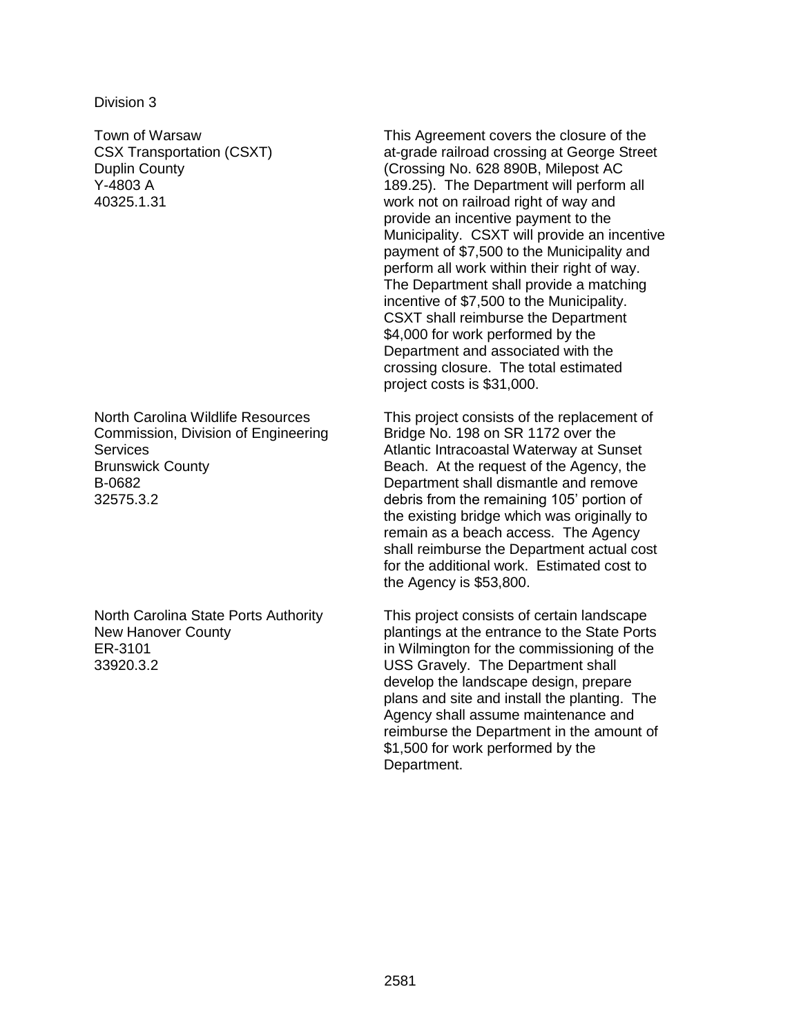Division 3

Town of Warsaw
CSX Transportation (CSXT)
Duplin County
Y-4803 A
40325.1.31

This Agreement covers the closure of the at-grade railroad crossing at George Street (Crossing No. 628 890B, Milepost AC 189.25). The Department will perform all work not on railroad right of way and provide an incentive payment to the Municipality. CSXT will provide an incentive payment of $7,500 to the Municipality and perform all work within their right of way. The Department shall provide a matching incentive of $7,500 to the Municipality. CSXT shall reimburse the Department $4,000 for work performed by the Department and associated with the crossing closure. The total estimated project costs is $31,000.

North Carolina Wildlife Resources Commission, Division of Engineering Services
Brunswick County
B-0682
32575.3.2

This project consists of the replacement of Bridge No. 198 on SR 1172 over the Atlantic Intracoastal Waterway at Sunset Beach. At the request of the Agency, the Department shall dismantle and remove debris from the remaining 105' portion of the existing bridge which was originally to remain as a beach access. The Agency shall reimburse the Department actual cost for the additional work. Estimated cost to the Agency is $53,800.

North Carolina State Ports Authority
New Hanover County
ER-3101
33920.3.2

This project consists of certain landscape plantings at the entrance to the State Ports in Wilmington for the commissioning of the USS Gravely. The Department shall develop the landscape design, prepare plans and site and install the planting. The Agency shall assume maintenance and reimburse the Department in the amount of $1,500 for work performed by the Department.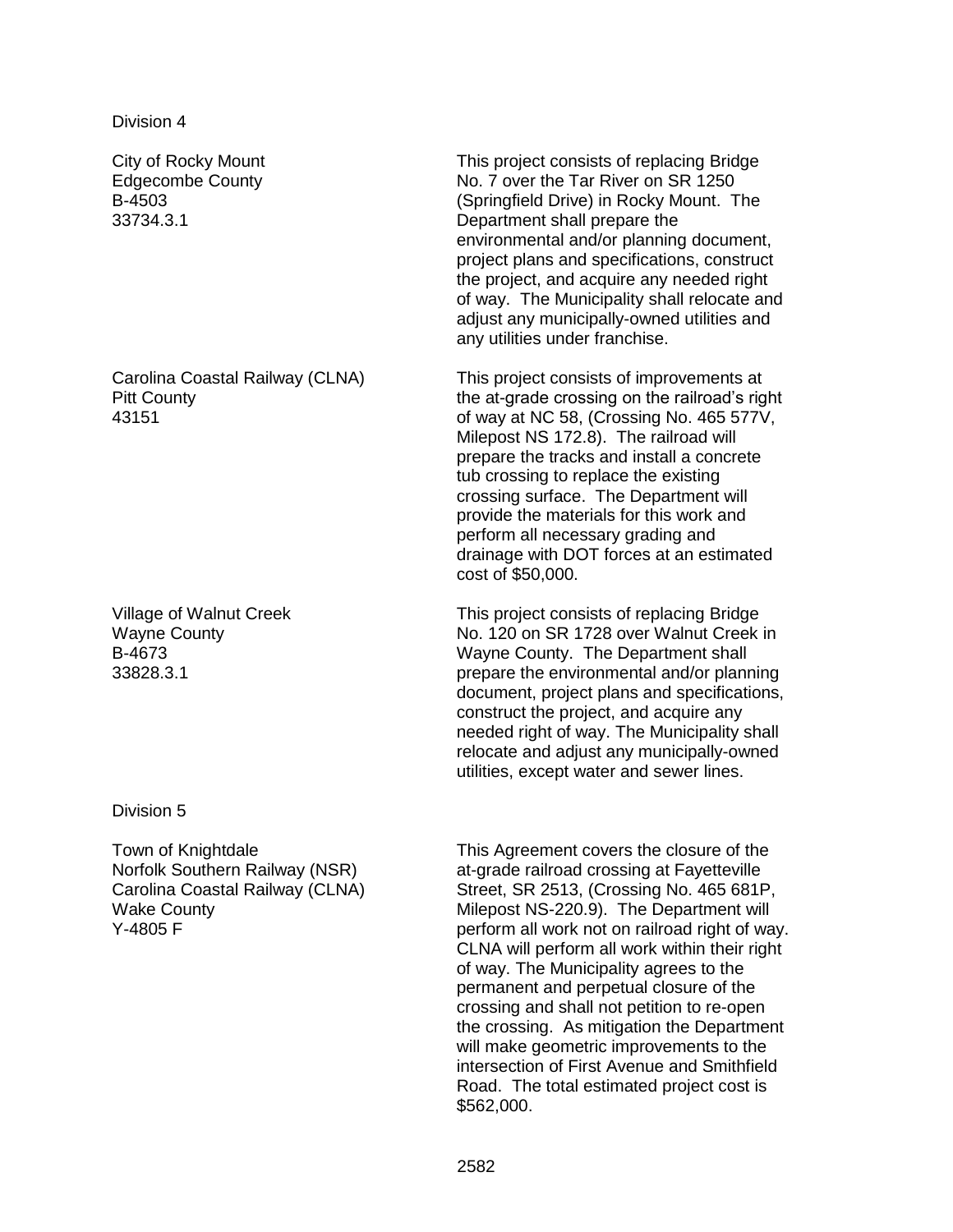Division 4

| | |
|---|---|
| City of Rocky Mount<br>Edgecombe County<br>B-4503<br>33734.3.1 | This project consists of replacing Bridge No. 7 over the Tar River on SR 1250 (Springfield Drive) in Rocky Mount. The Department shall prepare the environmental and/or planning document, project plans and specifications, construct the project, and acquire any needed right of way. The Municipality shall relocate and adjust any municipally-owned utilities and any utilities under franchise. |
| Carolina Coastal Railway (CLNA)<br>Pitt County<br>43151 | This project consists of improvements at the at-grade crossing on the railroad's right of way at NC 58, (Crossing No. 465 577V, Milepost NS 172.8). The railroad will prepare the tracks and install a concrete tub crossing to replace the existing crossing surface. The Department will provide the materials for this work and perform all necessary grading and drainage with DOT forces at an estimated cost of $50,000. |
| Village of Walnut Creek<br>Wayne County<br>B-4673<br>33828.3.1 | This project consists of replacing Bridge No. 120 on SR 1728 over Walnut Creek in Wayne County. The Department shall prepare the environmental and/or planning document, project plans and specifications, construct the project, and acquire any needed right of way. The Municipality shall relocate and adjust any municipally-owned utilities, except water and sewer lines. |

Division 5

| | |
|---|---|
| Town of Knightdale<br>Norfolk Southern Railway (NSR)<br>Carolina Coastal Railway (CLNA)<br>Wake County<br>Y-4805 F | This Agreement covers the closure of the at-grade railroad crossing at Fayetteville Street, SR 2513, (Crossing No. 465 681P, Milepost NS-220.9). The Department will perform all work not on railroad right of way. CLNA will perform all work within their right of way. The Municipality agrees to the permanent and perpetual closure of the crossing and shall not petition to re-open the crossing. As mitigation the Department will make geometric improvements to the intersection of First Avenue and Smithfield Road. The total estimated project cost is $562,000. |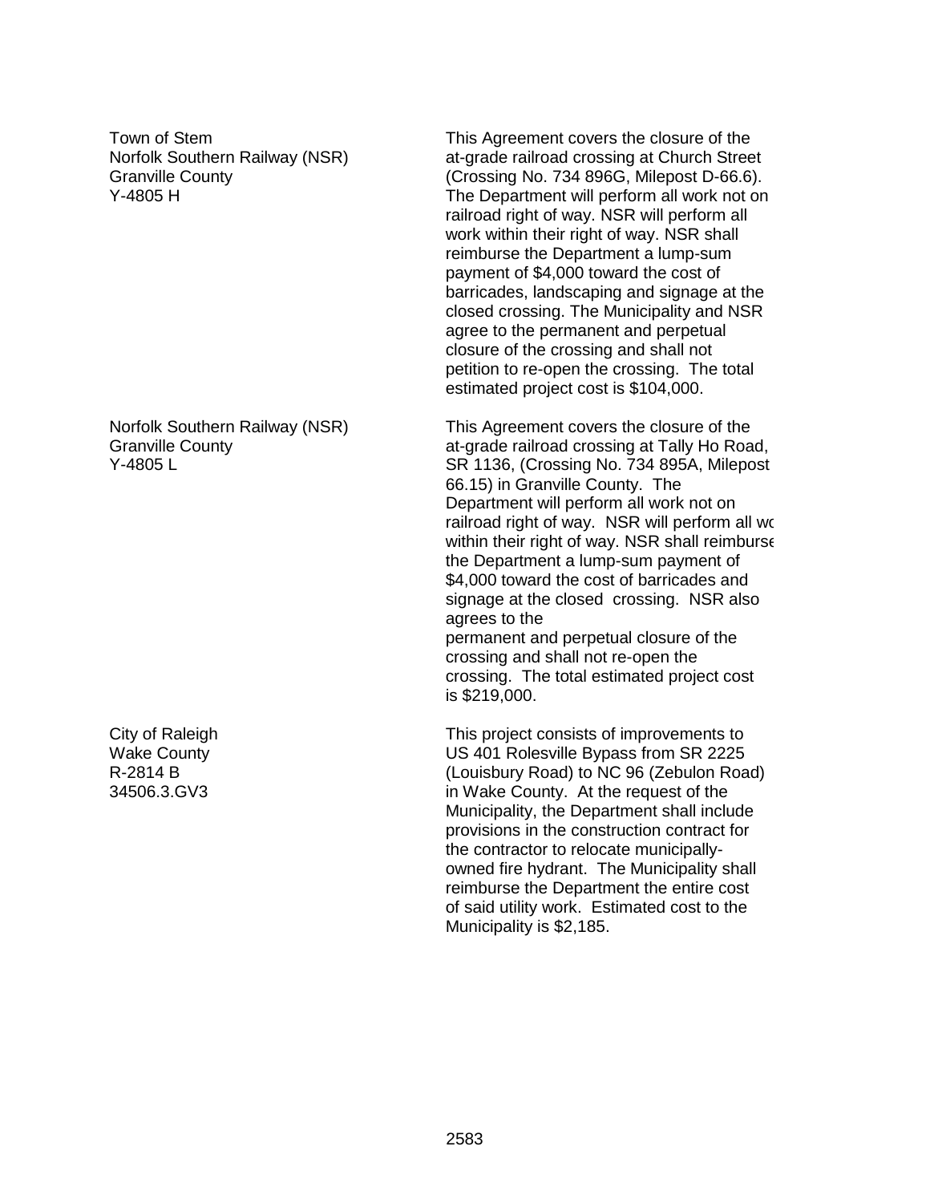Town of Stem
Norfolk Southern Railway (NSR)
Granville County
Y-4805 H

This Agreement covers the closure of the at-grade railroad crossing at Church Street (Crossing No. 734 896G, Milepost D-66.6). The Department will perform all work not on railroad right of way. NSR will perform all work within their right of way. NSR shall reimburse the Department a lump-sum payment of $4,000 toward the cost of barricades, landscaping and signage at the closed crossing. The Municipality and NSR agree to the permanent and perpetual closure of the crossing and shall not petition to re-open the crossing. The total estimated project cost is $104,000.

Norfolk Southern Railway (NSR)
Granville County
Y-4805 L

This Agreement covers the closure of the at-grade railroad crossing at Tally Ho Road, SR 1136, (Crossing No. 734 895A, Milepost 66.15) in Granville County. The Department will perform all work not on railroad right of way. NSR will perform all wo within their right of way. NSR shall reimburse the Department a lump-sum payment of $4,000 toward the cost of barricades and signage at the closed crossing. NSR also agrees to the permanent and perpetual closure of the crossing and shall not re-open the crossing. The total estimated project cost is $219,000.

City of Raleigh
Wake County
R-2814 B
34506.3.GV3

This project consists of improvements to US 401 Rolesville Bypass from SR 2225 (Louisbury Road) to NC 96 (Zebulon Road) in Wake County. At the request of the Municipality, the Department shall include provisions in the construction contract for the contractor to relocate municipally-owned fire hydrant. The Municipality shall reimburse the Department the entire cost of said utility work. Estimated cost to the Municipality is $2,185.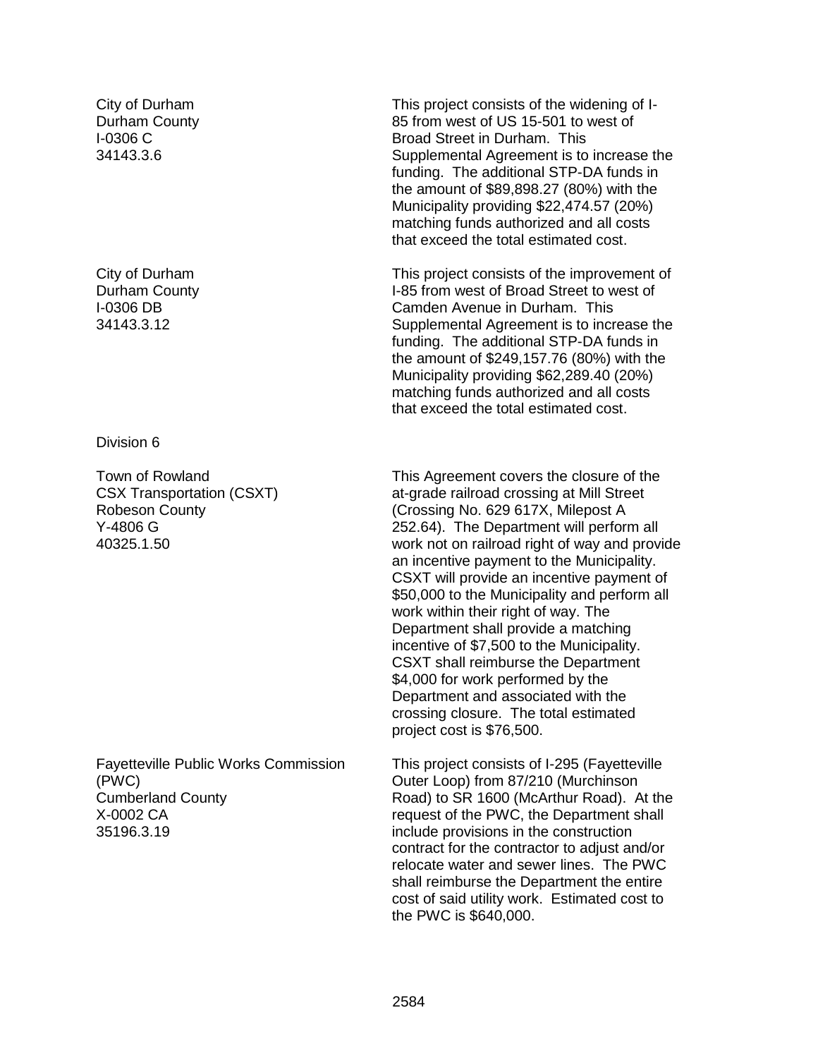City of Durham
Durham County
I-0306 C
34143.3.6

This project consists of the widening of I-85 from west of US 15-501 to west of Broad Street in Durham. This Supplemental Agreement is to increase the funding. The additional STP-DA funds in the amount of $89,898.27 (80%) with the Municipality providing $22,474.57 (20%) matching funds authorized and all costs that exceed the total estimated cost.

City of Durham
Durham County
I-0306 DB
34143.3.12

This project consists of the improvement of I-85 from west of Broad Street to west of Camden Avenue in Durham. This Supplemental Agreement is to increase the funding. The additional STP-DA funds in the amount of $249,157.76 (80%) with the Municipality providing $62,289.40 (20%) matching funds authorized and all costs that exceed the total estimated cost.

Division 6

Town of Rowland
CSX Transportation (CSXT)
Robeson County
Y-4806 G
40325.1.50

This Agreement covers the closure of the at-grade railroad crossing at Mill Street (Crossing No. 629 617X, Milepost A 252.64). The Department will perform all work not on railroad right of way and provide an incentive payment to the Municipality. CSXT will provide an incentive payment of $50,000 to the Municipality and perform all work within their right of way. The Department shall provide a matching incentive of $7,500 to the Municipality. CSXT shall reimburse the Department $4,000 for work performed by the Department and associated with the crossing closure. The total estimated project cost is $76,500.

Fayetteville Public Works Commission (PWC)
Cumberland County
X-0002 CA
35196.3.19

This project consists of I-295 (Fayetteville Outer Loop) from 87/210 (Murchinson Road) to SR 1600 (McArthur Road). At the request of the PWC, the Department shall include provisions in the construction contract for the contractor to adjust and/or relocate water and sewer lines. The PWC shall reimburse the Department the entire cost of said utility work. Estimated cost to the PWC is $640,000.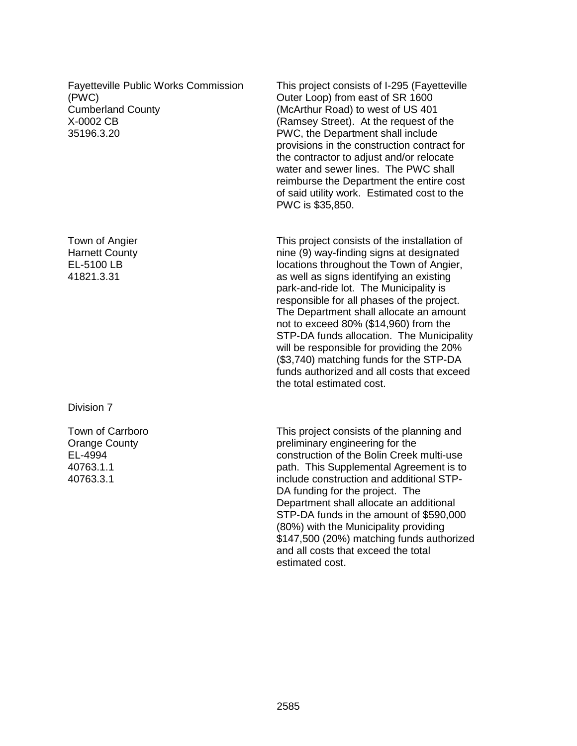| | |
|---|---|
| Fayetteville Public Works Commission (PWC)<br>Cumberland County<br>X-0002 CB<br>35196.3.20 | This project consists of I-295 (Fayetteville Outer Loop) from east of SR 1600 (McArthur Road) to west of US 401 (Ramsey Street). At the request of the PWC, the Department shall include provisions in the construction contract for the contractor to adjust and/or relocate water and sewer lines. The PWC shall reimburse the Department the entire cost of said utility work. Estimated cost to the PWC is $35,850. |
| Town of Angier<br>Harnett County<br>EL-5100 LB<br>41821.3.31 | This project consists of the installation of nine (9) way-finding signs at designated locations throughout the Town of Angier, as well as signs identifying an existing park-and-ride lot. The Municipality is responsible for all phases of the project. The Department shall allocate an amount not to exceed 80% ($14,960) from the STP-DA funds allocation. The Municipality will be responsible for providing the 20% ($3,740) matching funds for the STP-DA funds authorized and all costs that exceed the total estimated cost. |

Division 7

| | |
|---|---|
| Town of Carrboro<br>Orange County<br>EL-4994<br>40763.1.1<br>40763.3.1 | This project consists of the planning and preliminary engineering for the construction of the Bolin Creek multi-use path. This Supplemental Agreement is to include construction and additional STP-DA funding for the project. The Department shall allocate an additional STP-DA funds in the amount of $590,000 (80%) with the Municipality providing $147,500 (20%) matching funds authorized and all costs that exceed the total estimated cost. |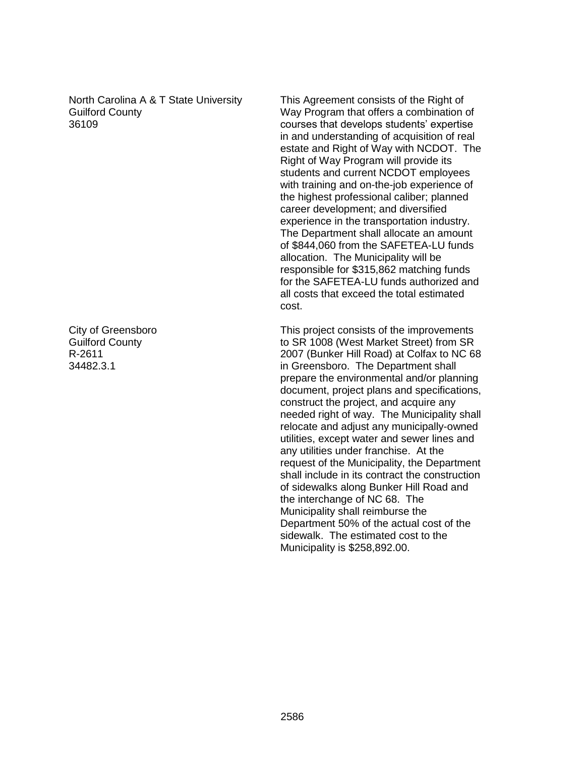North Carolina A & T State University
Guilford County
36109

This Agreement consists of the Right of Way Program that offers a combination of courses that develops students' expertise in and understanding of acquisition of real estate and Right of Way with NCDOT. The Right of Way Program will provide its students and current NCDOT employees with training and on-the-job experience of the highest professional caliber; planned career development; and diversified experience in the transportation industry. The Department shall allocate an amount of $844,060 from the SAFETEA-LU funds allocation. The Municipality will be responsible for $315,862 matching funds for the SAFETEA-LU funds authorized and all costs that exceed the total estimated cost.

City of Greensboro
Guilford County
R-2611
34482.3.1

This project consists of the improvements to SR 1008 (West Market Street) from SR 2007 (Bunker Hill Road) at Colfax to NC 68 in Greensboro. The Department shall prepare the environmental and/or planning document, project plans and specifications, construct the project, and acquire any needed right of way. The Municipality shall relocate and adjust any municipally-owned utilities, except water and sewer lines and any utilities under franchise. At the request of the Municipality, the Department shall include in its contract the construction of sidewalks along Bunker Hill Road and the interchange of NC 68. The Municipality shall reimburse the Department 50% of the actual cost of the sidewalk. The estimated cost to the Municipality is $258,892.00.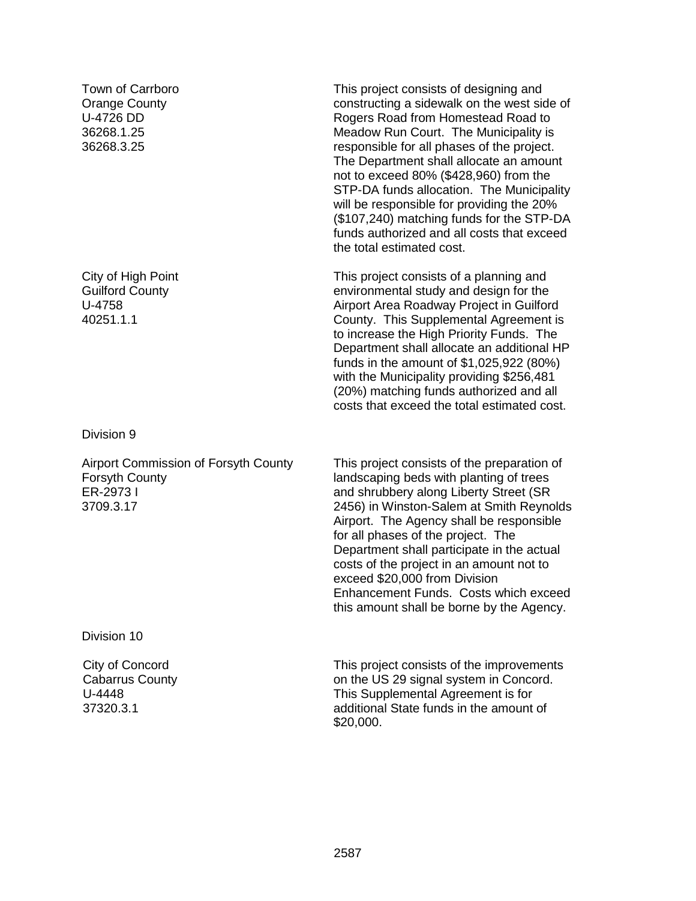| | |
|---|---|
| Town of Carrboro<br>Orange County<br>U-4726 DD<br>36268.1.25<br>36268.3.25 | This project consists of designing and constructing a sidewalk on the west side of Rogers Road from Homestead Road to Meadow Run Court. The Municipality is responsible for all phases of the project. The Department shall allocate an amount not to exceed 80% ($428,960) from the STP-DA funds allocation. The Municipality will be responsible for providing the 20% ($107,240) matching funds for the STP-DA funds authorized and all costs that exceed the total estimated cost. |
| City of High Point<br>Guilford County<br>U-4758<br>40251.1.1 | This project consists of a planning and environmental study and design for the Airport Area Roadway Project in Guilford County. This Supplemental Agreement is to increase the High Priority Funds. The Department shall allocate an additional HP funds in the amount of $1,025,922 (80%) with the Municipality providing $256,481 (20%) matching funds authorized and all costs that exceed the total estimated cost. |

Division 9

| | |
|---|---|
| Airport Commission of Forsyth County<br>Forsyth County<br>ER-2973 I<br>3709.3.17 | This project consists of the preparation of landscaping beds with planting of trees and shrubbery along Liberty Street (SR 2456) in Winston-Salem at Smith Reynolds Airport. The Agency shall be responsible for all phases of the project. The Department shall participate in the actual costs of the project in an amount not to exceed $20,000 from Division Enhancement Funds. Costs which exceed this amount shall be borne by the Agency. |

Division 10

| | |
|---|---|
| City of Concord<br>Cabarrus County<br>U-4448<br>37320.3.1 | This project consists of the improvements on the US 29 signal system in Concord. This Supplemental Agreement is for additional State funds in the amount of $20,000. |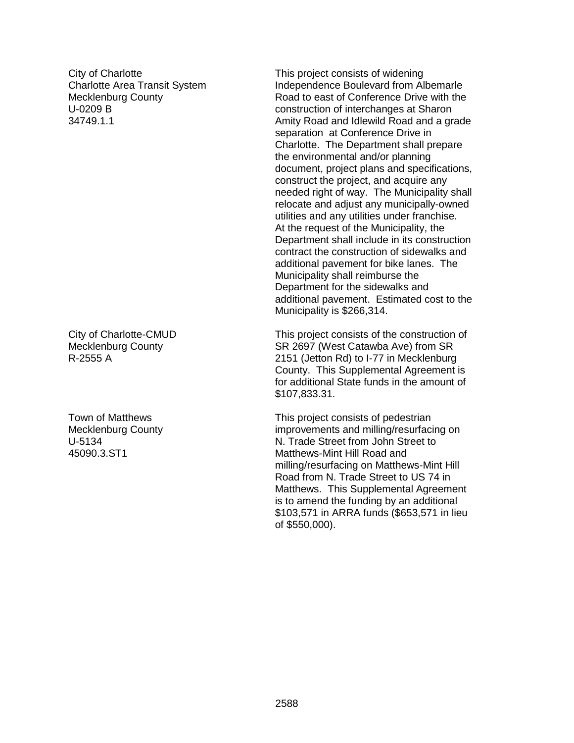City of Charlotte
Charlotte Area Transit System
Mecklenburg County
U-0209 B
34749.1.1

This project consists of widening Independence Boulevard from Albemarle Road to east of Conference Drive with the construction of interchanges at Sharon Amity Road and Idlewild Road and a grade separation at Conference Drive in Charlotte. The Department shall prepare the environmental and/or planning document, project plans and specifications, construct the project, and acquire any needed right of way. The Municipality shall relocate and adjust any municipally-owned utilities and any utilities under franchise. At the request of the Municipality, the Department shall include in its construction contract the construction of sidewalks and additional pavement for bike lanes. The Municipality shall reimburse the Department for the sidewalks and additional pavement. Estimated cost to the Municipality is $266,314.

City of Charlotte-CMUD
Mecklenburg County
R-2555 A

This project consists of the construction of SR 2697 (West Catawba Ave) from SR 2151 (Jetton Rd) to I-77 in Mecklenburg County. This Supplemental Agreement is for additional State funds in the amount of $107,833.31.

Town of Matthews
Mecklenburg County
U-5134
45090.3.ST1

This project consists of pedestrian improvements and milling/resurfacing on N. Trade Street from John Street to Matthews-Mint Hill Road and milling/resurfacing on Matthews-Mint Hill Road from N. Trade Street to US 74 in Matthews. This Supplemental Agreement is to amend the funding by an additional $103,571 in ARRA funds ($653,571 in lieu of $550,000).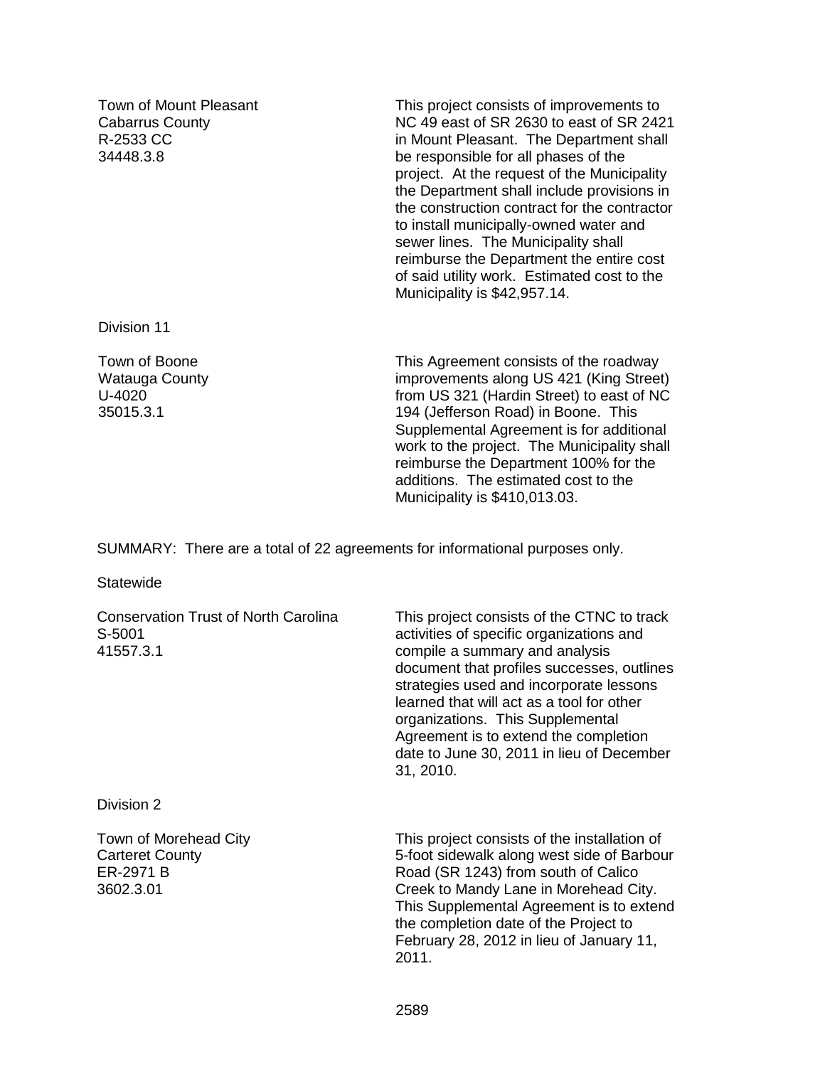| | |
|---|---|
| Town of Mount Pleasant<br>Cabarrus County<br>R-2533 CC<br>34448.3.8 | This project consists of improvements to NC 49 east of SR 2630 to east of SR 2421 in Mount Pleasant. The Department shall be responsible for all phases of the project. At the request of the Municipality the Department shall include provisions in the construction contract for the contractor to install municipally-owned water and sewer lines. The Municipality shall reimburse the Department the entire cost of said utility work. Estimated cost to the Municipality is $42,957.14. |

Division 11

| | |
|---|---|
| Town of Boone<br>Watauga County<br>U-4020<br>35015.3.1 | This Agreement consists of the roadway improvements along US 421 (King Street) from US 321 (Hardin Street) to east of NC 194 (Jefferson Road) in Boone. This Supplemental Agreement is for additional work to the project. The Municipality shall reimburse the Department 100% for the additions. The estimated cost to the Municipality is $410,013.03. |

SUMMARY: There are a total of 22 agreements for informational purposes only.

Statewide

| | |
|---|---|
| Conservation Trust of North Carolina<br>S-5001<br>41557.3.1 | This project consists of the CTNC to track activities of specific organizations and compile a summary and analysis document that profiles successes, outlines strategies used and incorporate lessons learned that will act as a tool for other organizations. This Supplemental Agreement is to extend the completion date to June 30, 2011 in lieu of December 31, 2010. |

Division 2

| | |
|---|---|
| Town of Morehead City<br>Carteret County<br>ER-2971 B<br>3602.3.01 | This project consists of the installation of 5-foot sidewalk along west side of Barbour Road (SR 1243) from south of Calico Creek to Mandy Lane in Morehead City. This Supplemental Agreement is to extend the completion date of the Project to February 28, 2012 in lieu of January 11, 2011. |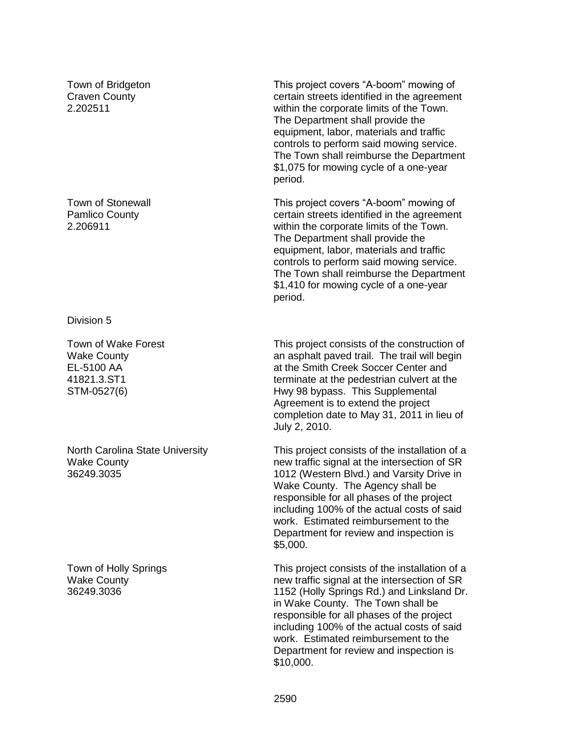Town of Bridgeton
Craven County
2.202511

This project covers "A-boom" mowing of certain streets identified in the agreement within the corporate limits of the Town. The Department shall provide the equipment, labor, materials and traffic controls to perform said mowing service. The Town shall reimburse the Department $1,075 for mowing cycle of a one-year period.

Town of Stonewall
Pamlico County
2.206911

This project covers "A-boom" mowing of certain streets identified in the agreement within the corporate limits of the Town. The Department shall provide the equipment, labor, materials and traffic controls to perform said mowing service. The Town shall reimburse the Department $1,410 for mowing cycle of a one-year period.

Division 5

Town of Wake Forest
Wake County
EL-5100 AA
41821.3.ST1
STM-0527(6)

This project consists of the construction of an asphalt paved trail. The trail will begin at the Smith Creek Soccer Center and terminate at the pedestrian culvert at the Hwy 98 bypass. This Supplemental Agreement is to extend the project completion date to May 31, 2011 in lieu of July 2, 2010.

North Carolina State University
Wake County
36249.3035

This project consists of the installation of a new traffic signal at the intersection of SR 1012 (Western Blvd.) and Varsity Drive in Wake County. The Agency shall be responsible for all phases of the project including 100% of the actual costs of said work. Estimated reimbursement to the Department for review and inspection is $5,000.

Town of Holly Springs
Wake County
36249.3036

This project consists of the installation of a new traffic signal at the intersection of SR 1152 (Holly Springs Rd.) and Linksland Dr. in Wake County. The Town shall be responsible for all phases of the project including 100% of the actual costs of said work. Estimated reimbursement to the Department for review and inspection is $10,000.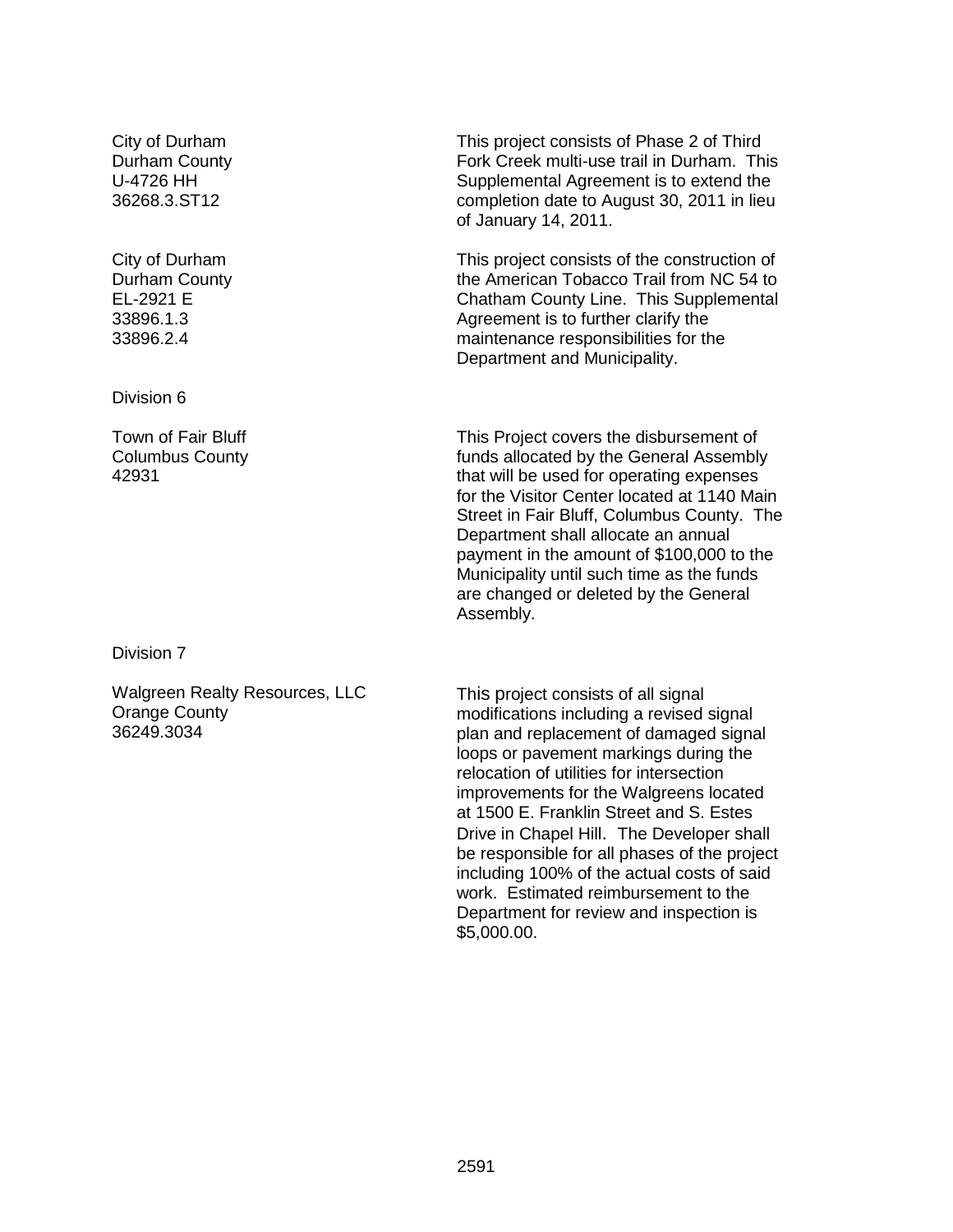| | |
|---|---|
| City of Durham<br>Durham County<br>U-4726 HH<br>36268.3.ST12 | This project consists of Phase 2 of Third Fork Creek multi-use trail in Durham. This Supplemental Agreement is to extend the completion date to August 30, 2011 in lieu of January 14, 2011. |
| City of Durham<br>Durham County<br>EL-2921 E<br>33896.1.3<br>33896.2.4 | This project consists of the construction of the American Tobacco Trail from NC 54 to Chatham County Line. This Supplemental Agreement is to further clarify the maintenance responsibilities for the Department and Municipality. |

Division 6

| | |
|---|---|
| Town of Fair Bluff<br>Columbus County<br>42931 | This Project covers the disbursement of funds allocated by the General Assembly that will be used for operating expenses for the Visitor Center located at 1140 Main Street in Fair Bluff, Columbus County. The Department shall allocate an annual payment in the amount of $100,000 to the Municipality until such time as the funds are changed or deleted by the General Assembly. |

Division 7

| | |
|---|---|
| Walgreen Realty Resources, LLC<br>Orange County<br>36249.3034 | This project consists of all signal modifications including a revised signal plan and replacement of damaged signal loops or pavement markings during the relocation of utilities for intersection improvements for the Walgreens located at 1500 E. Franklin Street and S. Estes Drive in Chapel Hill. The Developer shall be responsible for all phases of the project including 100% of the actual costs of said work. Estimated reimbursement to the Department for review and inspection is $5,000.00. |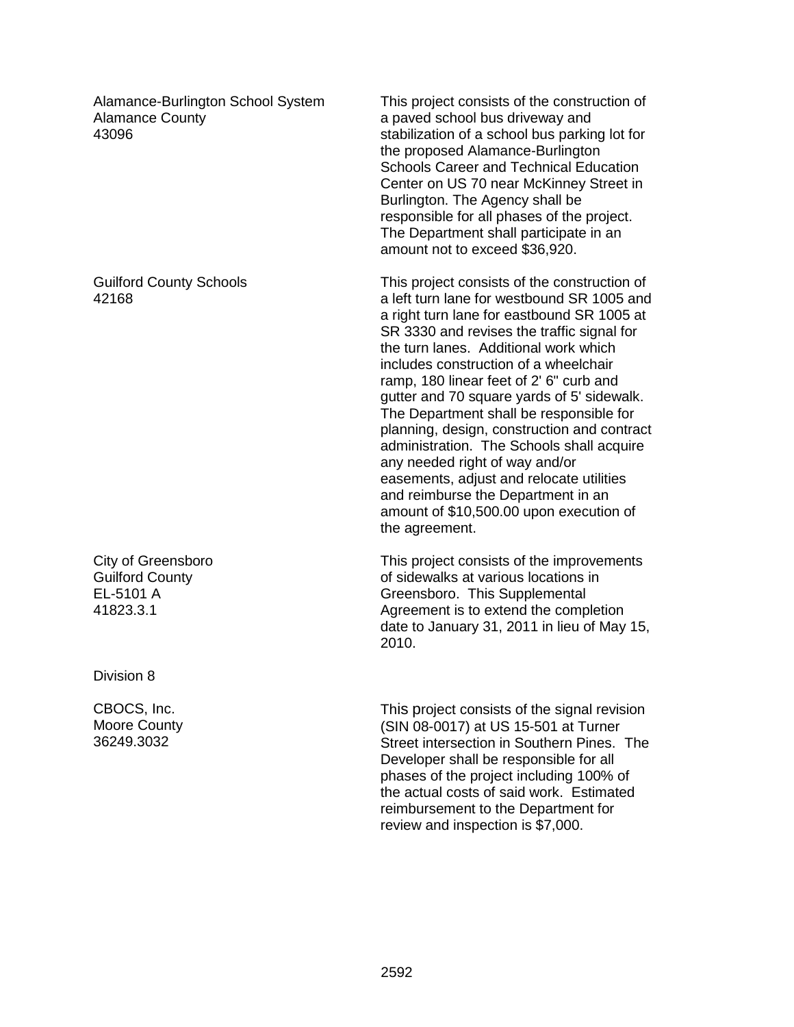| | |
|---|---|
| Alamance-Burlington School System<br>Alamance County<br>43096 | This project consists of the construction of a paved school bus driveway and stabilization of a school bus parking lot for the proposed Alamance-Burlington Schools Career and Technical Education Center on US 70 near McKinney Street in Burlington. The Agency shall be responsible for all phases of the project. The Department shall participate in an amount not to exceed $36,920. |
| Guilford County Schools<br>42168 | This project consists of the construction of a left turn lane for westbound SR 1005 and a right turn lane for eastbound SR 1005 at SR 3330 and revises the traffic signal for the turn lanes. Additional work which includes construction of a wheelchair ramp, 180 linear feet of 2' 6" curb and gutter and 70 square yards of 5' sidewalk. The Department shall be responsible for planning, design, construction and contract administration. The Schools shall acquire any needed right of way and/or easements, adjust and relocate utilities and reimburse the Department in an amount of $10,500.00 upon execution of the agreement. |
| City of Greensboro<br>Guilford County<br>EL-5101 A<br>41823.3.1 | This project consists of the improvements of sidewalks at various locations in Greensboro. This Supplemental Agreement is to extend the completion date to January 31, 2011 in lieu of May 15, 2010. |

Division 8

| | |
|---|---|
| CBOCS, Inc.<br>Moore County<br>36249.3032 | This project consists of the signal revision (SIN 08-0017) at US 15-501 at Turner Street intersection in Southern Pines. The Developer shall be responsible for all phases of the project including 100% of the actual costs of said work. Estimated reimbursement to the Department for review and inspection is $7,000. |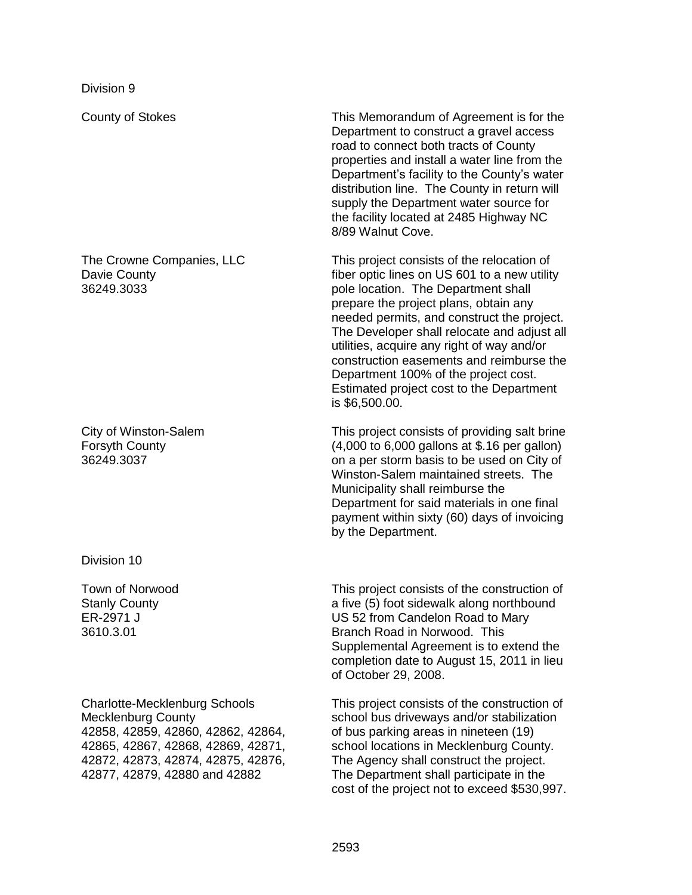Division 9

| | |
|---|---|
| County of Stokes | This Memorandum of Agreement is for the Department to construct a gravel access road to connect both tracts of County properties and install a water line from the Department's facility to the County's water distribution line. The County in return will supply the Department water source for the facility located at 2485 Highway NC 8/89 Walnut Cove. |
| The Crowne Companies, LLC<br>Davie County<br>36249.3033 | This project consists of the relocation of fiber optic lines on US 601 to a new utility pole location. The Department shall prepare the project plans, obtain any needed permits, and construct the project. The Developer shall relocate and adjust all utilities, acquire any right of way and/or construction easements and reimburse the Department 100% of the project cost. Estimated project cost to the Department is $6,500.00. |
| City of Winston-Salem<br>Forsyth County<br>36249.3037 | This project consists of providing salt brine (4,000 to 6,000 gallons at $.16 per gallon) on a per storm basis to be used on City of Winston-Salem maintained streets. The Municipality shall reimburse the Department for said materials in one final payment within sixty (60) days of invoicing by the Department. |

Division 10

| | |
|---|---|
| Town of Norwood<br>Stanly County<br>ER-2971 J<br>3610.3.01 | This project consists of the construction of a five (5) foot sidewalk along northbound US 52 from Candelon Road to Mary Branch Road in Norwood. This Supplemental Agreement is to extend the completion date to August 15, 2011 in lieu of October 29, 2008. |
| Charlotte-Mecklenburg Schools<br>Mecklenburg County<br>42858, 42859, 42860, 42862, 42864, 42865, 42867, 42868, 42869, 42871, 42872, 42873, 42874, 42875, 42876, 42877, 42879, 42880 and 42882 | This project consists of the construction of school bus driveways and/or stabilization of bus parking areas in nineteen (19) school locations in Mecklenburg County. The Agency shall construct the project. The Department shall participate in the cost of the project not to exceed $530,997. |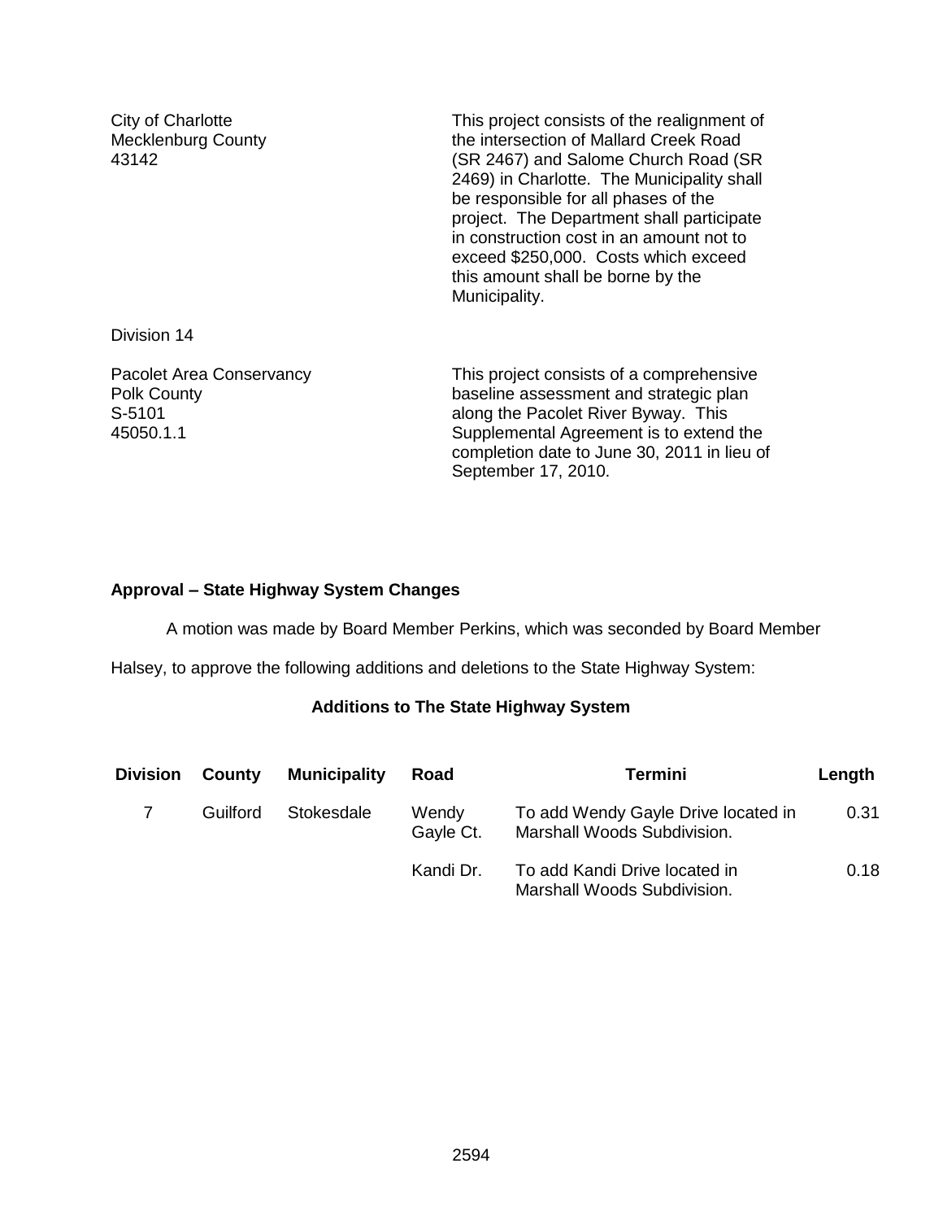City of Charlotte
Mecklenburg County
43142

This project consists of the realignment of the intersection of Mallard Creek Road (SR 2467) and Salome Church Road (SR 2469) in Charlotte. The Municipality shall be responsible for all phases of the project. The Department shall participate in construction cost in an amount not to exceed $250,000. Costs which exceed this amount shall be borne by the Municipality.

Division 14

Pacolet Area Conservancy
Polk County
S-5101
45050.1.1

This project consists of a comprehensive baseline assessment and strategic plan along the Pacolet River Byway. This Supplemental Agreement is to extend the completion date to June 30, 2011 in lieu of September 17, 2010.

**Approval – State Highway System Changes**

A motion was made by Board Member Perkins, which was seconded by Board Member Halsey, to approve the following additions and deletions to the State Highway System:

**Additions to The State Highway System**

| Division | County | Municipality | Road | Termini | Length |
|---|---|---|---|---|---|
| 7 | Guilford | Stokesdale | Wendy Gayle Ct. | To add Wendy Gayle Drive located in Marshall Woods Subdivision. | 0.31 |
| | | | Kandi Dr. | To add Kandi Drive located in Marshall Woods Subdivision. | 0.18 |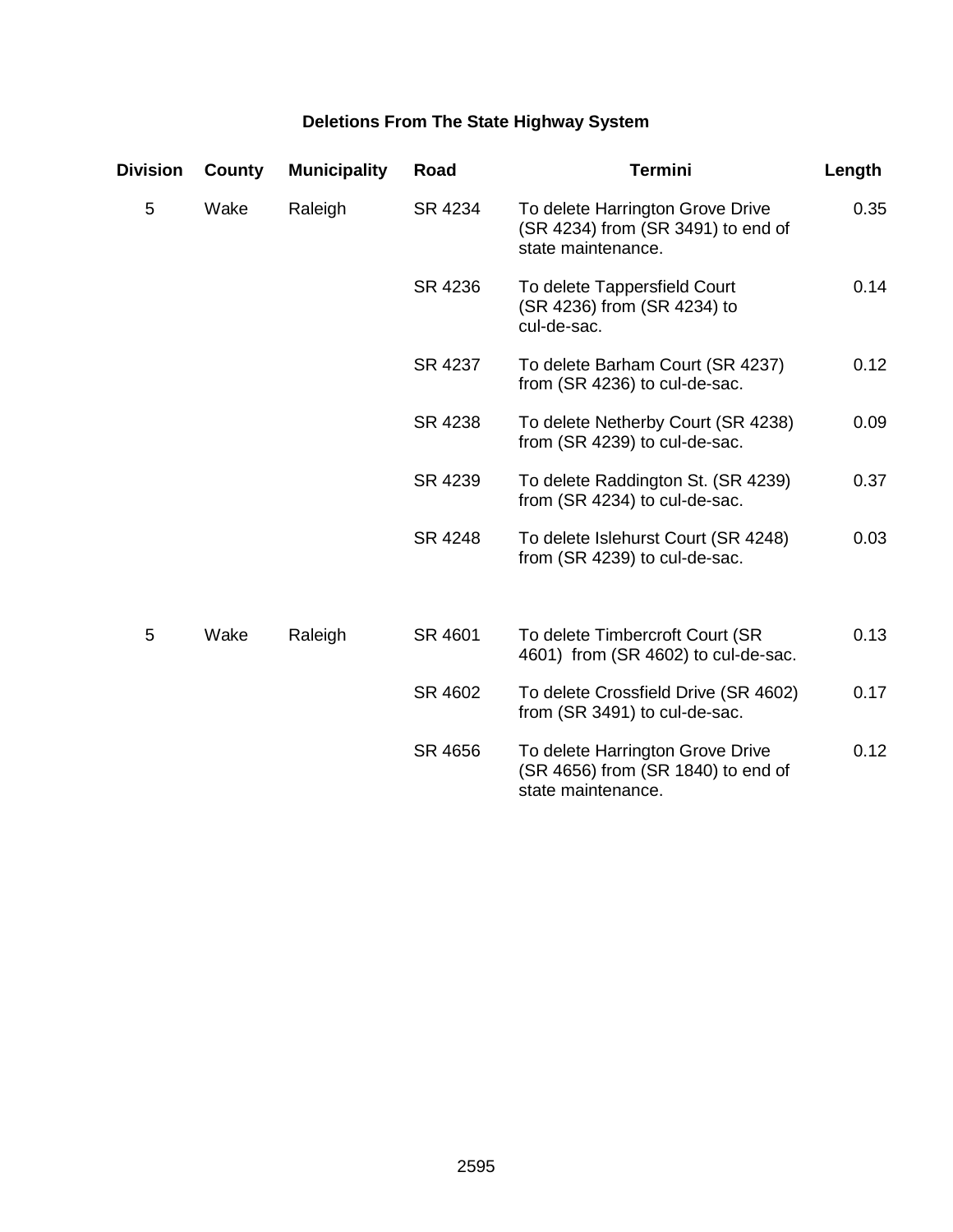**Deletions From The State Highway System**

| Division | County | Municipality | Road | Termini | Length |
|---|---|---|---|---|---|
| 5 | Wake | Raleigh | SR 4234 | To delete Harrington Grove Drive (SR 4234) from (SR 3491) to end of state maintenance. | 0.35 |
| | | | SR 4236 | To delete Tappersfield Court (SR 4236) from (SR 4234) to cul-de-sac. | 0.14 |
| | | | SR 4237 | To delete Barham Court (SR 4237) from (SR 4236) to cul-de-sac. | 0.12 |
| | | | SR 4238 | To delete Netherby Court (SR 4238) from (SR 4239) to cul-de-sac. | 0.09 |
| | | | SR 4239 | To delete Raddington St. (SR 4239) from (SR 4234) to cul-de-sac. | 0.37 |
| | | | SR 4248 | To delete Islehurst Court (SR 4248) from (SR 4239) to cul-de-sac. | 0.03 |
| 5 | Wake | Raleigh | SR 4601 | To delete Timbercroft Court (SR 4601) from (SR 4602) to cul-de-sac. | 0.13 |
| | | | SR 4602 | To delete Crossfield Drive (SR 4602) from (SR 3491) to cul-de-sac. | 0.17 |
| | | | SR 4656 | To delete Harrington Grove Drive (SR 4656) from (SR 1840) to end of state maintenance. | 0.12 |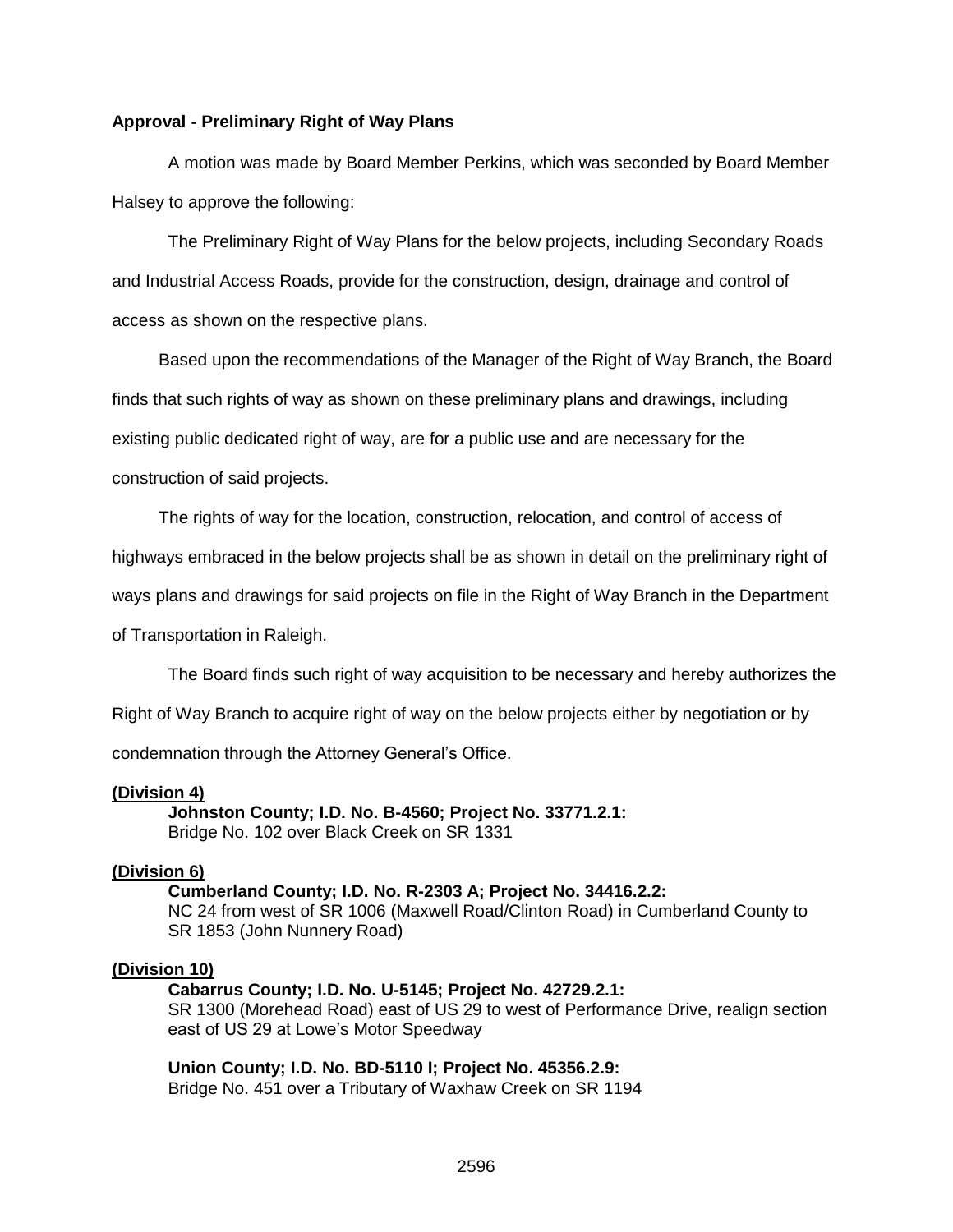**Approval - Preliminary Right of Way Plans**

A motion was made by Board Member Perkins, which was seconded by Board Member Halsey to approve the following:

The Preliminary Right of Way Plans for the below projects, including Secondary Roads and Industrial Access Roads, provide for the construction, design, drainage and control of access as shown on the respective plans.

Based upon the recommendations of the Manager of the Right of Way Branch, the Board finds that such rights of way as shown on these preliminary plans and drawings, including existing public dedicated right of way, are for a public use and are necessary for the construction of said projects.

The rights of way for the location, construction, relocation, and control of access of highways embraced in the below projects shall be as shown in detail on the preliminary right of ways plans and drawings for said projects on file in the Right of Way Branch in the Department of Transportation in Raleigh.

The Board finds such right of way acquisition to be necessary and hereby authorizes the Right of Way Branch to acquire right of way on the below projects either by negotiation or by condemnation through the Attorney General's Office.

**(Division 4)**

**Johnston County; I.D. No. B-4560; Project No. 33771.2.1:**
Bridge No. 102 over Black Creek on SR 1331

**(Division 6)**

**Cumberland County; I.D. No. R-2303 A; Project No. 34416.2.2:**
NC 24 from west of SR 1006 (Maxwell Road/Clinton Road) in Cumberland County to SR 1853 (John Nunnery Road)

**(Division 10)**

**Cabarrus County; I.D. No. U-5145; Project No. 42729.2.1:**
SR 1300 (Morehead Road) east of US 29 to west of Performance Drive, realign section east of US 29 at Lowe's Motor Speedway

**Union County; I.D. No. BD-5110 I; Project No. 45356.2.9:**
Bridge No. 451 over a Tributary of Waxhaw Creek on SR 1194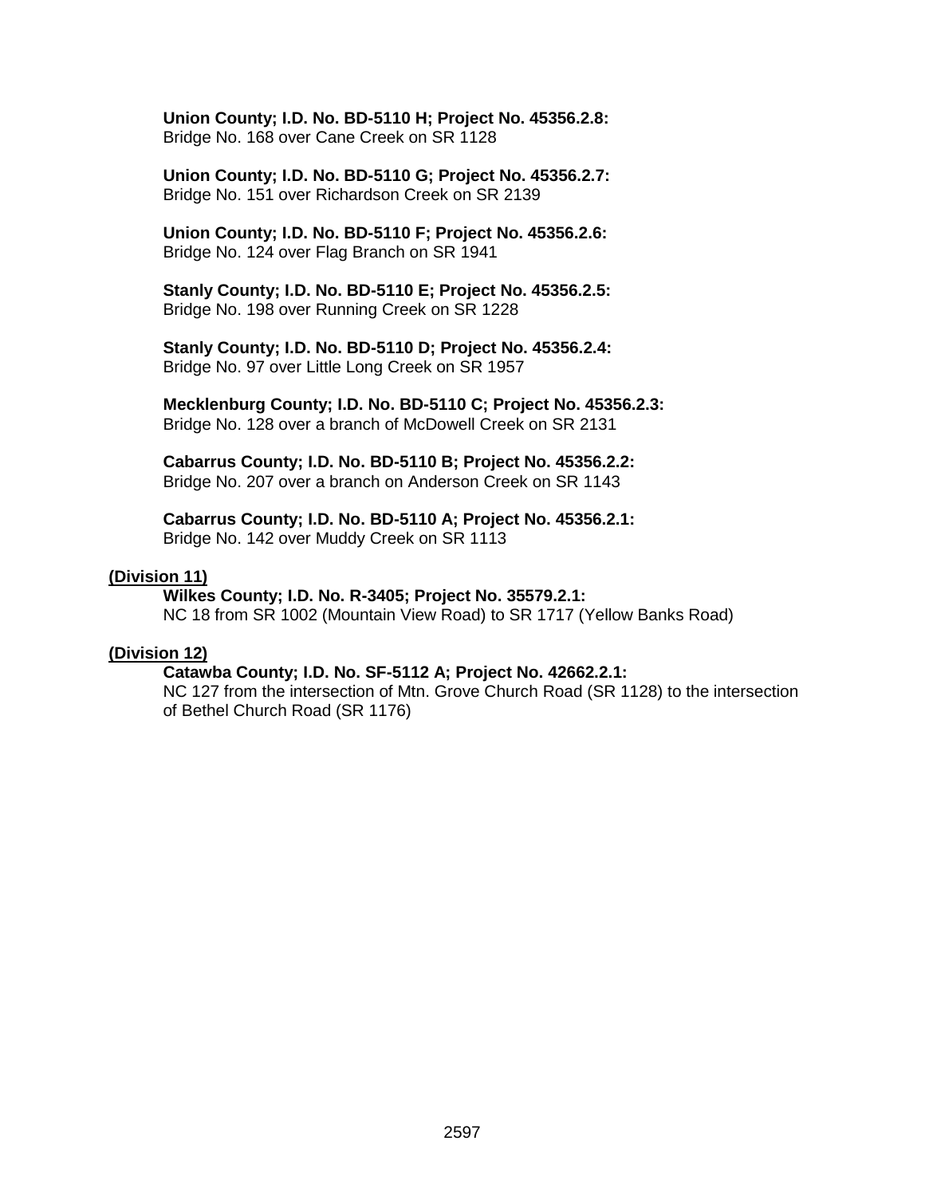**Union County; I.D. No. BD-5110 H; Project No. 45356.2.8:**
Bridge No. 168 over Cane Creek on SR 1128

**Union County; I.D. No. BD-5110 G; Project No. 45356.2.7:**
Bridge No. 151 over Richardson Creek on SR 2139

**Union County; I.D. No. BD-5110 F; Project No. 45356.2.6:**
Bridge No. 124 over Flag Branch on SR 1941

**Stanly County; I.D. No. BD-5110 E; Project No. 45356.2.5:**
Bridge No. 198 over Running Creek on SR 1228

**Stanly County; I.D. No. BD-5110 D; Project No. 45356.2.4:**
Bridge No. 97 over Little Long Creek on SR 1957

**Mecklenburg County; I.D. No. BD-5110 C; Project No. 45356.2.3:**
Bridge No. 128 over a branch of McDowell Creek on SR 2131

**Cabarrus County; I.D. No. BD-5110 B; Project No. 45356.2.2:**
Bridge No. 207 over a branch on Anderson Creek on SR 1143

**Cabarrus County; I.D. No. BD-5110 A; Project No. 45356.2.1:**
Bridge No. 142 over Muddy Creek on SR 1113

**(Division 11)**

**Wilkes County; I.D. No. R-3405; Project No. 35579.2.1:**
NC 18 from SR 1002 (Mountain View Road) to SR 1717 (Yellow Banks Road)

**(Division 12)**

**Catawba County; I.D. No. SF-5112 A; Project No. 42662.2.1:**
NC 127 from the intersection of Mtn. Grove Church Road (SR 1128) to the intersection of Bethel Church Road (SR 1176)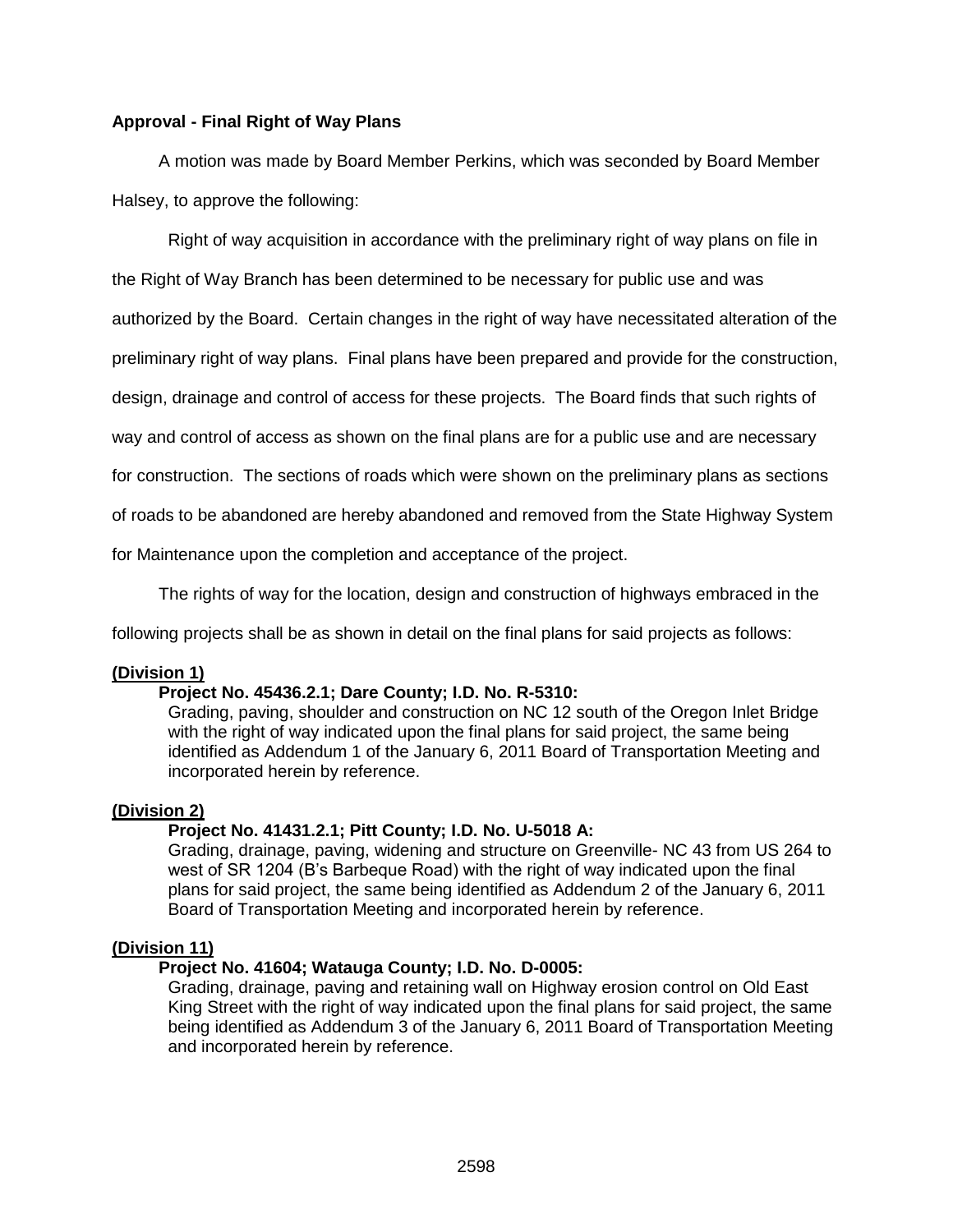**Approval - Final Right of Way Plans**

A motion was made by Board Member Perkins, which was seconded by Board Member Halsey, to approve the following:

Right of way acquisition in accordance with the preliminary right of way plans on file in the Right of Way Branch has been determined to be necessary for public use and was authorized by the Board. Certain changes in the right of way have necessitated alteration of the preliminary right of way plans. Final plans have been prepared and provide for the construction, design, drainage and control of access for these projects. The Board finds that such rights of way and control of access as shown on the final plans are for a public use and are necessary for construction. The sections of roads which were shown on the preliminary plans as sections of roads to be abandoned are hereby abandoned and removed from the State Highway System for Maintenance upon the completion and acceptance of the project.

The rights of way for the location, design and construction of highways embraced in the following projects shall be as shown in detail on the final plans for said projects as follows:

**(Division 1)**

**Project No. 45436.2.1; Dare County; I.D. No. R-5310:**
Grading, paving, shoulder and construction on NC 12 south of the Oregon Inlet Bridge with the right of way indicated upon the final plans for said project, the same being identified as Addendum 1 of the January 6, 2011 Board of Transportation Meeting and incorporated herein by reference.

**(Division 2)**

**Project No. 41431.2.1; Pitt County; I.D. No. U-5018 A:**
Grading, drainage, paving, widening and structure on Greenville- NC 43 from US 264 to west of SR 1204 (B's Barbeque Road) with the right of way indicated upon the final plans for said project, the same being identified as Addendum 2 of the January 6, 2011 Board of Transportation Meeting and incorporated herein by reference.

**(Division 11)**

**Project No. 41604; Watauga County; I.D. No. D-0005:**
Grading, drainage, paving and retaining wall on Highway erosion control on Old East King Street with the right of way indicated upon the final plans for said project, the same being identified as Addendum 3 of the January 6, 2011 Board of Transportation Meeting and incorporated herein by reference.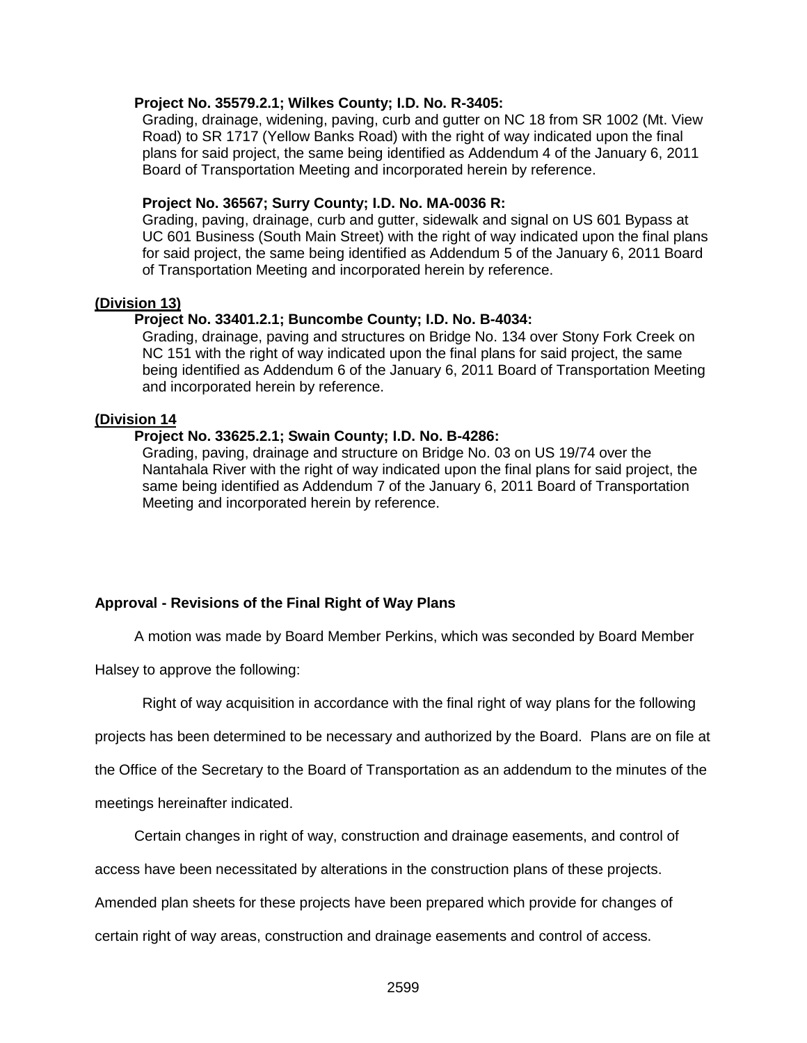**Project No. 35579.2.1; Wilkes County; I.D. No. R-3405:**

Grading, drainage, widening, paving, curb and gutter on NC 18 from SR 1002 (Mt. View Road) to SR 1717 (Yellow Banks Road) with the right of way indicated upon the final plans for said project, the same being identified as Addendum 4 of the January 6, 2011 Board of Transportation Meeting and incorporated herein by reference.

**Project No. 36567; Surry County; I.D. No. MA-0036 R:**

Grading, paving, drainage, curb and gutter, sidewalk and signal on US 601 Bypass at UC 601 Business (South Main Street) with the right of way indicated upon the final plans for said project, the same being identified as Addendum 5 of the January 6, 2011 Board of Transportation Meeting and incorporated herein by reference.

**(Division 13)**

**Project No. 33401.2.1; Buncombe County; I.D. No. B-4034:**

Grading, drainage, paving and structures on Bridge No. 134 over Stony Fork Creek on NC 151 with the right of way indicated upon the final plans for said project, the same being identified as Addendum 6 of the January 6, 2011 Board of Transportation Meeting and incorporated herein by reference.

**(Division 14**

**Project No. 33625.2.1; Swain County; I.D. No. B-4286:**

Grading, paving, drainage and structure on Bridge No. 03 on US 19/74 over the Nantahala River with the right of way indicated upon the final plans for said project, the same being identified as Addendum 7 of the January 6, 2011 Board of Transportation Meeting and incorporated herein by reference.

**Approval - Revisions of the Final Right of Way Plans**

A motion was made by Board Member Perkins, which was seconded by Board Member Halsey to approve the following:

Right of way acquisition in accordance with the final right of way plans for the following projects has been determined to be necessary and authorized by the Board. Plans are on file at the Office of the Secretary to the Board of Transportation as an addendum to the minutes of the meetings hereinafter indicated.

Certain changes in right of way, construction and drainage easements, and control of access have been necessitated by alterations in the construction plans of these projects. Amended plan sheets for these projects have been prepared which provide for changes of certain right of way areas, construction and drainage easements and control of access.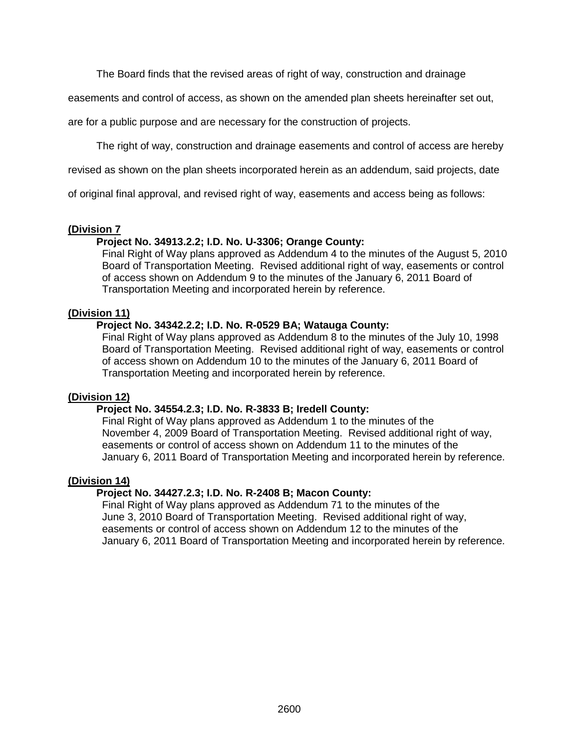The Board finds that the revised areas of right of way, construction and drainage easements and control of access, as shown on the amended plan sheets hereinafter set out, are for a public purpose and are necessary for the construction of projects.

The right of way, construction and drainage easements and control of access are hereby revised as shown on the plan sheets incorporated herein as an addendum, said projects, date of original final approval, and revised right of way, easements and access being as follows:

**(Division 7**

**Project No. 34913.2.2; I.D. No. U-3306; Orange County:**

Final Right of Way plans approved as Addendum 4 to the minutes of the August 5, 2010 Board of Transportation Meeting. Revised additional right of way, easements or control of access shown on Addendum 9 to the minutes of the January 6, 2011 Board of Transportation Meeting and incorporated herein by reference.

**(Division 11)**

**Project No. 34342.2.2; I.D. No. R-0529 BA; Watauga County:**

Final Right of Way plans approved as Addendum 8 to the minutes of the July 10, 1998 Board of Transportation Meeting. Revised additional right of way, easements or control of access shown on Addendum 10 to the minutes of the January 6, 2011 Board of Transportation Meeting and incorporated herein by reference.

**(Division 12)**

**Project No. 34554.2.3; I.D. No. R-3833 B; Iredell County:**

Final Right of Way plans approved as Addendum 1 to the minutes of the November 4, 2009 Board of Transportation Meeting. Revised additional right of way, easements or control of access shown on Addendum 11 to the minutes of the January 6, 2011 Board of Transportation Meeting and incorporated herein by reference.

**(Division 14)**

**Project No. 34427.2.3; I.D. No. R-2408 B; Macon County:**

Final Right of Way plans approved as Addendum 71 to the minutes of the June 3, 2010 Board of Transportation Meeting. Revised additional right of way, easements or control of access shown on Addendum 12 to the minutes of the January 6, 2011 Board of Transportation Meeting and incorporated herein by reference.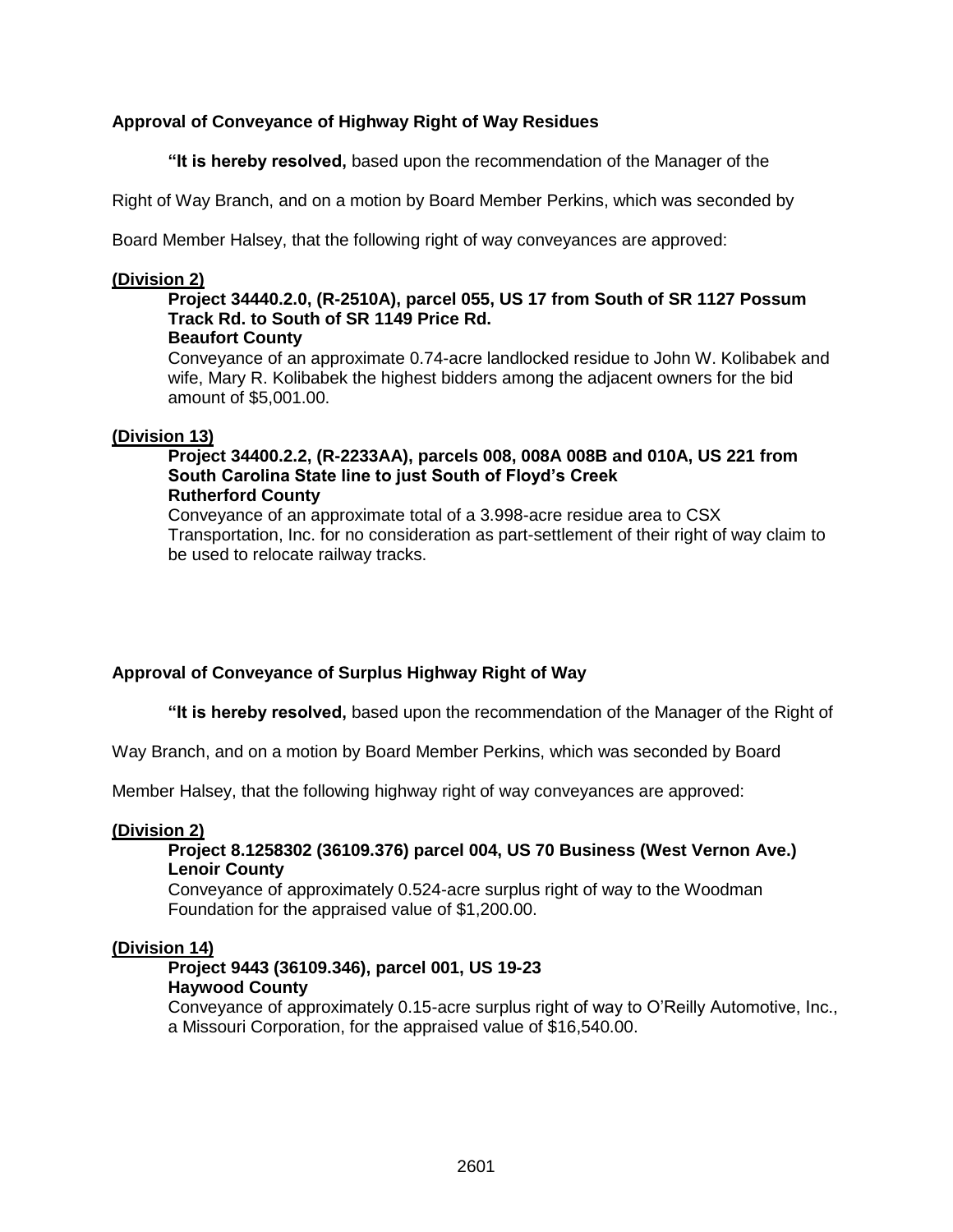**Approval of Conveyance of Highway Right of Way Residues**

**"It is hereby resolved,** based upon the recommendation of the Manager of the Right of Way Branch, and on a motion by Board Member Perkins, which was seconded by Board Member Halsey, that the following right of way conveyances are approved:

**(Division 2)**

**Project 34440.2.0, (R-2510A), parcel 055, US 17 from South of SR 1127 Possum Track Rd. to South of SR 1149 Price Rd.**
**Beaufort County**
Conveyance of an approximate 0.74-acre landlocked residue to John W. Kolibabek and wife, Mary R. Kolibabek the highest bidders among the adjacent owners for the bid amount of $5,001.00.

**(Division 13)**

**Project 34400.2.2, (R-2233AA), parcels 008, 008A 008B and 010A, US 221 from South Carolina State line to just South of Floyd's Creek**
**Rutherford County**
Conveyance of an approximate total of a 3.998-acre residue area to CSX Transportation, Inc. for no consideration as part-settlement of their right of way claim to be used to relocate railway tracks.

**Approval of Conveyance of Surplus Highway Right of Way**

**"It is hereby resolved,** based upon the recommendation of the Manager of the Right of Way Branch, and on a motion by Board Member Perkins, which was seconded by Board Member Halsey, that the following highway right of way conveyances are approved:

**(Division 2)**

**Project 8.1258302 (36109.376) parcel 004, US 70 Business (West Vernon Ave.)**
**Lenoir County**
Conveyance of approximately 0.524-acre surplus right of way to the Woodman Foundation for the appraised value of $1,200.00.

**(Division 14)**

**Project 9443 (36109.346), parcel 001, US 19-23**
**Haywood County**
Conveyance of approximately 0.15-acre surplus right of way to O'Reilly Automotive, Inc., a Missouri Corporation, for the appraised value of $16,540.00.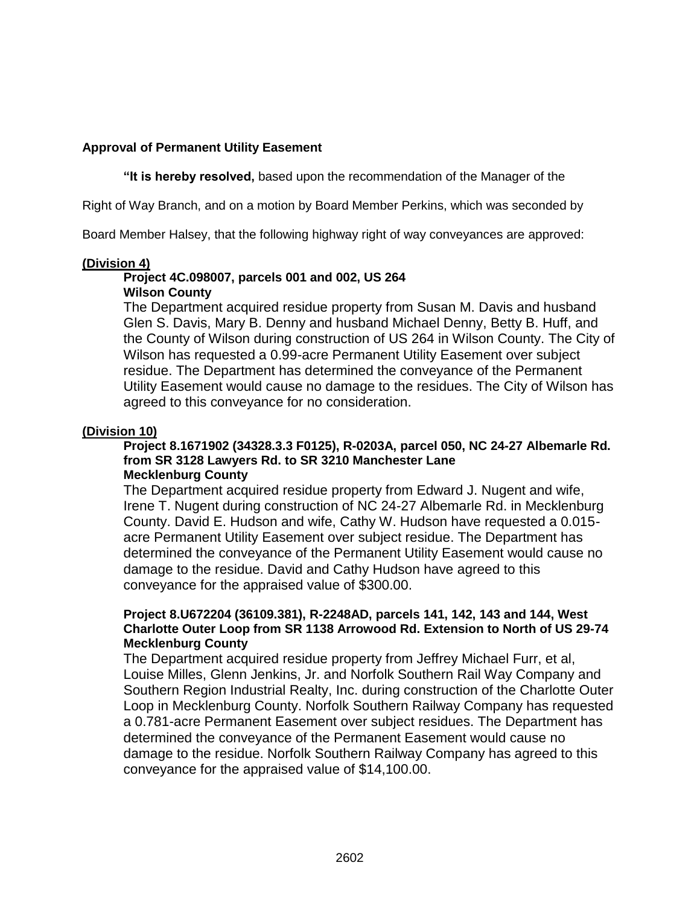**Approval of Permanent Utility Easement**

**"It is hereby resolved,** based upon the recommendation of the Manager of the Right of Way Branch, and on a motion by Board Member Perkins, which was seconded by Board Member Halsey, that the following highway right of way conveyances are approved:

**(Division 4)**

**Project 4C.098007, parcels 001 and 002, US 264**
**Wilson County**

The Department acquired residue property from Susan M. Davis and husband Glen S. Davis, Mary B. Denny and husband Michael Denny, Betty B. Huff, and the County of Wilson during construction of US 264 in Wilson County. The City of Wilson has requested a 0.99-acre Permanent Utility Easement over subject residue. The Department has determined the conveyance of the Permanent Utility Easement would cause no damage to the residues. The City of Wilson has agreed to this conveyance for no consideration.

**(Division 10)**

**Project 8.1671902 (34328.3.3 F0125), R-0203A, parcel 050, NC 24-27 Albemarle Rd. from SR 3128 Lawyers Rd. to SR 3210 Manchester Lane**
**Mecklenburg County**

The Department acquired residue property from Edward J. Nugent and wife, Irene T. Nugent during construction of NC 24-27 Albemarle Rd. in Mecklenburg County. David E. Hudson and wife, Cathy W. Hudson have requested a 0.015-acre Permanent Utility Easement over subject residue. The Department has determined the conveyance of the Permanent Utility Easement would cause no damage to the residue. David and Cathy Hudson have agreed to this conveyance for the appraised value of $300.00.

**Project 8.U672204 (36109.381), R-2248AD, parcels 141, 142, 143 and 144, West Charlotte Outer Loop from SR 1138 Arrowood Rd. Extension to North of US 29-74**
**Mecklenburg County**

The Department acquired residue property from Jeffrey Michael Furr, et al, Louise Milles, Glenn Jenkins, Jr. and Norfolk Southern Rail Way Company and Southern Region Industrial Realty, Inc. during construction of the Charlotte Outer Loop in Mecklenburg County. Norfolk Southern Railway Company has requested a 0.781-acre Permanent Easement over subject residues. The Department has determined the conveyance of the Permanent Easement would cause no damage to the residue. Norfolk Southern Railway Company has agreed to this conveyance for the appraised value of $14,100.00.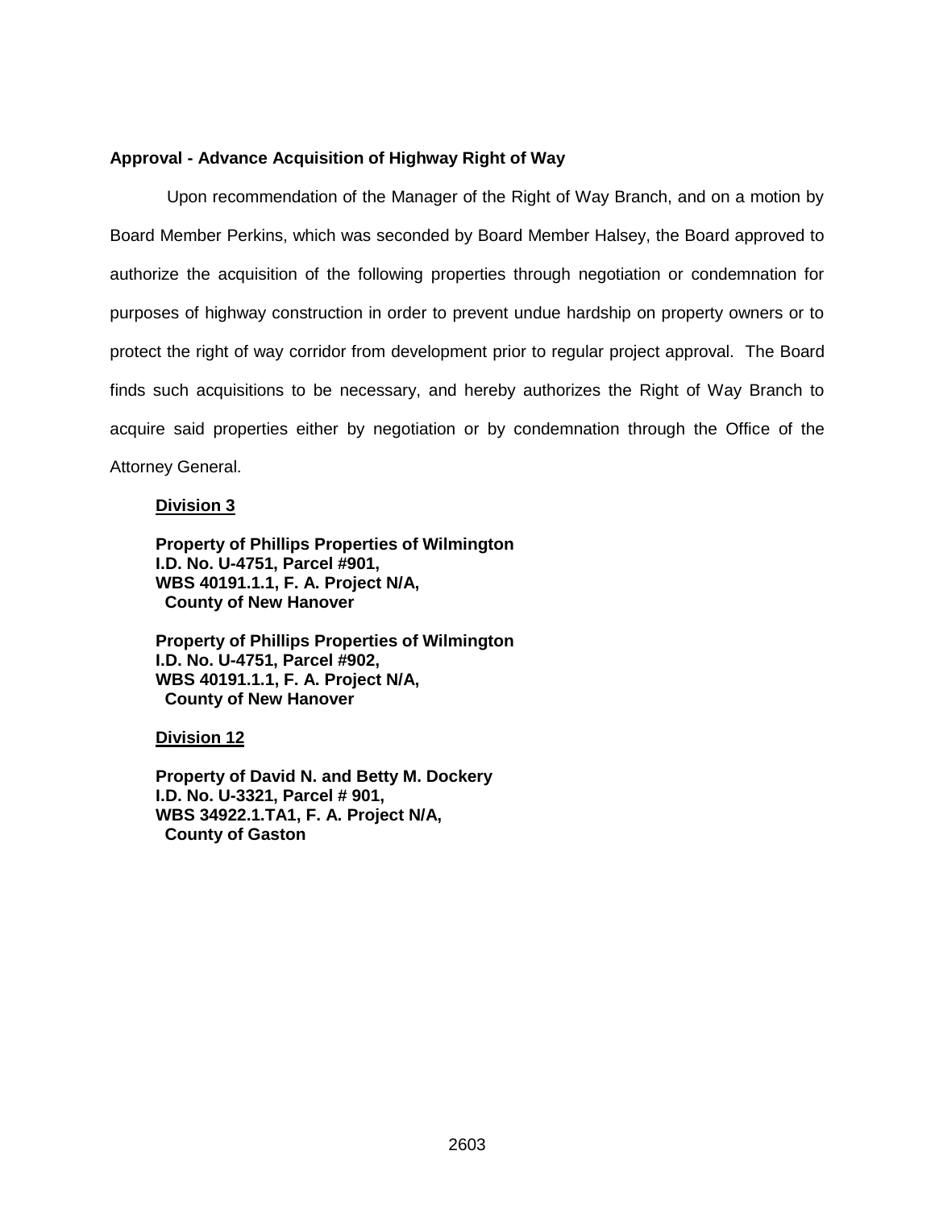**Approval - Advance Acquisition of Highway Right of Way**

Upon recommendation of the Manager of the Right of Way Branch, and on a motion by Board Member Perkins, which was seconded by Board Member Halsey, the Board approved to authorize the acquisition of the following properties through negotiation or condemnation for purposes of highway construction in order to prevent undue hardship on property owners or to protect the right of way corridor from development prior to regular project approval. The Board finds such acquisitions to be necessary, and hereby authorizes the Right of Way Branch to acquire said properties either by negotiation or by condemnation through the Office of the Attorney General.

**<u>Division 3</u>**

**Property of Phillips Properties of Wilmington**
**I.D. No. U-4751, Parcel #901,**
**WBS 40191.1.1, F. A. Project N/A,**
**County of New Hanover**

**Property of Phillips Properties of Wilmington**
**I.D. No. U-4751, Parcel #902,**
**WBS 40191.1.1, F. A. Project N/A,**
**County of New Hanover**

**<u>Division 12</u>**

**Property of David N. and Betty M. Dockery**
**I.D. No. U-3321, Parcel # 901,**
**WBS 34922.1.TA1, F. A. Project N/A,**
**County of Gaston**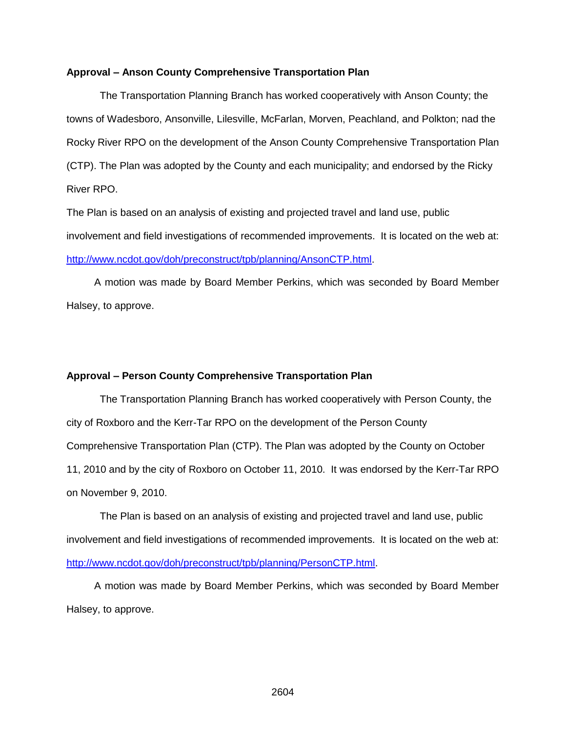**Approval – Anson County Comprehensive Transportation Plan**

The Transportation Planning Branch has worked cooperatively with Anson County; the towns of Wadesboro, Ansonville, Lilesville, McFarlan, Morven, Peachland, and Polkton; nad the Rocky River RPO on the development of the Anson County Comprehensive Transportation Plan (CTP). The Plan was adopted by the County and each municipality; and endorsed by the Ricky River RPO.

The Plan is based on an analysis of existing and projected travel and land use, public involvement and field investigations of recommended improvements. It is located on the web at: http://www.ncdot.gov/doh/preconstruct/tpb/planning/AnsonCTP.html.

A motion was made by Board Member Perkins, which was seconded by Board Member Halsey, to approve.

**Approval – Person County Comprehensive Transportation Plan**

The Transportation Planning Branch has worked cooperatively with Person County, the city of Roxboro and the Kerr-Tar RPO on the development of the Person County Comprehensive Transportation Plan (CTP). The Plan was adopted by the County on October 11, 2010 and by the city of Roxboro on October 11, 2010. It was endorsed by the Kerr-Tar RPO on November 9, 2010.

The Plan is based on an analysis of existing and projected travel and land use, public involvement and field investigations of recommended improvements. It is located on the web at: http://www.ncdot.gov/doh/preconstruct/tpb/planning/PersonCTP.html.

A motion was made by Board Member Perkins, which was seconded by Board Member Halsey, to approve.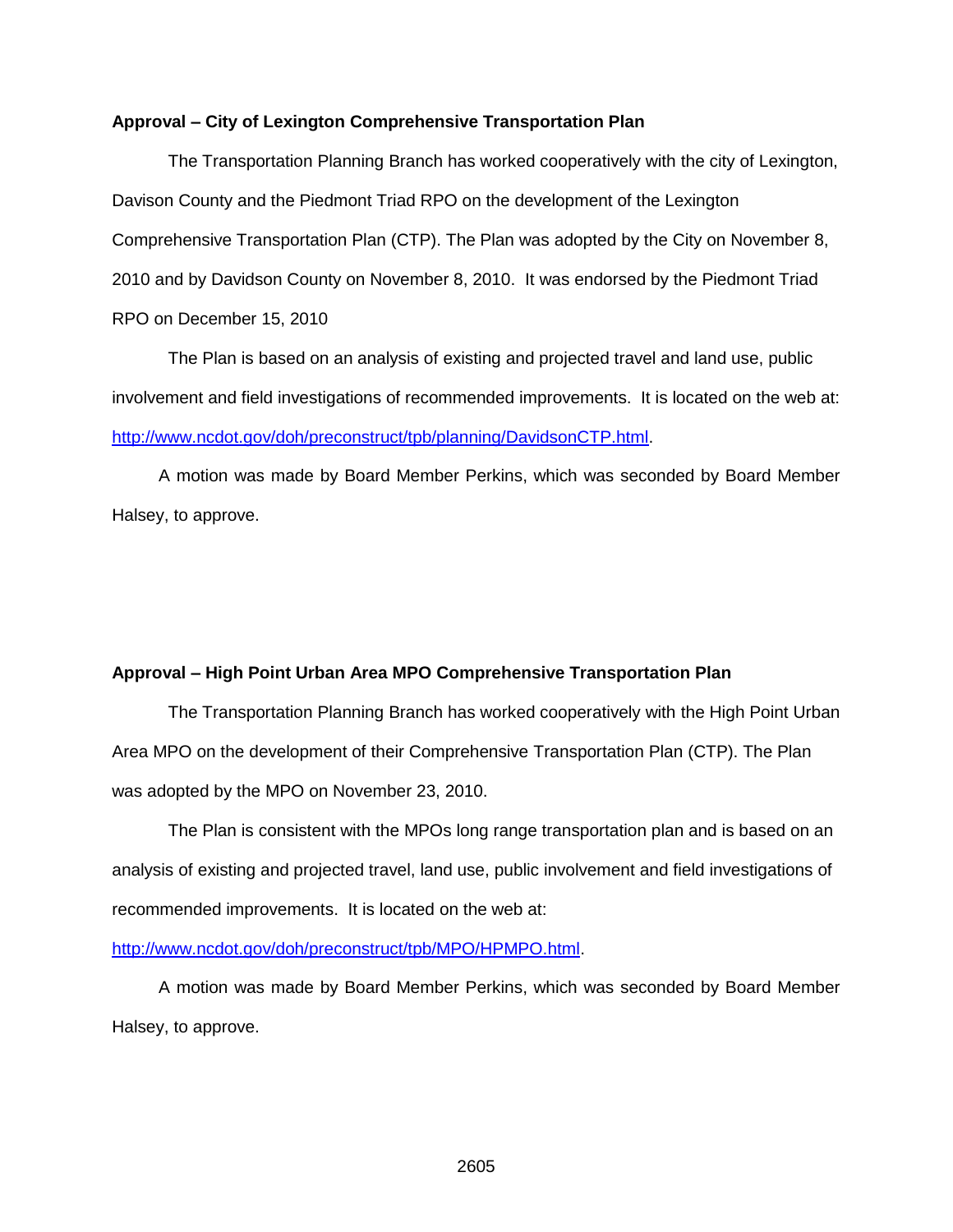**Approval – City of Lexington Comprehensive Transportation Plan**

The Transportation Planning Branch has worked cooperatively with the city of Lexington, Davison County and the Piedmont Triad RPO on the development of the Lexington Comprehensive Transportation Plan (CTP). The Plan was adopted by the City on November 8, 2010 and by Davidson County on November 8, 2010. It was endorsed by the Piedmont Triad RPO on December 15, 2010

The Plan is based on an analysis of existing and projected travel and land use, public involvement and field investigations of recommended improvements. It is located on the web at: http://www.ncdot.gov/doh/preconstruct/tpb/planning/DavidsonCTP.html.

A motion was made by Board Member Perkins, which was seconded by Board Member Halsey, to approve.

**Approval – High Point Urban Area MPO Comprehensive Transportation Plan**

The Transportation Planning Branch has worked cooperatively with the High Point Urban Area MPO on the development of their Comprehensive Transportation Plan (CTP). The Plan was adopted by the MPO on November 23, 2010.

The Plan is consistent with the MPOs long range transportation plan and is based on an analysis of existing and projected travel, land use, public involvement and field investigations of recommended improvements. It is located on the web at: http://www.ncdot.gov/doh/preconstruct/tpb/MPO/HPMPO.html.

A motion was made by Board Member Perkins, which was seconded by Board Member Halsey, to approve.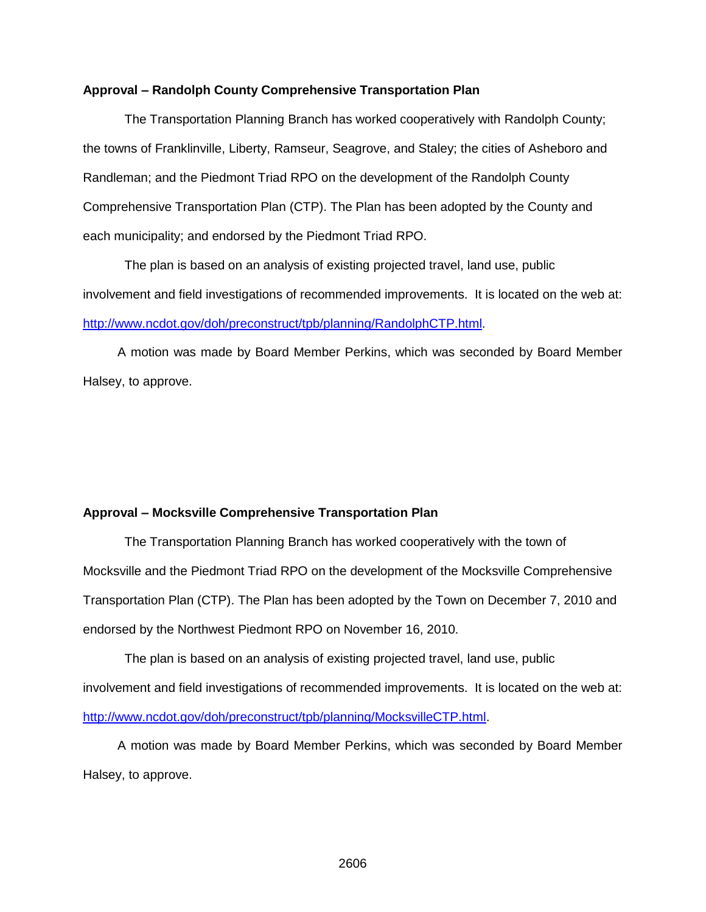**Approval – Randolph County Comprehensive Transportation Plan**

The Transportation Planning Branch has worked cooperatively with Randolph County; the towns of Franklinville, Liberty, Ramseur, Seagrove, and Staley; the cities of Asheboro and Randleman; and the Piedmont Triad RPO on the development of the Randolph County Comprehensive Transportation Plan (CTP). The Plan has been adopted by the County and each municipality; and endorsed by the Piedmont Triad RPO.

The plan is based on an analysis of existing projected travel, land use, public involvement and field investigations of recommended improvements. It is located on the web at: http://www.ncdot.gov/doh/preconstruct/tpb/planning/RandolphCTP.html.

A motion was made by Board Member Perkins, which was seconded by Board Member Halsey, to approve.

**Approval – Mocksville Comprehensive Transportation Plan**

The Transportation Planning Branch has worked cooperatively with the town of Mocksville and the Piedmont Triad RPO on the development of the Mocksville Comprehensive Transportation Plan (CTP). The Plan has been adopted by the Town on December 7, 2010 and endorsed by the Northwest Piedmont RPO on November 16, 2010.

The plan is based on an analysis of existing projected travel, land use, public involvement and field investigations of recommended improvements. It is located on the web at: http://www.ncdot.gov/doh/preconstruct/tpb/planning/MocksvilleCTP.html.

A motion was made by Board Member Perkins, which was seconded by Board Member Halsey, to approve.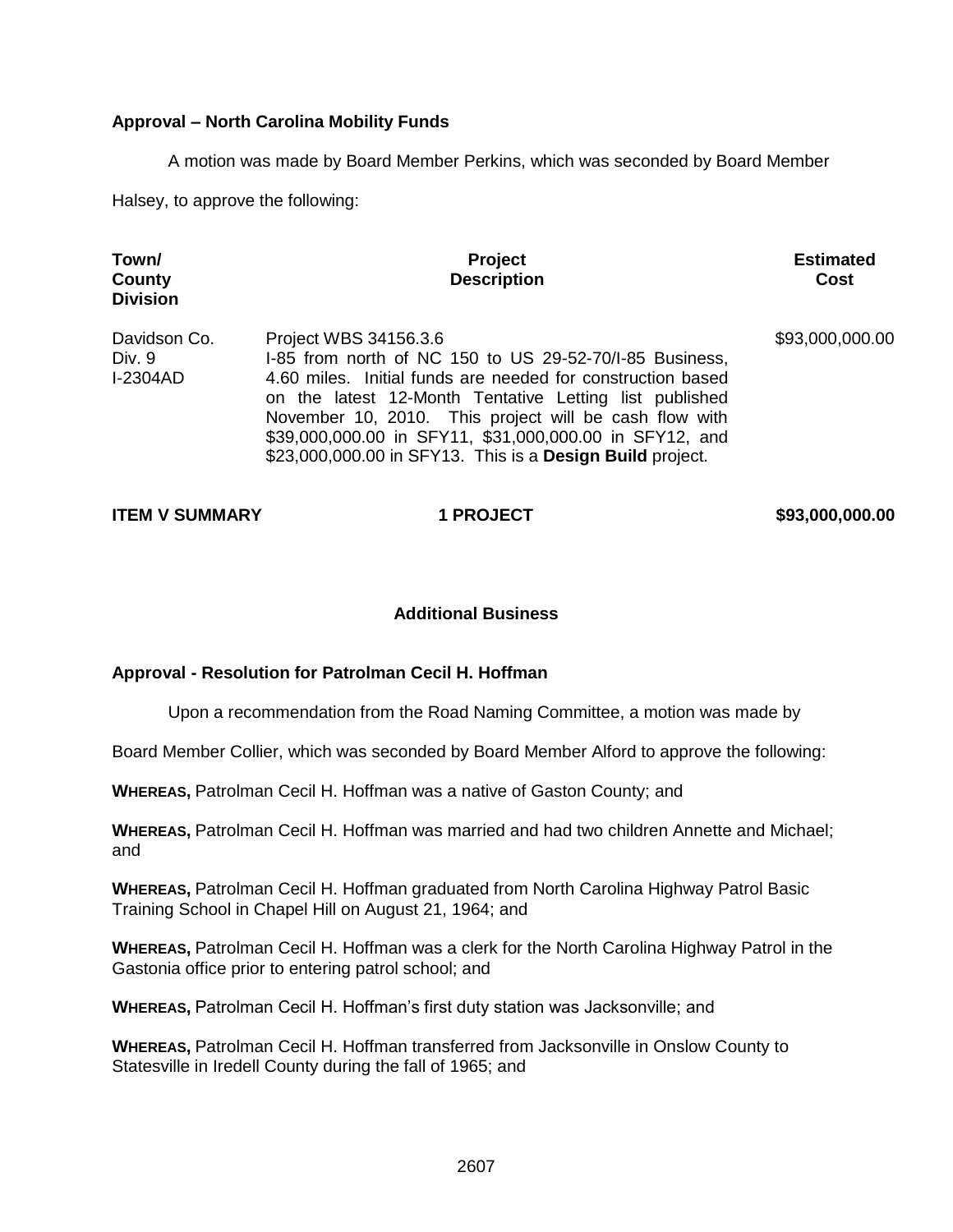**Approval – North Carolina Mobility Funds**

A motion was made by Board Member Perkins, which was seconded by Board Member Halsey, to approve the following:

| Town/ County Division | Project Description | Estimated Cost |
|---|---|---|
| Davidson Co. Div. 9 I-2304AD | Project WBS 34156.3.6 I-85 from north of NC 150 to US 29-52-70/I-85 Business, 4.60 miles. Initial funds are needed for construction based on the latest 12-Month Tentative Letting list published November 10, 2010. This project will be cash flow with \$39,000,000.00 in SFY11, \$31,000,000.00 in SFY12, and \$23,000,000.00 in SFY13. This is a **Design Build** project. | \$93,000,000.00 |

**ITEM V SUMMARY** **1 PROJECT** **\$93,000,000.00**

## Additional Business

**Approval - Resolution for Patrolman Cecil H. Hoffman**

Upon a recommendation from the Road Naming Committee, a motion was made by Board Member Collier, which was seconded by Board Member Alford to approve the following:

**WHEREAS,** Patrolman Cecil H. Hoffman was a native of Gaston County; and

**WHEREAS,** Patrolman Cecil H. Hoffman was married and had two children Annette and Michael; and

**WHEREAS,** Patrolman Cecil H. Hoffman graduated from North Carolina Highway Patrol Basic Training School in Chapel Hill on August 21, 1964; and

**WHEREAS,** Patrolman Cecil H. Hoffman was a clerk for the North Carolina Highway Patrol in the Gastonia office prior to entering patrol school; and

**WHEREAS,** Patrolman Cecil H. Hoffman's first duty station was Jacksonville; and

**WHEREAS,** Patrolman Cecil H. Hoffman transferred from Jacksonville in Onslow County to Statesville in Iredell County during the fall of 1965; and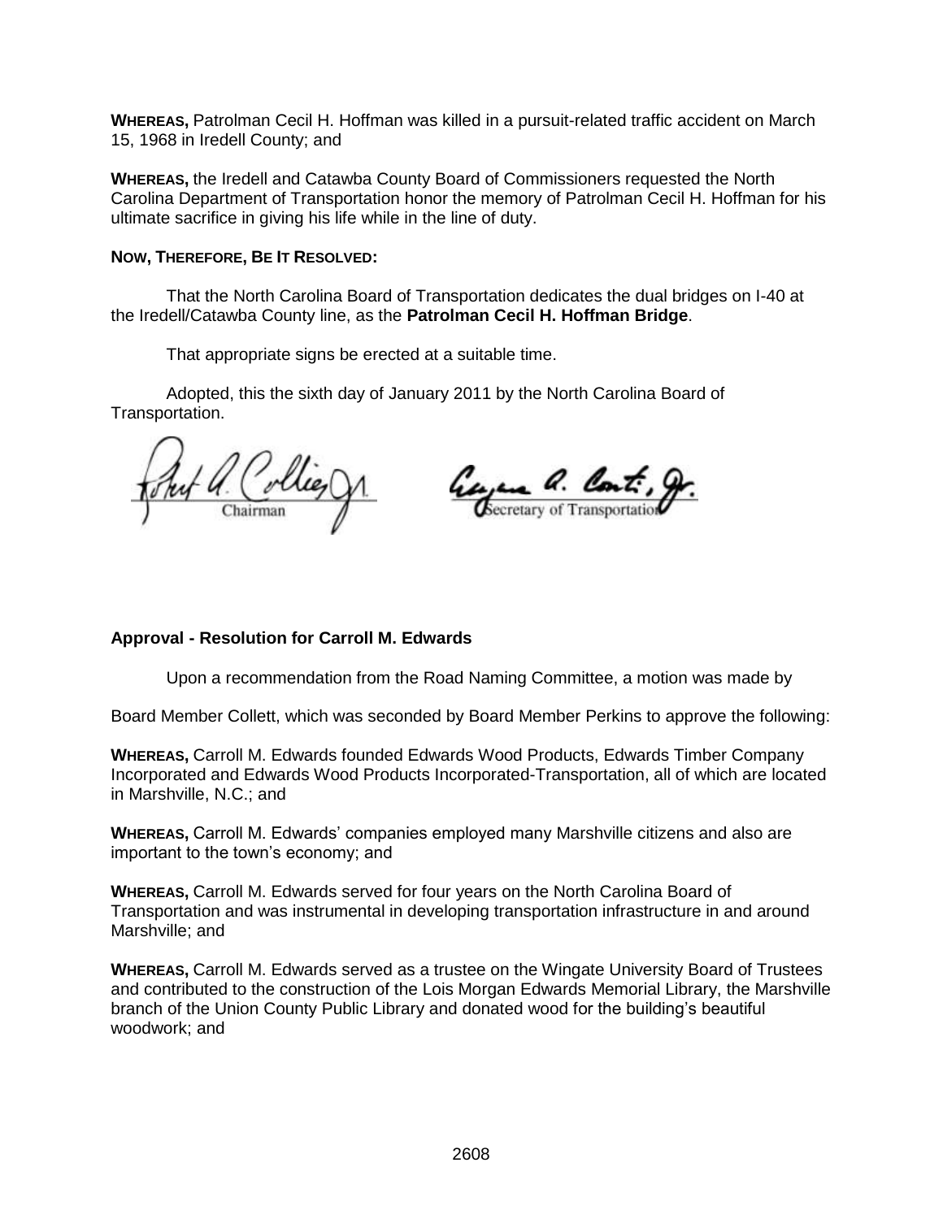**WHEREAS,** Patrolman Cecil H. Hoffman was killed in a pursuit-related traffic accident on March 15, 1968 in Iredell County; and

**WHEREAS,** the Iredell and Catawba County Board of Commissioners requested the North Carolina Department of Transportation honor the memory of Patrolman Cecil H. Hoffman for his ultimate sacrifice in giving his life while in the line of duty.

**NOW, THEREFORE, BE IT RESOLVED:**

That the North Carolina Board of Transportation dedicates the dual bridges on I-40 at the Iredell/Catawba County line, as the **Patrolman Cecil H. Hoffman Bridge**.

That appropriate signs be erected at a suitable time.

Adopted, this the sixth day of January 2011 by the North Carolina Board of Transportation.

Chairman

Secretary of Transportation

**Approval - Resolution for Carroll M. Edwards**

Upon a recommendation from the Road Naming Committee, a motion was made by Board Member Collett, which was seconded by Board Member Perkins to approve the following:

**WHEREAS,** Carroll M. Edwards founded Edwards Wood Products, Edwards Timber Company Incorporated and Edwards Wood Products Incorporated-Transportation, all of which are located in Marshville, N.C.; and

**WHEREAS,** Carroll M. Edwards' companies employed many Marshville citizens and also are important to the town's economy; and

**WHEREAS,** Carroll M. Edwards served for four years on the North Carolina Board of Transportation and was instrumental in developing transportation infrastructure in and around Marshville; and

**WHEREAS,** Carroll M. Edwards served as a trustee on the Wingate University Board of Trustees and contributed to the construction of the Lois Morgan Edwards Memorial Library, the Marshville branch of the Union County Public Library and donated wood for the building's beautiful woodwork; and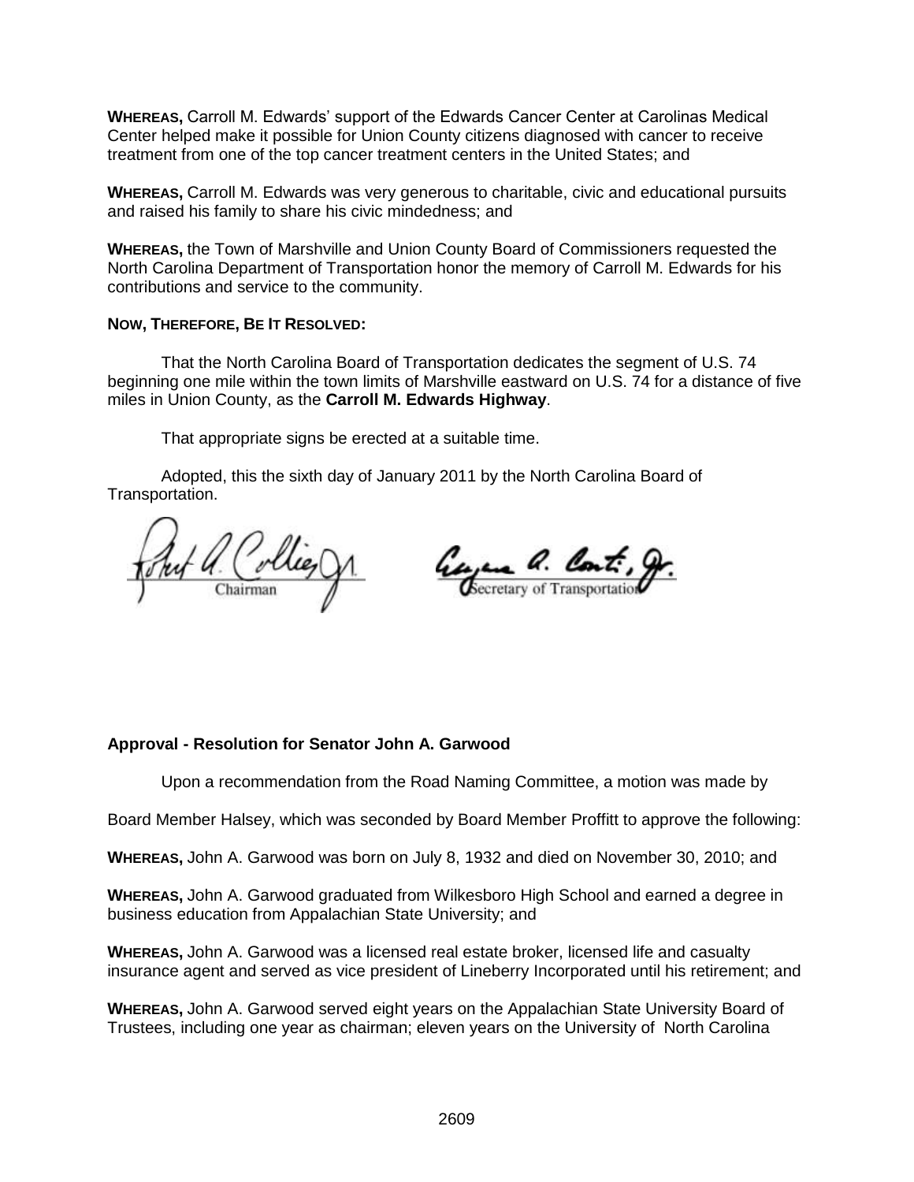**WHEREAS,** Carroll M. Edwards' support of the Edwards Cancer Center at Carolinas Medical Center helped make it possible for Union County citizens diagnosed with cancer to receive treatment from one of the top cancer treatment centers in the United States; and

**WHEREAS,** Carroll M. Edwards was very generous to charitable, civic and educational pursuits and raised his family to share his civic mindedness; and

**WHEREAS,** the Town of Marshville and Union County Board of Commissioners requested the North Carolina Department of Transportation honor the memory of Carroll M. Edwards for his contributions and service to the community.

**NOW, THEREFORE, BE IT RESOLVED:**

That the North Carolina Board of Transportation dedicates the segment of U.S. 74 beginning one mile within the town limits of Marshville eastward on U.S. 74 for a distance of five miles in Union County, as the **Carroll M. Edwards Highway**.

That appropriate signs be erected at a suitable time.

Adopted, this the sixth day of January 2011 by the North Carolina Board of Transportation.

Chairman

Secretary of Transportation

### Approval - Resolution for Senator John A. Garwood

Upon a recommendation from the Road Naming Committee, a motion was made by Board Member Halsey, which was seconded by Board Member Proffitt to approve the following:

**WHEREAS,** John A. Garwood was born on July 8, 1932 and died on November 30, 2010; and

**WHEREAS,** John A. Garwood graduated from Wilkesboro High School and earned a degree in business education from Appalachian State University; and

**WHEREAS,** John A. Garwood was a licensed real estate broker, licensed life and casualty insurance agent and served as vice president of Lineberry Incorporated until his retirement; and

**WHEREAS,** John A. Garwood served eight years on the Appalachian State University Board of Trustees, including one year as chairman; eleven years on the University of North Carolina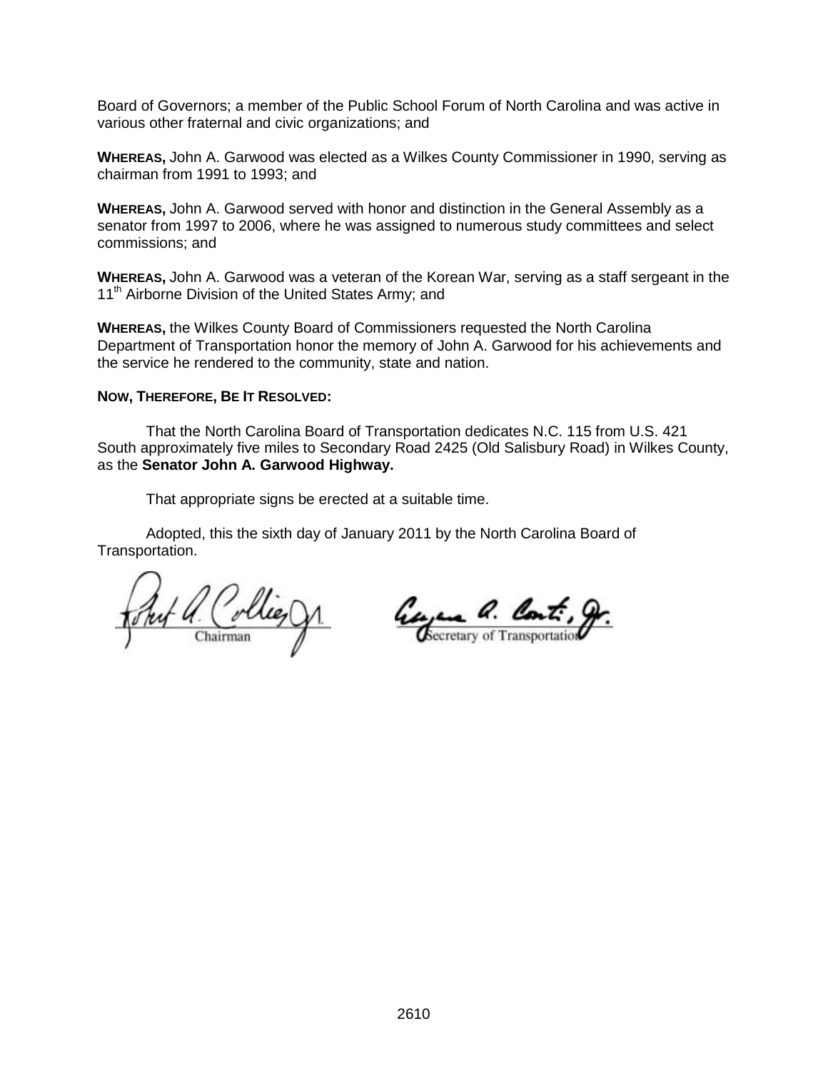Board of Governors; a member of the Public School Forum of North Carolina and was active in various other fraternal and civic organizations; and

**WHEREAS,** John A. Garwood was elected as a Wilkes County Commissioner in 1990, serving as chairman from 1991 to 1993; and

**WHEREAS,** John A. Garwood served with honor and distinction in the General Assembly as a senator from 1997 to 2006, where he was assigned to numerous study committees and select commissions; and

**WHEREAS,** John A. Garwood was a veteran of the Korean War, serving as a staff sergeant in the 11th Airborne Division of the United States Army; and

**WHEREAS,** the Wilkes County Board of Commissioners requested the North Carolina Department of Transportation honor the memory of John A. Garwood for his achievements and the service he rendered to the community, state and nation.

**NOW, THEREFORE, BE IT RESOLVED:**

That the North Carolina Board of Transportation dedicates N.C. 115 from U.S. 421 South approximately five miles to Secondary Road 2425 (Old Salisbury Road) in Wilkes County, as the **Senator John A. Garwood Highway.**

That appropriate signs be erected at a suitable time.

Adopted, this the sixth day of January 2011 by the North Carolina Board of Transportation.

Chairman

Secretary of Transportation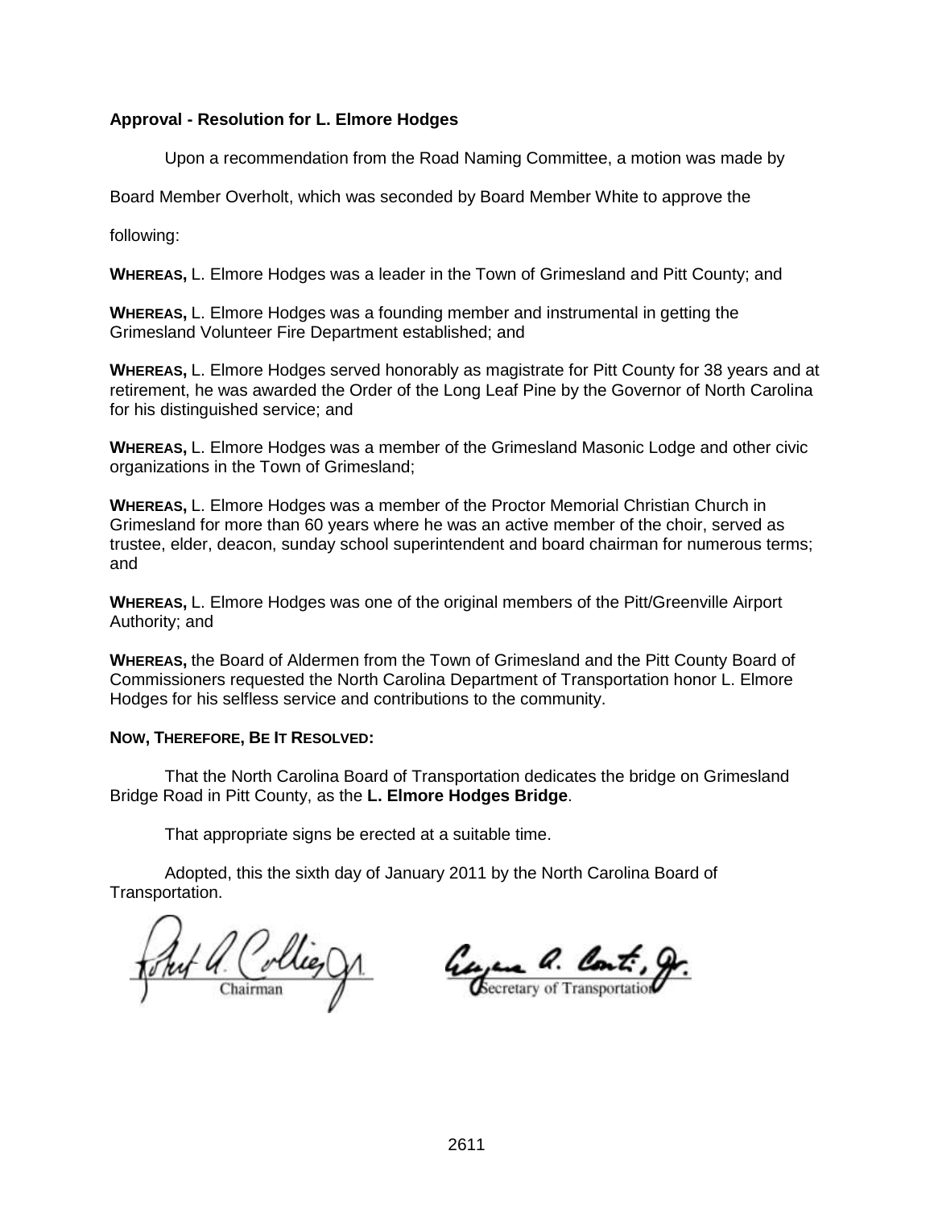**Approval - Resolution for L. Elmore Hodges**

Upon a recommendation from the Road Naming Committee, a motion was made by Board Member Overholt, which was seconded by Board Member White to approve the following:

**WHEREAS,** L. Elmore Hodges was a leader in the Town of Grimesland and Pitt County; and

**WHEREAS,** L. Elmore Hodges was a founding member and instrumental in getting the Grimesland Volunteer Fire Department established; and

**WHEREAS,** L. Elmore Hodges served honorably as magistrate for Pitt County for 38 years and at retirement, he was awarded the Order of the Long Leaf Pine by the Governor of North Carolina for his distinguished service; and

**WHEREAS,** L. Elmore Hodges was a member of the Grimesland Masonic Lodge and other civic organizations in the Town of Grimesland;

**WHEREAS,** L. Elmore Hodges was a member of the Proctor Memorial Christian Church in Grimesland for more than 60 years where he was an active member of the choir, served as trustee, elder, deacon, sunday school superintendent and board chairman for numerous terms; and

**WHEREAS,** L. Elmore Hodges was one of the original members of the Pitt/Greenville Airport Authority; and

**WHEREAS,** the Board of Aldermen from the Town of Grimesland and the Pitt County Board of Commissioners requested the North Carolina Department of Transportation honor L. Elmore Hodges for his selfless service and contributions to the community.

**NOW, THEREFORE, BE IT RESOLVED:**

That the North Carolina Board of Transportation dedicates the bridge on Grimesland Bridge Road in Pitt County, as the **L. Elmore Hodges Bridge**.

That appropriate signs be erected at a suitable time.

Adopted, this the sixth day of January 2011 by the North Carolina Board of Transportation.

Chairman

Secretary of Transportation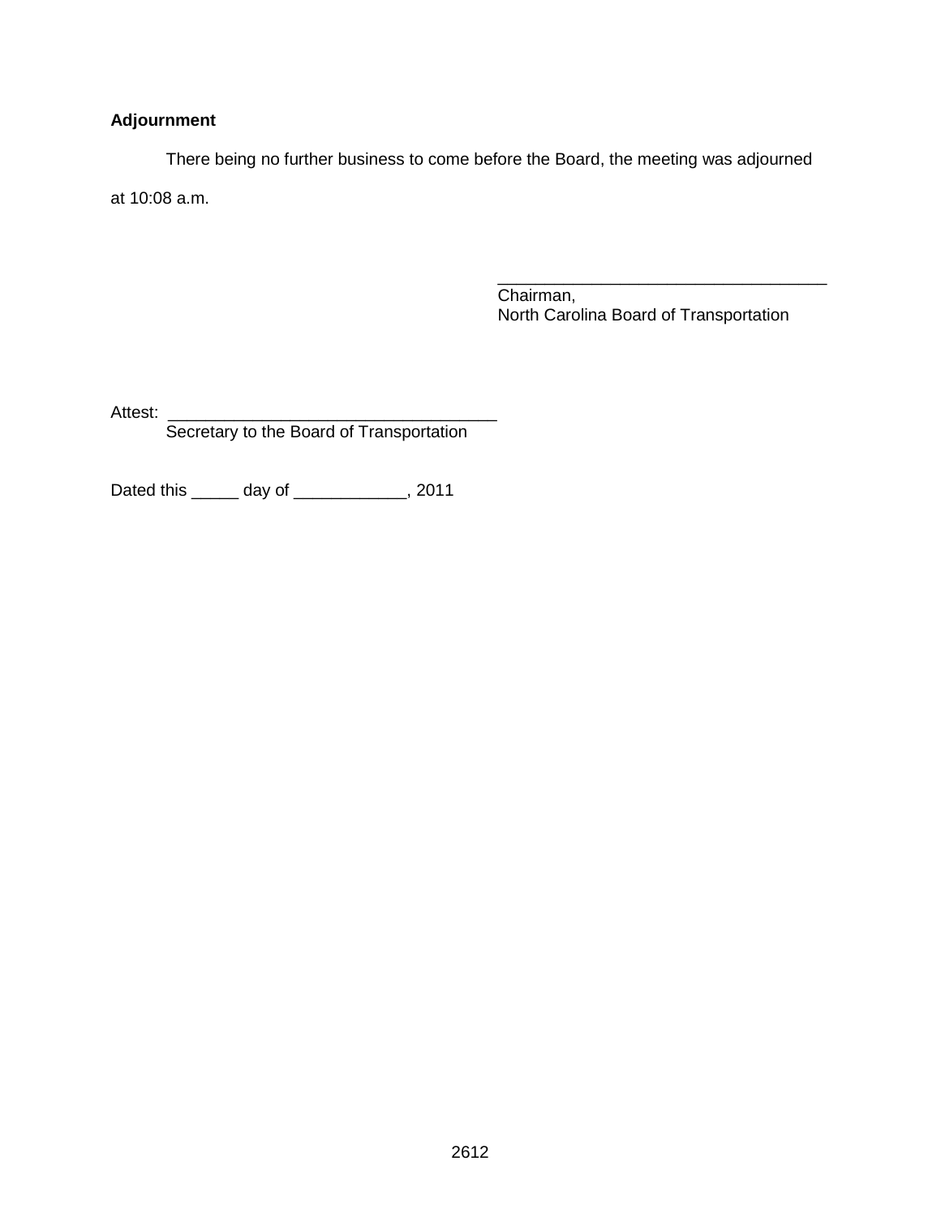**Adjournment**

There being no further business to come before the Board, the meeting was adjourned at 10:08 a.m.

\_\_\_\_\_\_\_\_\_\_\_\_\_\_\_\_\_\_\_\_\_\_\_\_\_\_\_\_\_\_\_\_\_\_\_
Chairman,
North Carolina Board of Transportation

Attest: \_\_\_\_\_\_\_\_\_\_\_\_\_\_\_\_\_\_\_\_\_\_\_\_\_\_\_\_\_\_\_\_\_\_\_
Secretary to the Board of Transportation

Dated this \_\_\_\_\_ day of \_\_\_\_\_\_\_\_\_\_\_\_, 2011